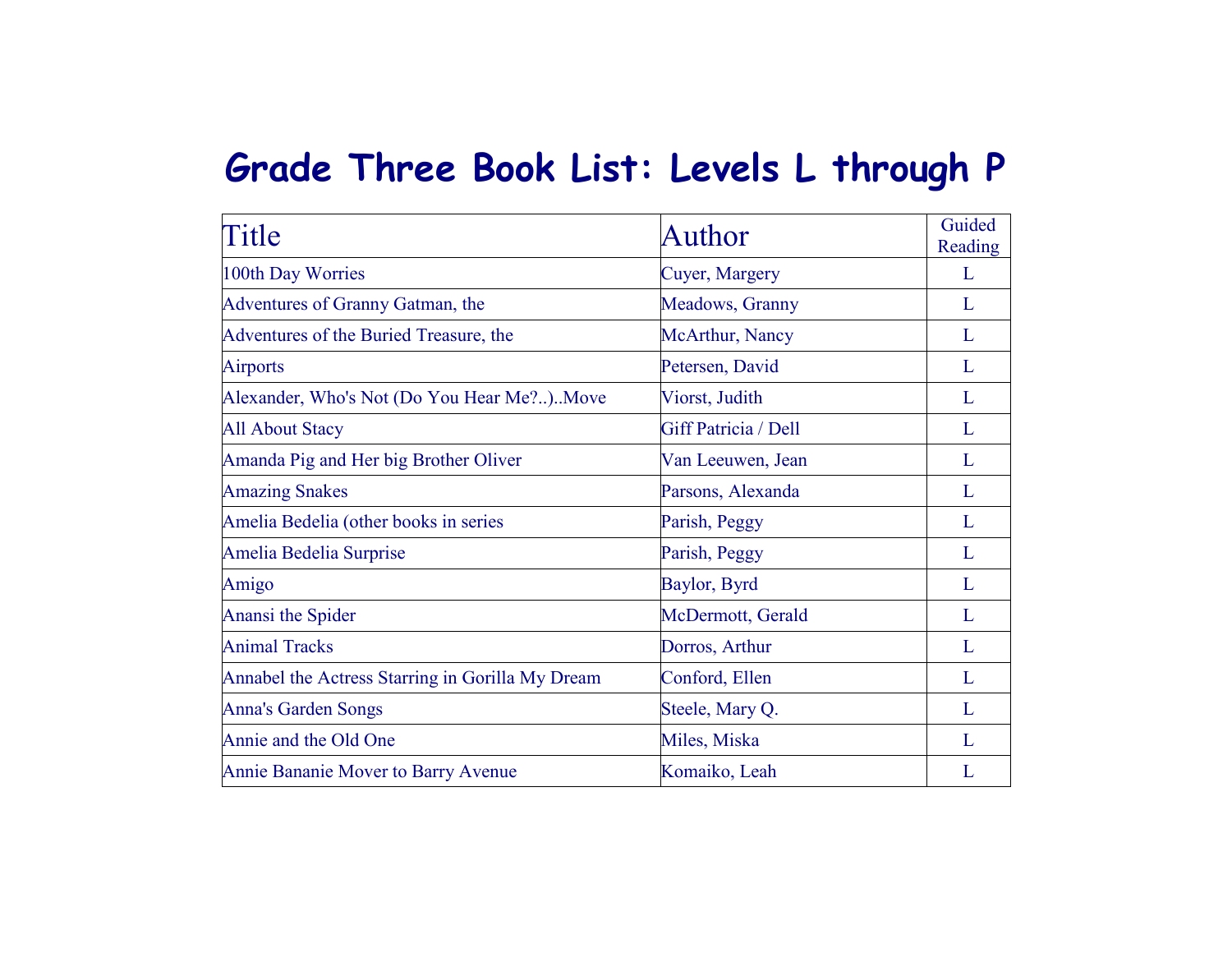# Grade Three Book List: Levels L through P

| Title | Author | Guided Reading |
|---|---|---|
| 100th Day Worries | Cuyer, Margery | L |
| Adventures of Granny Gatman, the | Meadows, Granny | L |
| Adventures of the Buried Treasure, the | McArthur, Nancy | L |
| Airports | Petersen, David | L |
| Alexander, Who's Not (Do You Hear Me?..)..Move | Viorst, Judith | L |
| All About Stacy | Giff Patricia / Dell | L |
| Amanda Pig and Her big Brother Oliver | Van Leeuwen, Jean | L |
| Amazing Snakes | Parsons, Alexanda | L |
| Amelia Bedelia (other books in series | Parish, Peggy | L |
| Amelia Bedelia Surprise | Parish, Peggy | L |
| Amigo | Baylor, Byrd | L |
| Anansi the Spider | McDermott, Gerald | L |
| Animal Tracks | Dorros, Arthur | L |
| Annabel the Actress Starring in Gorilla My Dream | Conford, Ellen | L |
| Anna's Garden Songs | Steele, Mary Q. | L |
| Annie and the Old One | Miles, Miska | L |
| Annie Bananie Mover to Barry Avenue | Komaiko, Leah | L |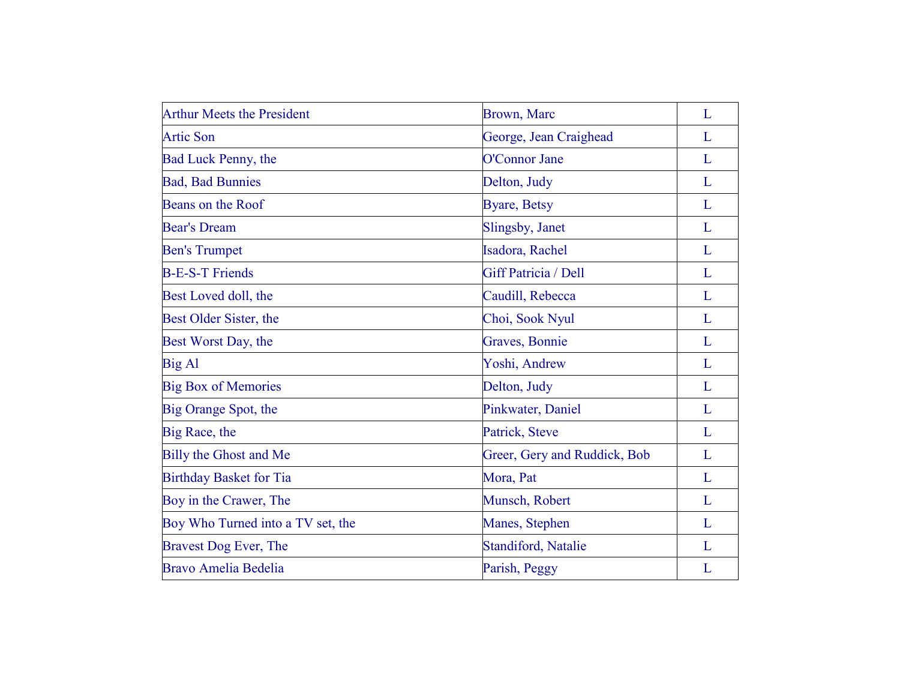| | | |
|---|---|---|
| Arthur Meets the President | Brown, Marc | L |
| Artic Son | George, Jean Craighead | L |
| Bad Luck Penny, the | O'Connor Jane | L |
| Bad, Bad Bunnies | Delton, Judy | L |
| Beans on the Roof | Byare, Betsy | L |
| Bear's Dream | Slingsby, Janet | L |
| Ben's Trumpet | Isadora, Rachel | L |
| B-E-S-T Friends | Giff Patricia / Dell | L |
| Best Loved doll, the | Caudill, Rebecca | L |
| Best Older Sister, the | Choi, Sook Nyul | L |
| Best Worst Day, the | Graves, Bonnie | L |
| Big Al | Yoshi, Andrew | L |
| Big Box of Memories | Delton, Judy | L |
| Big Orange Spot, the | Pinkwater, Daniel | L |
| Big Race, the | Patrick, Steve | L |
| Billy the Ghost and Me | Greer, Gery and Ruddick, Bob | L |
| Birthday Basket for Tia | Mora, Pat | L |
| Boy in the Crawer, The | Munsch, Robert | L |
| Boy Who Turned into a TV set, the | Manes, Stephen | L |
| Bravest Dog Ever, The | Standiford, Natalie | L |
| Bravo Amelia Bedelia | Parish, Peggy | L |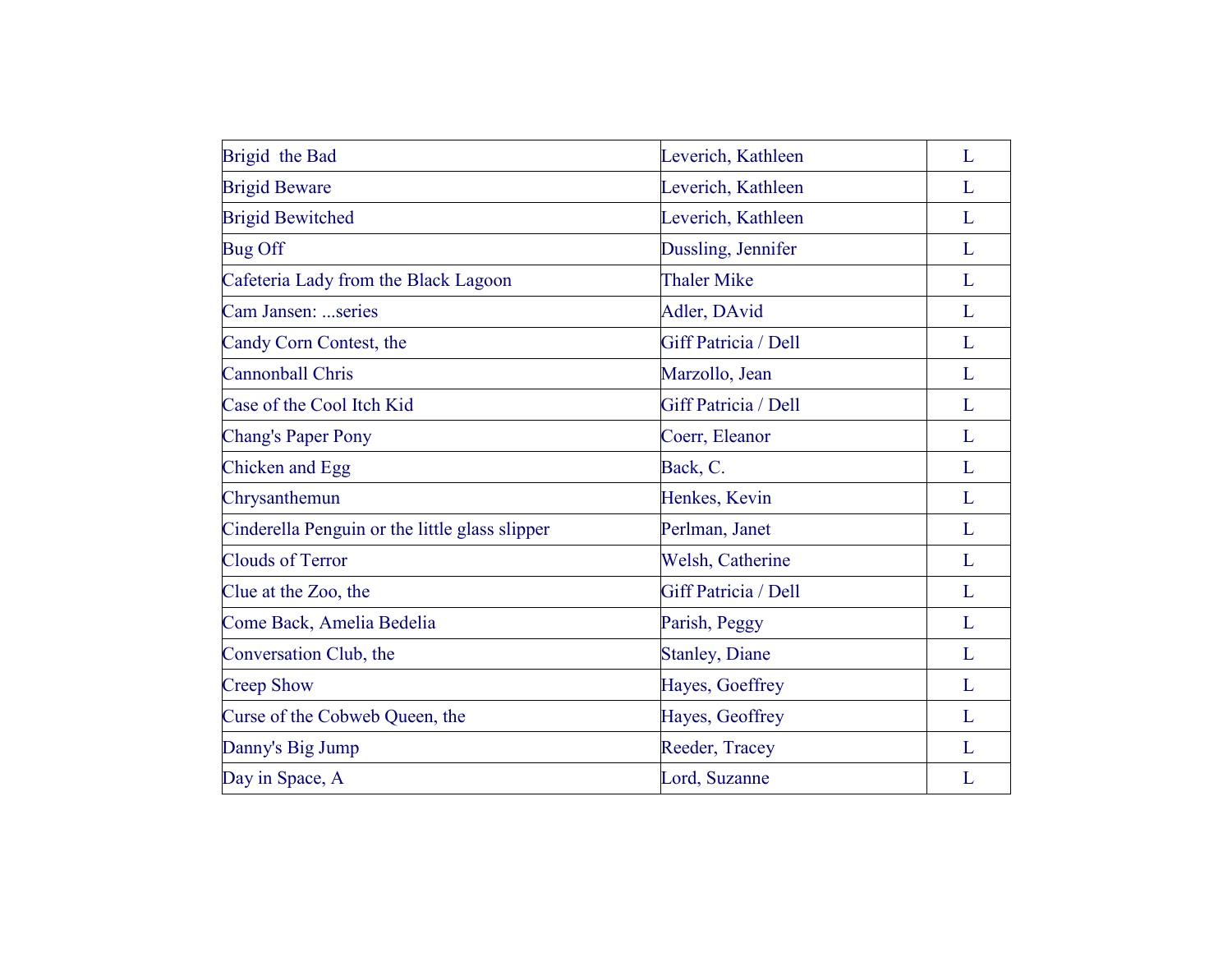| | | |
|---|---|---|
| Brigid the Bad | Leverich, Kathleen | L |
| Brigid Beware | Leverich, Kathleen | L |
| Brigid Bewitched | Leverich, Kathleen | L |
| Bug Off | Dussling, Jennifer | L |
| Cafeteria Lady from the Black Lagoon | Thaler Mike | L |
| Cam Jansen: ...series | Adler, DAvid | L |
| Candy Corn Contest, the | Giff Patricia / Dell | L |
| Cannonball Chris | Marzollo, Jean | L |
| Case of the Cool Itch Kid | Giff Patricia / Dell | L |
| Chang's Paper Pony | Coerr, Eleanor | L |
| Chicken and Egg | Back, C. | L |
| Chrysanthemun | Henkes, Kevin | L |
| Cinderella Penguin or the little glass slipper | Perlman, Janet | L |
| Clouds of Terror | Welsh, Catherine | L |
| Clue at the Zoo, the | Giff Patricia / Dell | L |
| Come Back, Amelia Bedelia | Parish, Peggy | L |
| Conversation Club, the | Stanley, Diane | L |
| Creep Show | Hayes, Goeffrey | L |
| Curse of the Cobweb Queen, the | Hayes, Geoffrey | L |
| Danny's Big Jump | Reeder, Tracey | L |
| Day in Space, A | Lord, Suzanne | L |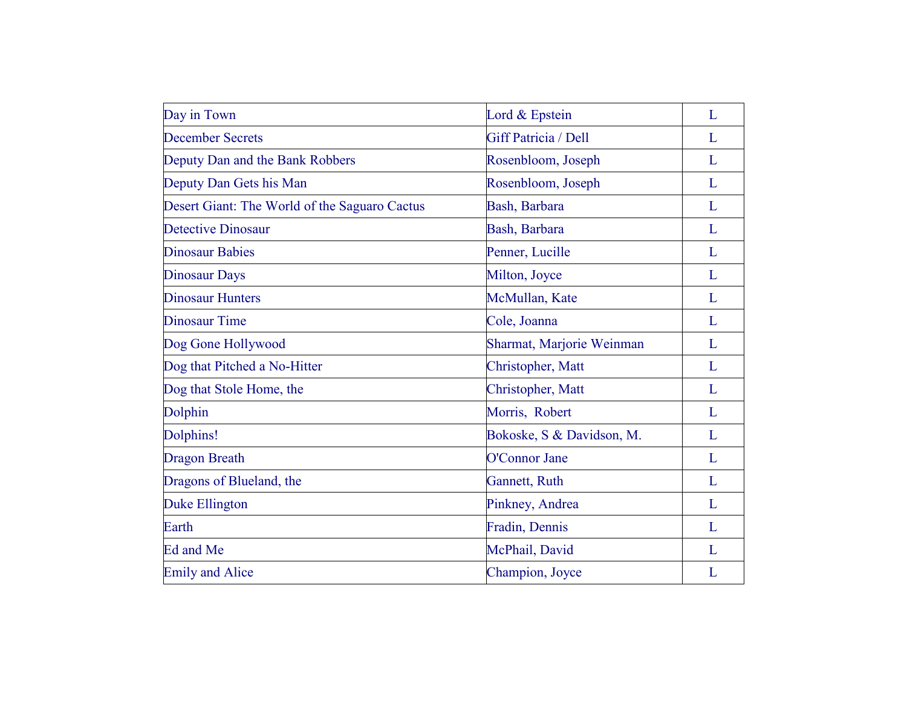| Day in Town | Lord & Epstein | L |
|---|---|---|
| December Secrets | Giff Patricia / Dell | L |
| Deputy Dan and the Bank Robbers | Rosenbloom, Joseph | L |
| Deputy Dan Gets his Man | Rosenbloom, Joseph | L |
| Desert Giant: The World of the Saguaro Cactus | Bash, Barbara | L |
| Detective Dinosaur | Bash, Barbara | L |
| Dinosaur Babies | Penner, Lucille | L |
| Dinosaur Days | Milton, Joyce | L |
| Dinosaur Hunters | McMullan, Kate | L |
| Dinosaur Time | Cole, Joanna | L |
| Dog Gone Hollywood | Sharmat, Marjorie Weinman | L |
| Dog that Pitched a No-Hitter | Christopher, Matt | L |
| Dog that Stole Home, the | Christopher, Matt | L |
| Dolphin | Morris, Robert | L |
| Dolphins! | Bokoske, S & Davidson, M. | L |
| Dragon Breath | O'Connor Jane | L |
| Dragons of Blueland, the | Gannett, Ruth | L |
| Duke Ellington | Pinkney, Andrea | L |
| Earth | Fradin, Dennis | L |
| Ed and Me | McPhail, David | L |
| Emily and Alice | Champion, Joyce | L |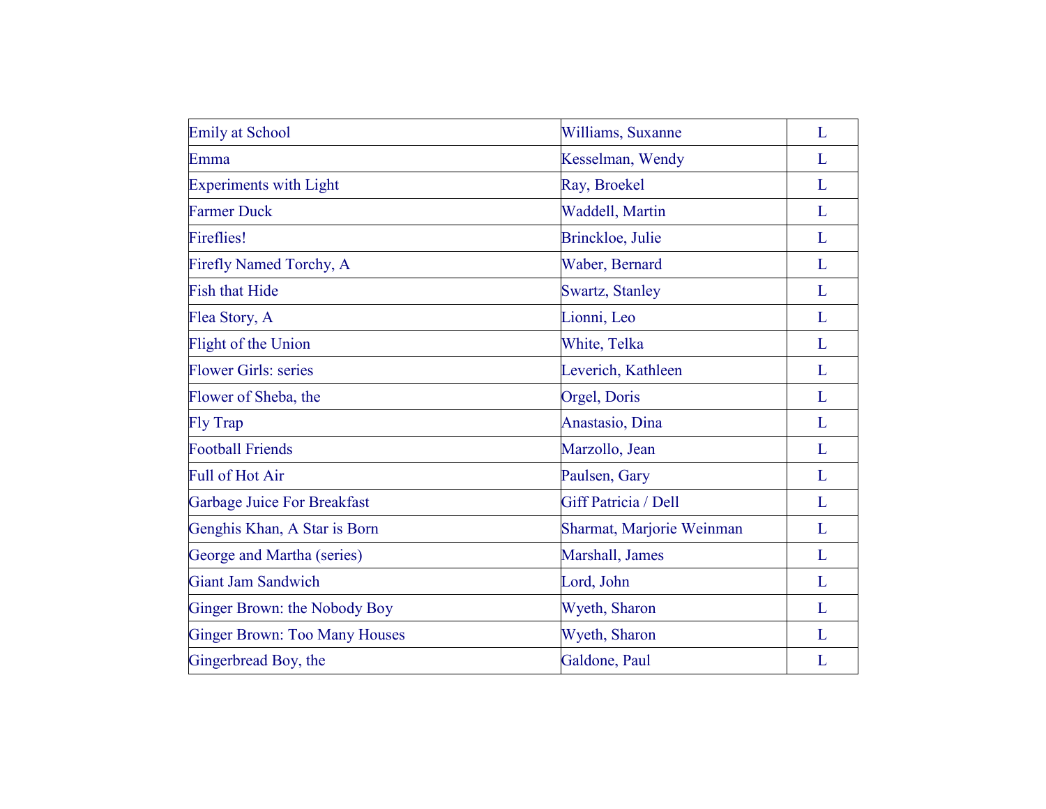| | | |
|---|---|---|
| Emily at School | Williams, Suxanne | L |
| Emma | Kesselman, Wendy | L |
| Experiments with Light | Ray, Broekel | L |
| Farmer Duck | Waddell, Martin | L |
| Fireflies! | Brinckloe, Julie | L |
| Firefly Named Torchy, A | Waber, Bernard | L |
| Fish that Hide | Swartz, Stanley | L |
| Flea Story, A | Lionni, Leo | L |
| Flight of the Union | White, Telka | L |
| Flower Girls: series | Leverich, Kathleen | L |
| Flower of Sheba, the | Orgel, Doris | L |
| Fly Trap | Anastasio, Dina | L |
| Football Friends | Marzollo, Jean | L |
| Full of Hot Air | Paulsen, Gary | L |
| Garbage Juice For Breakfast | Giff Patricia / Dell | L |
| Genghis Khan, A Star is Born | Sharmat, Marjorie Weinman | L |
| George and Martha (series) | Marshall, James | L |
| Giant Jam Sandwich | Lord, John | L |
| Ginger Brown: the Nobody Boy | Wyeth, Sharon | L |
| Ginger Brown: Too Many Houses | Wyeth, Sharon | L |
| Gingerbread Boy, the | Galdone, Paul | L |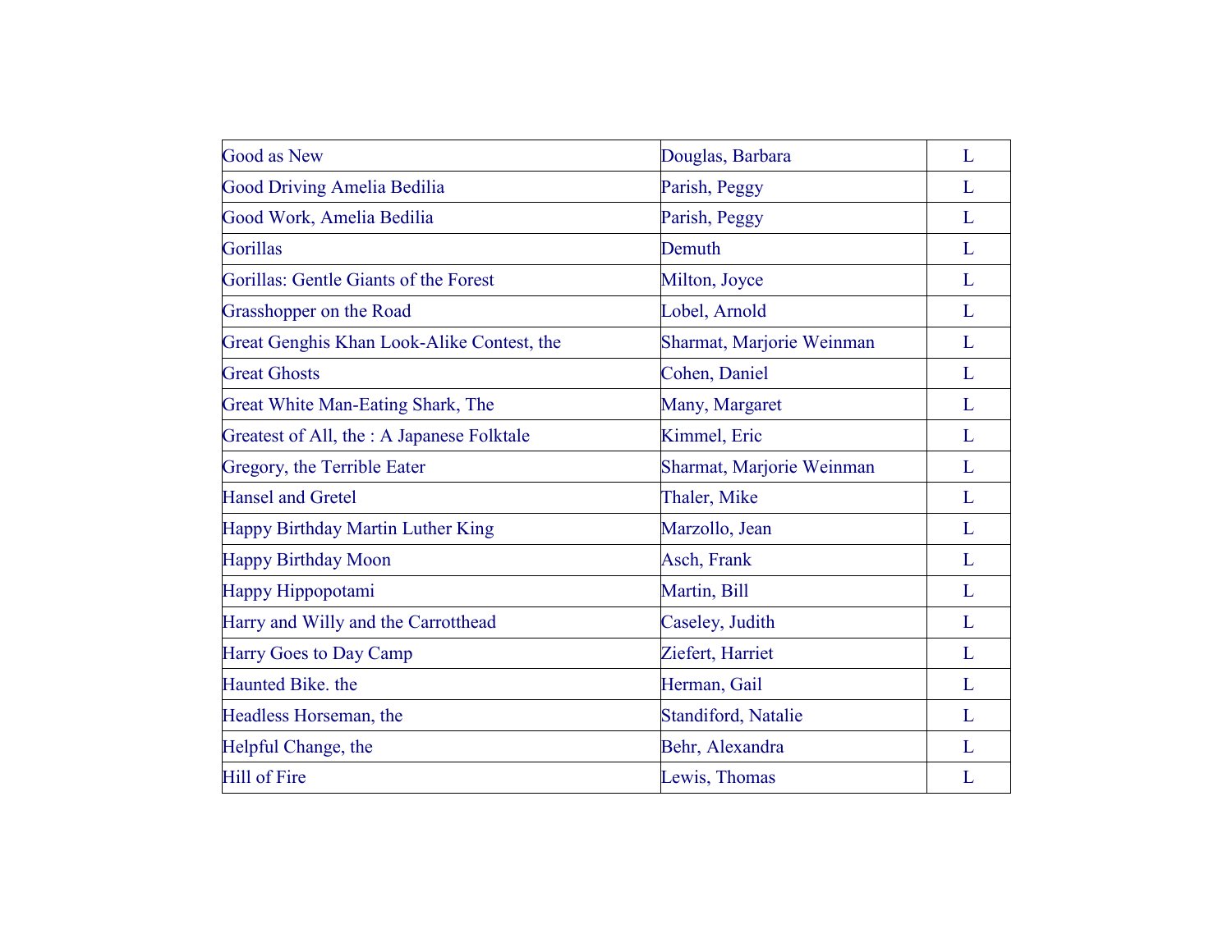| Good as New | Douglas, Barbara | L |
|---|---|---|
| Good Driving Amelia Bedilia | Parish, Peggy | L |
| Good Work, Amelia Bedilia | Parish, Peggy | L |
| Gorillas | Demuth | L |
| Gorillas: Gentle Giants of the Forest | Milton, Joyce | L |
| Grasshopper on the Road | Lobel, Arnold | L |
| Great Genghis Khan Look-Alike Contest, the | Sharmat, Marjorie Weinman | L |
| Great Ghosts | Cohen, Daniel | L |
| Great White Man-Eating Shark, The | Many, Margaret | L |
| Greatest of All, the : A Japanese Folktale | Kimmel, Eric | L |
| Gregory, the Terrible Eater | Sharmat, Marjorie Weinman | L |
| Hansel and Gretel | Thaler, Mike | L |
| Happy Birthday Martin Luther King | Marzollo, Jean | L |
| Happy Birthday Moon | Asch, Frank | L |
| Happy Hippopotami | Martin, Bill | L |
| Harry and Willy and the Carrotthead | Caseley, Judith | L |
| Harry Goes to Day Camp | Ziefert, Harriet | L |
| Haunted Bike. the | Herman, Gail | L |
| Headless Horseman, the | Standiford, Natalie | L |
| Helpful Change, the | Behr, Alexandra | L |
| Hill of Fire | Lewis, Thomas | L |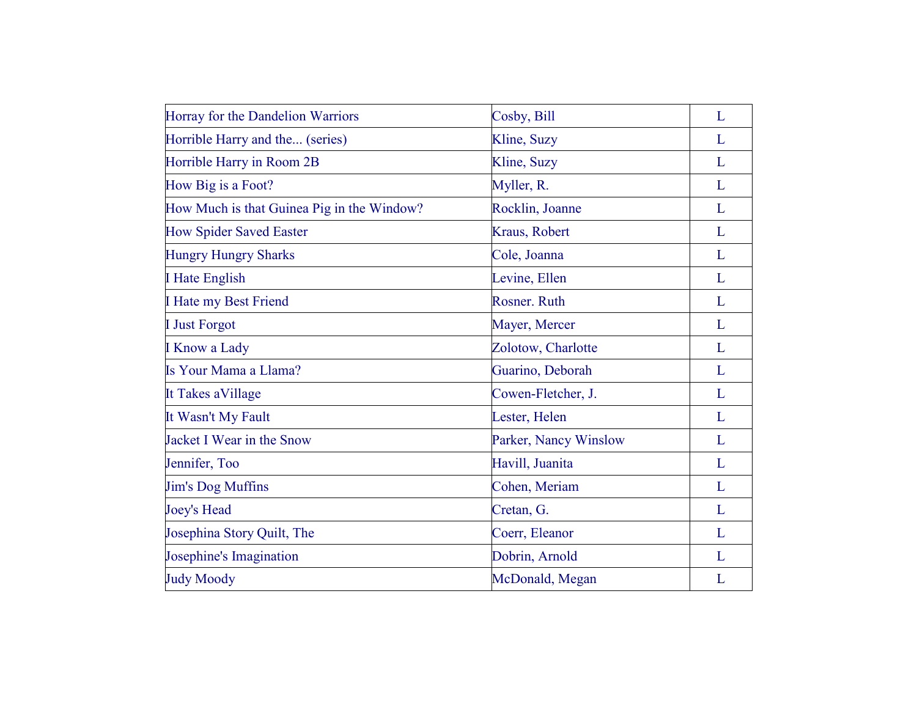| Horray for the Dandelion Warriors | Cosby, Bill | L |
|---|---|---|
| Horrible Harry and the... (series) | Kline, Suzy | L |
| Horrible Harry in Room 2B | Kline, Suzy | L |
| How Big is a Foot? | Myller, R. | L |
| How Much is that Guinea Pig in the Window? | Rocklin, Joanne | L |
| How Spider Saved Easter | Kraus, Robert | L |
| Hungry Hungry Sharks | Cole, Joanna | L |
| I Hate English | Levine, Ellen | L |
| I Hate my Best Friend | Rosner. Ruth | L |
| I Just Forgot | Mayer, Mercer | L |
| I Know a Lady | Zolotow, Charlotte | L |
| Is Your Mama a Llama? | Guarino, Deborah | L |
| It Takes aVillage | Cowen-Fletcher, J. | L |
| It Wasn't My Fault | Lester, Helen | L |
| Jacket I Wear in the Snow | Parker, Nancy Winslow | L |
| Jennifer, Too | Havill, Juanita | L |
| Jim's Dog Muffins | Cohen, Meriam | L |
| Joey's Head | Cretan, G. | L |
| Josephina Story Quilt, The | Coerr, Eleanor | L |
| Josephine's Imagination | Dobrin, Arnold | L |
| Judy Moody | McDonald, Megan | L |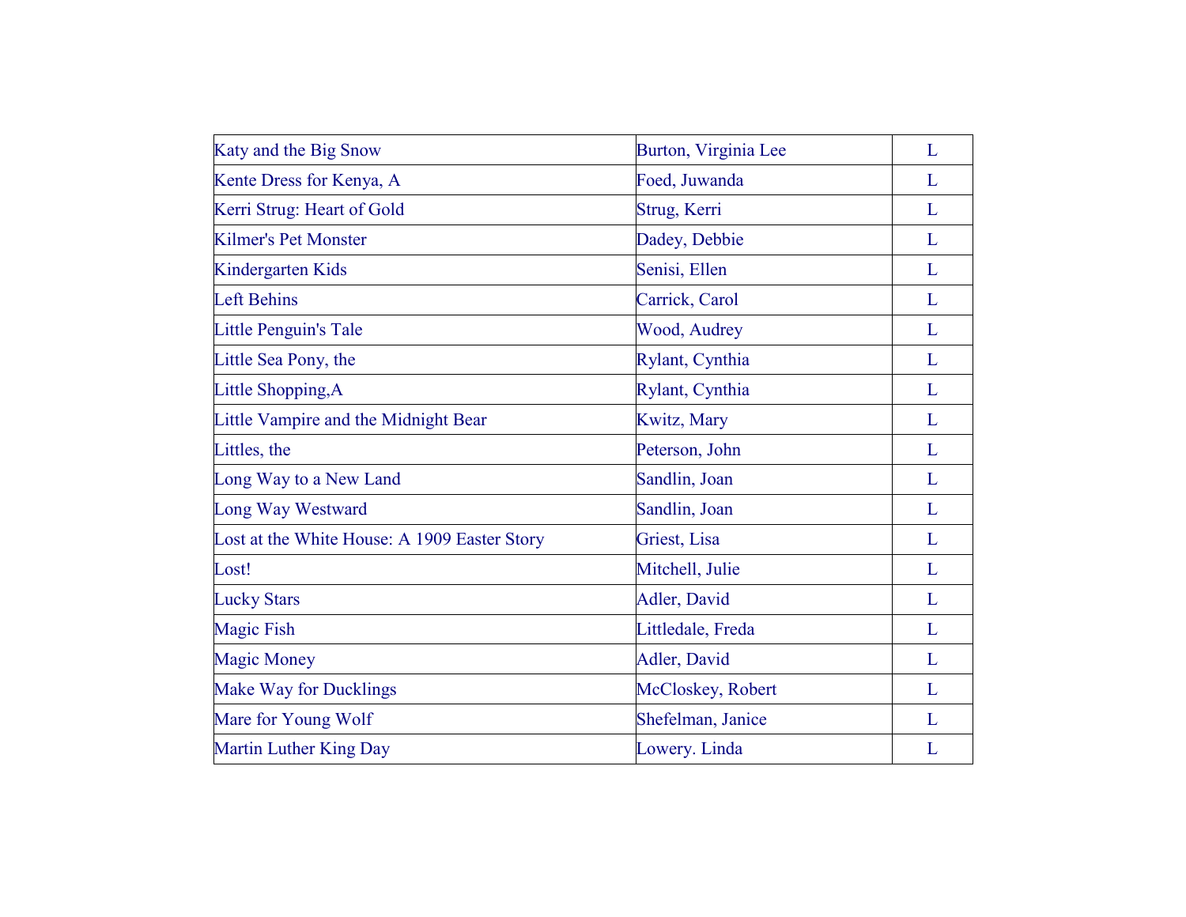| Katy and the Big Snow | Burton, Virginia Lee | L |
|---|---|---|
| Kente Dress for Kenya, A | Foed, Juwanda | L |
| Kerri Strug: Heart of Gold | Strug, Kerri | L |
| Kilmer's Pet Monster | Dadey, Debbie | L |
| Kindergarten Kids | Senisi, Ellen | L |
| Left Behins | Carrick, Carol | L |
| Little Penguin's Tale | Wood, Audrey | L |
| Little Sea Pony, the | Rylant, Cynthia | L |
| Little Shopping,A | Rylant, Cynthia | L |
| Little Vampire and the Midnight Bear | Kwitz, Mary | L |
| Littles, the | Peterson, John | L |
| Long Way to a New Land | Sandlin, Joan | L |
| Long Way Westward | Sandlin, Joan | L |
| Lost at the White House: A 1909 Easter Story | Griest, Lisa | L |
| Lost! | Mitchell, Julie | L |
| Lucky Stars | Adler, David | L |
| Magic Fish | Littledale, Freda | L |
| Magic Money | Adler, David | L |
| Make Way for Ducklings | McCloskey, Robert | L |
| Mare for Young Wolf | Shefelman, Janice | L |
| Martin Luther King Day | Lowery. Linda | L |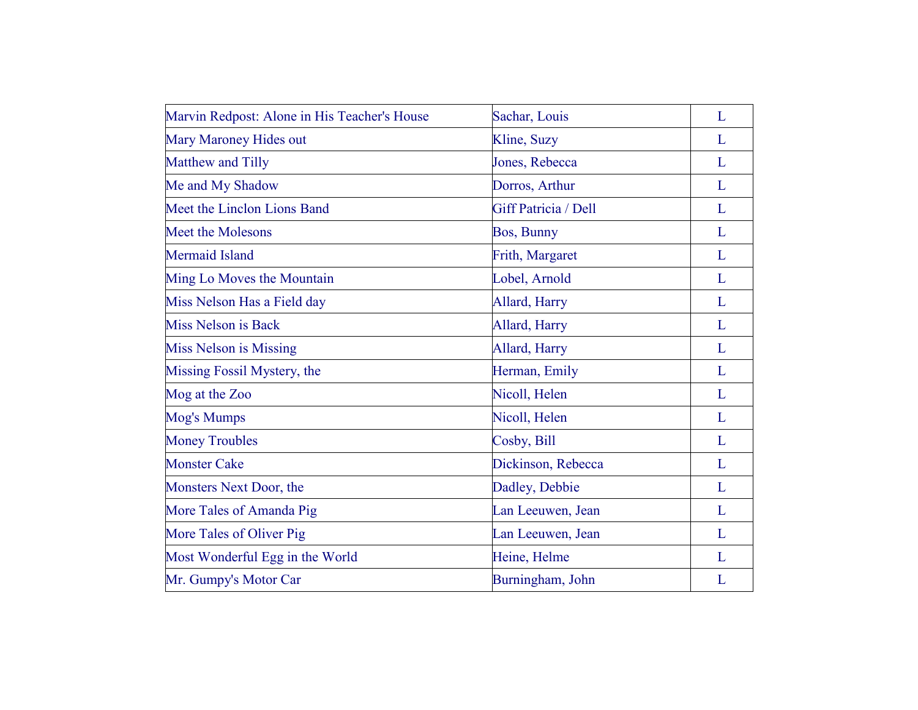| | | |
|---|---|---|
| Marvin Redpost: Alone in His Teacher's House | Sachar, Louis | L |
| Mary Maroney Hides out | Kline, Suzy | L |
| Matthew and Tilly | Jones, Rebecca | L |
| Me and My Shadow | Dorros, Arthur | L |
| Meet the Linclon Lions Band | Giff Patricia / Dell | L |
| Meet the Molesons | Bos, Bunny | L |
| Mermaid Island | Frith, Margaret | L |
| Ming Lo Moves the Mountain | Lobel, Arnold | L |
| Miss Nelson Has a Field day | Allard, Harry | L |
| Miss Nelson is Back | Allard, Harry | L |
| Miss Nelson is Missing | Allard, Harry | L |
| Missing Fossil Mystery, the | Herman, Emily | L |
| Mog at the Zoo | Nicoll, Helen | L |
| Mog's Mumps | Nicoll, Helen | L |
| Money Troubles | Cosby, Bill | L |
| Monster Cake | Dickinson, Rebecca | L |
| Monsters Next Door, the | Dadley, Debbie | L |
| More Tales of Amanda Pig | Lan Leeuwen, Jean | L |
| More Tales of Oliver Pig | Lan Leeuwen, Jean | L |
| Most Wonderful Egg in the World | Heine, Helme | L |
| Mr. Gumpy's Motor Car | Burningham, John | L |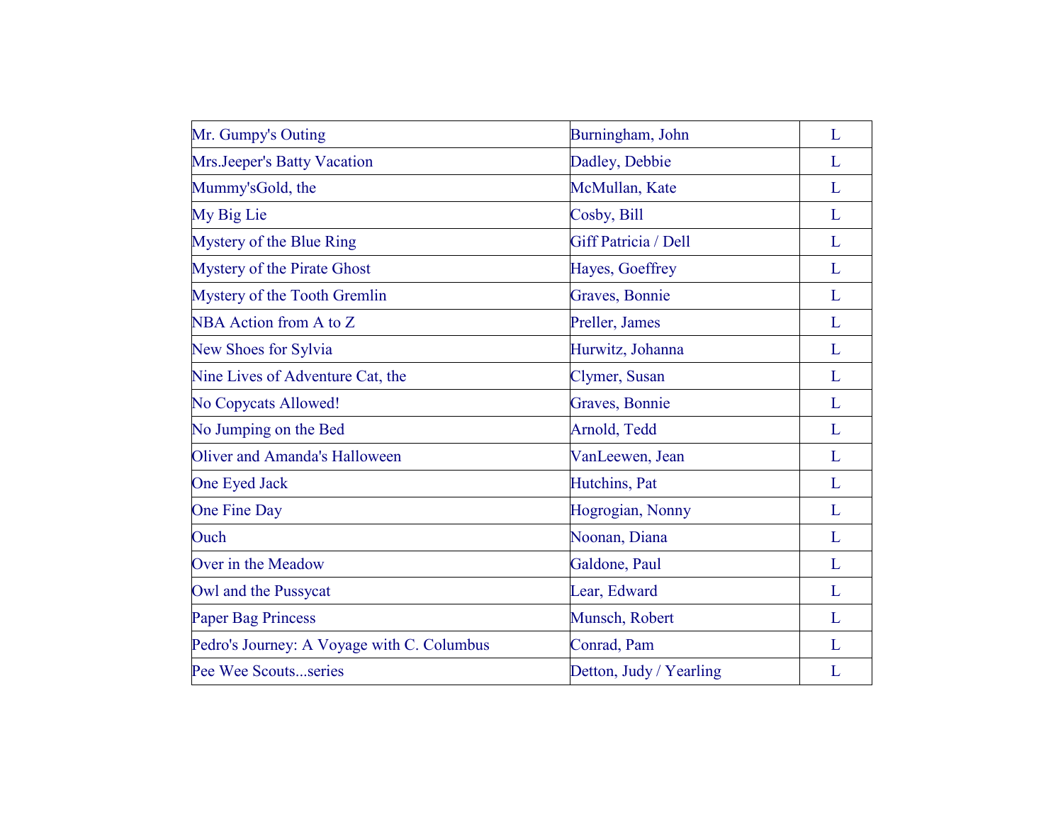| Mr. Gumpy's Outing | Burningham, John | L |
|---|---|---|
| Mrs.Jeeper's Batty Vacation | Dadley, Debbie | L |
| Mummy'sGold, the | McMullan, Kate | L |
| My Big Lie | Cosby, Bill | L |
| Mystery of the Blue Ring | Giff Patricia / Dell | L |
| Mystery of the Pirate Ghost | Hayes, Goeffrey | L |
| Mystery of the Tooth Gremlin | Graves, Bonnie | L |
| NBA Action from A to Z | Preller, James | L |
| New Shoes for Sylvia | Hurwitz, Johanna | L |
| Nine Lives of Adventure Cat, the | Clymer, Susan | L |
| No Copycats Allowed! | Graves, Bonnie | L |
| No Jumping on the Bed | Arnold, Tedd | L |
| Oliver and Amanda's Halloween | VanLeewen, Jean | L |
| One Eyed Jack | Hutchins, Pat | L |
| One Fine Day | Hogrogian, Nonny | L |
| Ouch | Noonan, Diana | L |
| Over in the Meadow | Galdone, Paul | L |
| Owl and the Pussycat | Lear, Edward | L |
| Paper Bag Princess | Munsch, Robert | L |
| Pedro's Journey: A Voyage with C. Columbus | Conrad, Pam | L |
| Pee Wee Scouts...series | Detton, Judy / Yearling | L |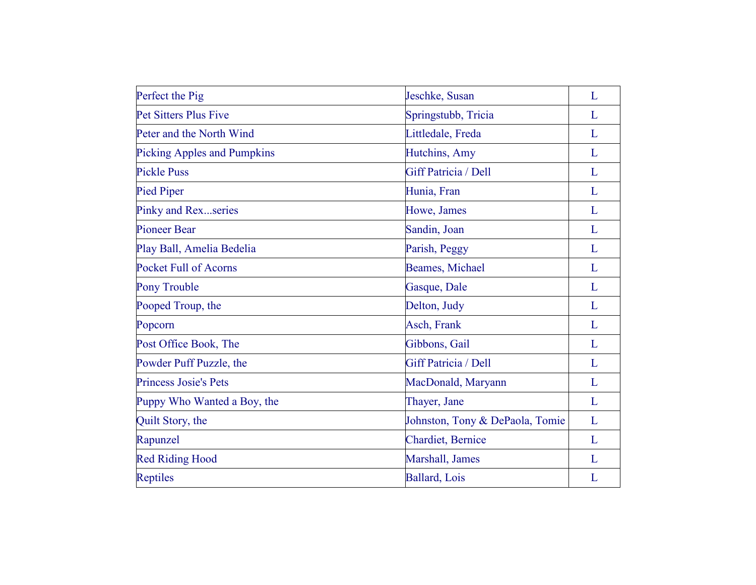| | | |
|---|---|---|
| Perfect the Pig | Jeschke, Susan | L |
| Pet Sitters Plus Five | Springstubb, Tricia | L |
| Peter and the North Wind | Littledale, Freda | L |
| Picking Apples and Pumpkins | Hutchins, Amy | L |
| Pickle Puss | Giff Patricia / Dell | L |
| Pied Piper | Hunia, Fran | L |
| Pinky and Rex...series | Howe, James | L |
| Pioneer Bear | Sandin, Joan | L |
| Play Ball, Amelia Bedelia | Parish, Peggy | L |
| Pocket Full of Acorns | Beames, Michael | L |
| Pony Trouble | Gasque, Dale | L |
| Pooped Troup, the | Delton, Judy | L |
| Popcorn | Asch, Frank | L |
| Post Office Book, The | Gibbons, Gail | L |
| Powder Puff Puzzle, the | Giff Patricia / Dell | L |
| Princess Josie's Pets | MacDonald, Maryann | L |
| Puppy Who Wanted a Boy, the | Thayer, Jane | L |
| Quilt Story, the | Johnston, Tony & DePaola, Tomie | L |
| Rapunzel | Chardiet, Bernice | L |
| Red Riding Hood | Marshall, James | L |
| Reptiles | Ballard, Lois | L |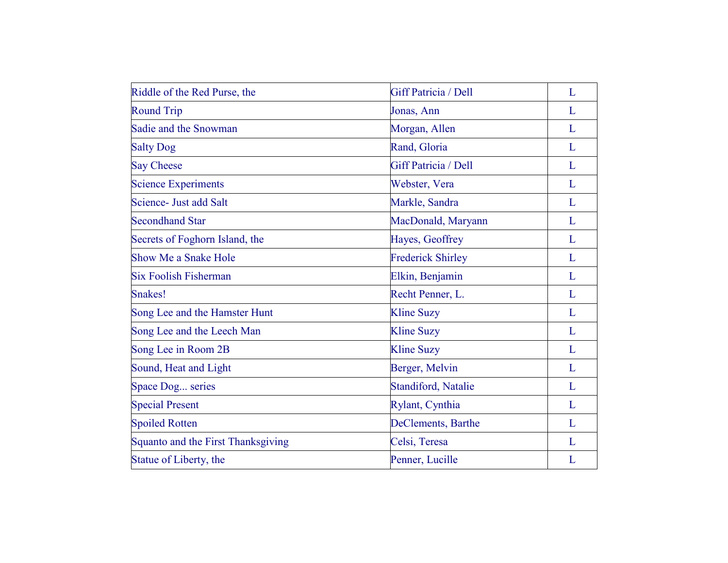| | | |
|---|---|---|
| Riddle of the Red Purse, the | Giff Patricia / Dell | L |
| Round Trip | Jonas, Ann | L |
| Sadie and the Snowman | Morgan, Allen | L |
| Salty Dog | Rand, Gloria | L |
| Say Cheese | Giff Patricia / Dell | L |
| Science Experiments | Webster, Vera | L |
| Science- Just add Salt | Markle, Sandra | L |
| Secondhand Star | MacDonald, Maryann | L |
| Secrets of Foghorn Island, the | Hayes, Geoffrey | L |
| Show Me a Snake Hole | Frederick Shirley | L |
| Six Foolish Fisherman | Elkin, Benjamin | L |
| Snakes! | Recht Penner, L. | L |
| Song Lee and the Hamster Hunt | Kline Suzy | L |
| Song Lee and the Leech Man | Kline Suzy | L |
| Song Lee in Room 2B | Kline Suzy | L |
| Sound, Heat and Light | Berger, Melvin | L |
| Space Dog... series | Standiford, Natalie | L |
| Special Present | Rylant, Cynthia | L |
| Spoiled Rotten | DeClements, Barthe | L |
| Squanto and the First Thanksgiving | Celsi, Teresa | L |
| Statue of Liberty, the | Penner, Lucille | L |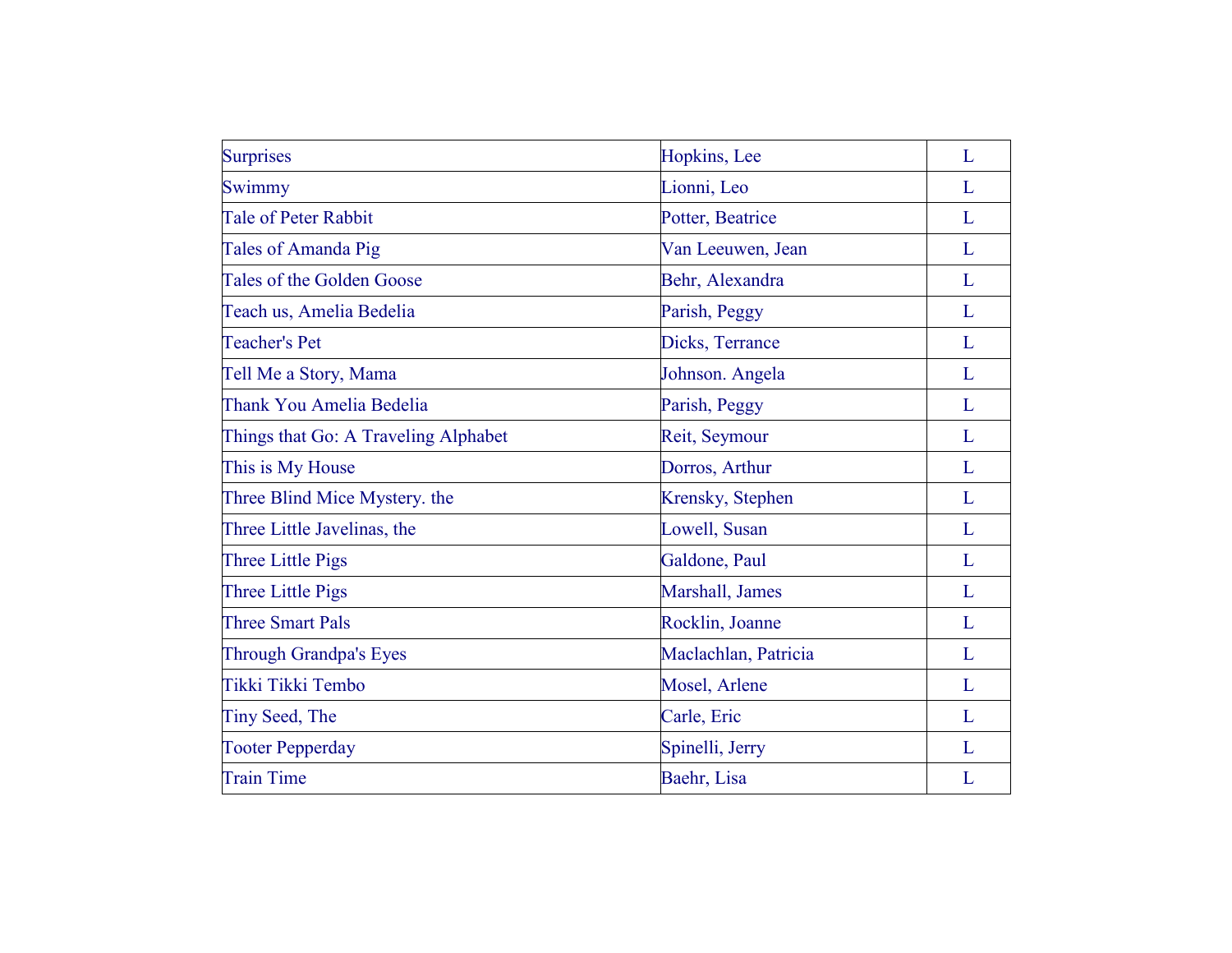| Surprises | Hopkins, Lee | L |
|---|---|---|
| Swimmy | Lionni, Leo | L |
| Tale of Peter Rabbit | Potter, Beatrice | L |
| Tales of Amanda Pig | Van Leeuwen, Jean | L |
| Tales of the Golden Goose | Behr, Alexandra | L |
| Teach us, Amelia Bedelia | Parish, Peggy | L |
| Teacher's Pet | Dicks, Terrance | L |
| Tell Me a Story, Mama | Johnson. Angela | L |
| Thank You Amelia Bedelia | Parish, Peggy | L |
| Things that Go: A Traveling Alphabet | Reit, Seymour | L |
| This is My House | Dorros, Arthur | L |
| Three Blind Mice Mystery. the | Krensky, Stephen | L |
| Three Little Javelinas, the | Lowell, Susan | L |
| Three Little Pigs | Galdone, Paul | L |
| Three Little Pigs | Marshall, James | L |
| Three Smart Pals | Rocklin, Joanne | L |
| Through Grandpa's Eyes | Maclachlan, Patricia | L |
| Tikki Tikki Tembo | Mosel, Arlene | L |
| Tiny Seed, The | Carle, Eric | L |
| Tooter Pepperday | Spinelli, Jerry | L |
| Train Time | Baehr, Lisa | L |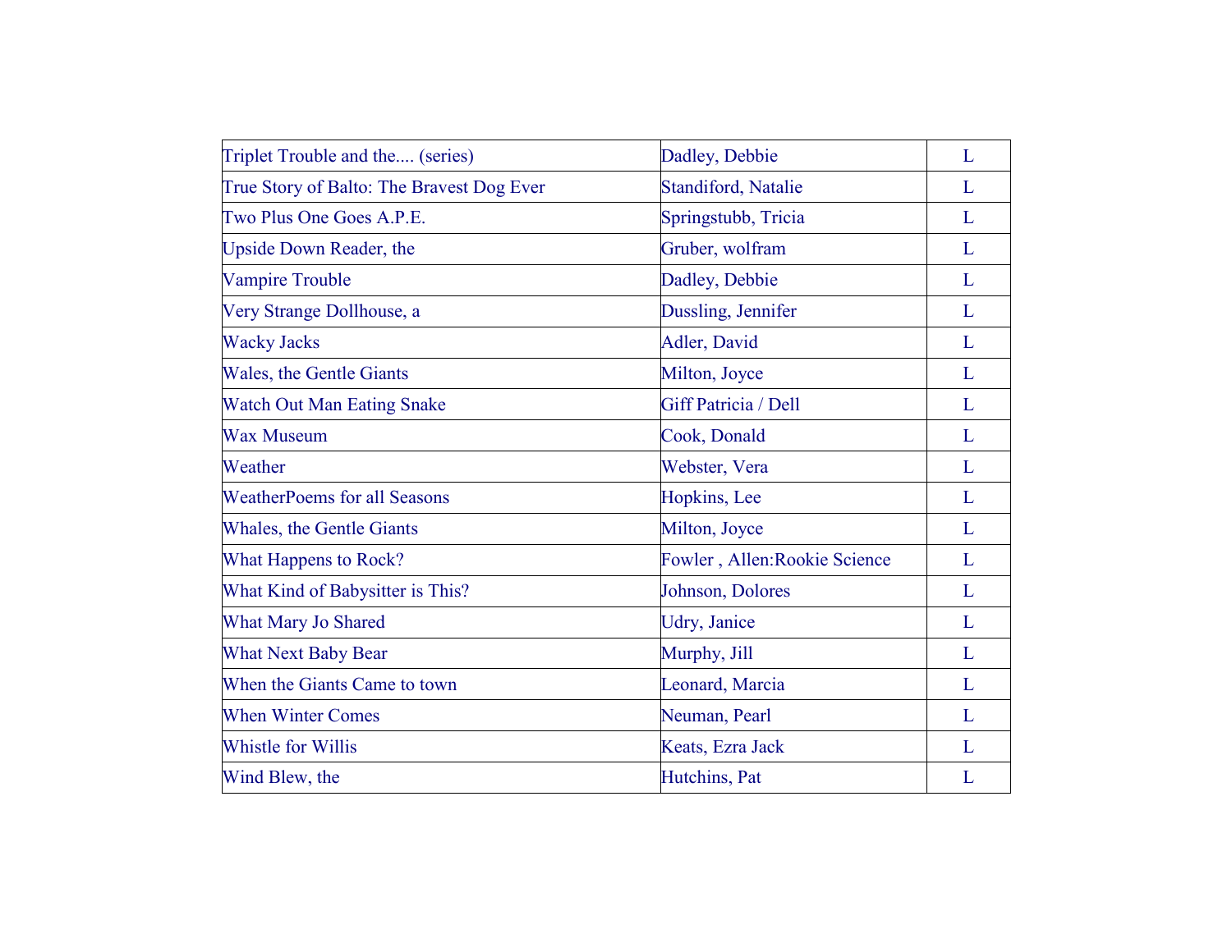| Triplet Trouble and the.... (series) | Dadley, Debbie | L |
| --- | --- | --- |
| True Story of Balto: The Bravest Dog Ever | Standiford, Natalie | L |
| Two Plus One Goes A.P.E. | Springstubb, Tricia | L |
| Upside Down Reader, the | Gruber, wolfram | L |
| Vampire Trouble | Dadley, Debbie | L |
| Very Strange Dollhouse, a | Dussling, Jennifer | L |
| Wacky Jacks | Adler, David | L |
| Wales, the Gentle Giants | Milton, Joyce | L |
| Watch Out Man Eating Snake | Giff Patricia / Dell | L |
| Wax Museum | Cook, Donald | L |
| Weather | Webster, Vera | L |
| WeatherPoems for all Seasons | Hopkins, Lee | L |
| Whales, the Gentle Giants | Milton, Joyce | L |
| What Happens to Rock? | Fowler , Allen:Rookie Science | L |
| What Kind of Babysitter is This? | Johnson, Dolores | L |
| What Mary Jo Shared | Udry, Janice | L |
| What Next Baby Bear | Murphy, Jill | L |
| When the Giants Came to town | Leonard, Marcia | L |
| When Winter Comes | Neuman, Pearl | L |
| Whistle for Willis | Keats, Ezra Jack | L |
| Wind Blew, the | Hutchins, Pat | L |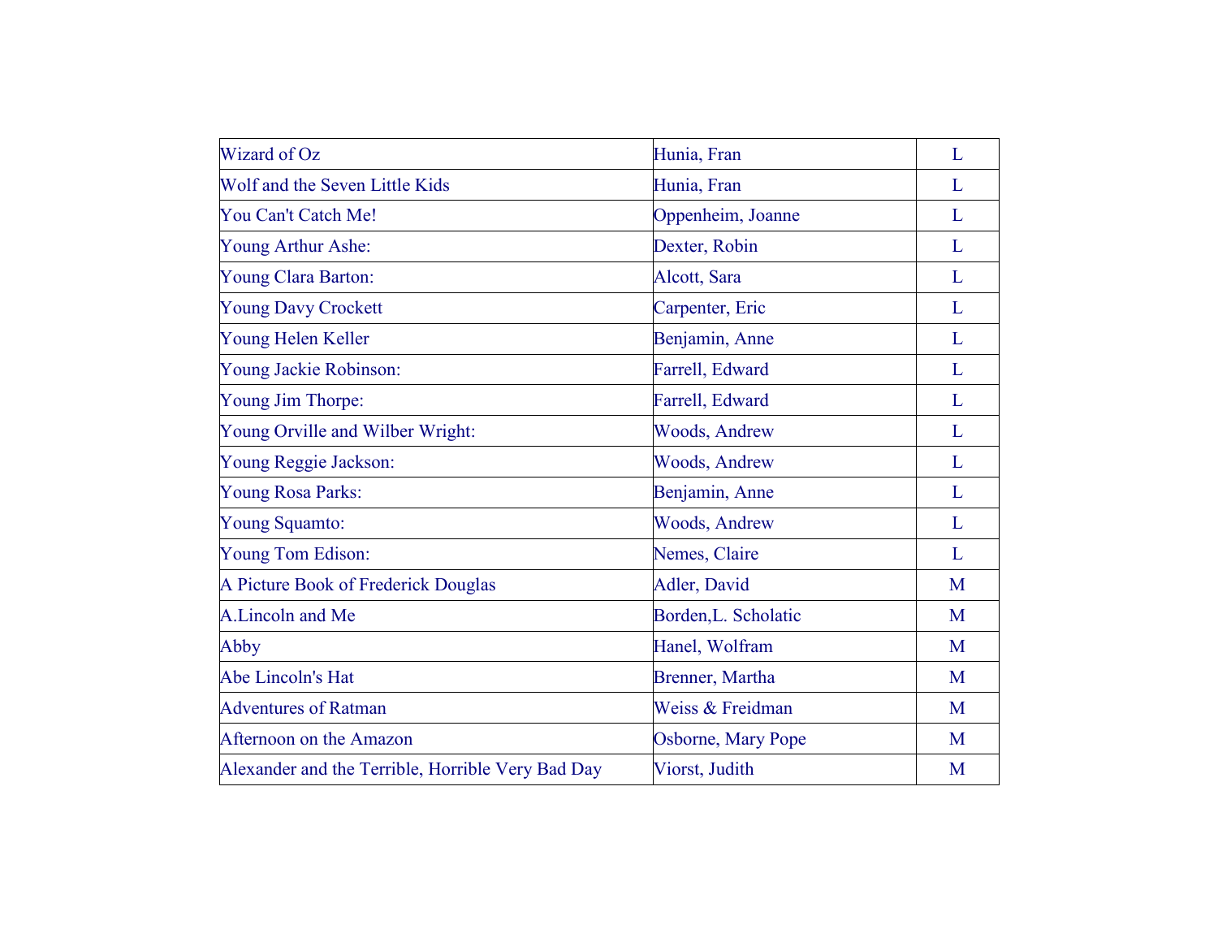| | | |
|---|---|---|
| Wizard of Oz | Hunia, Fran | L |
| Wolf and the Seven Little Kids | Hunia, Fran | L |
| You Can't Catch Me! | Oppenheim, Joanne | L |
| Young Arthur Ashe: | Dexter, Robin | L |
| Young Clara Barton: | Alcott, Sara | L |
| Young Davy Crockett | Carpenter, Eric | L |
| Young Helen Keller | Benjamin, Anne | L |
| Young Jackie Robinson: | Farrell, Edward | L |
| Young Jim Thorpe: | Farrell, Edward | L |
| Young Orville and Wilber Wright: | Woods, Andrew | L |
| Young Reggie Jackson: | Woods, Andrew | L |
| Young Rosa Parks: | Benjamin, Anne | L |
| Young Squamto: | Woods, Andrew | L |
| Young Tom Edison: | Nemes, Claire | L |
| A Picture Book of Frederick Douglas | Adler, David | M |
| A.Lincoln and Me | Borden,L. Scholatic | M |
| Abby | Hanel, Wolfram | M |
| Abe Lincoln's Hat | Brenner, Martha | M |
| Adventures of Ratman | Weiss & Freidman | M |
| Afternoon on the Amazon | Osborne, Mary Pope | M |
| Alexander and the Terrible, Horrible Very Bad Day | Viorst, Judith | M |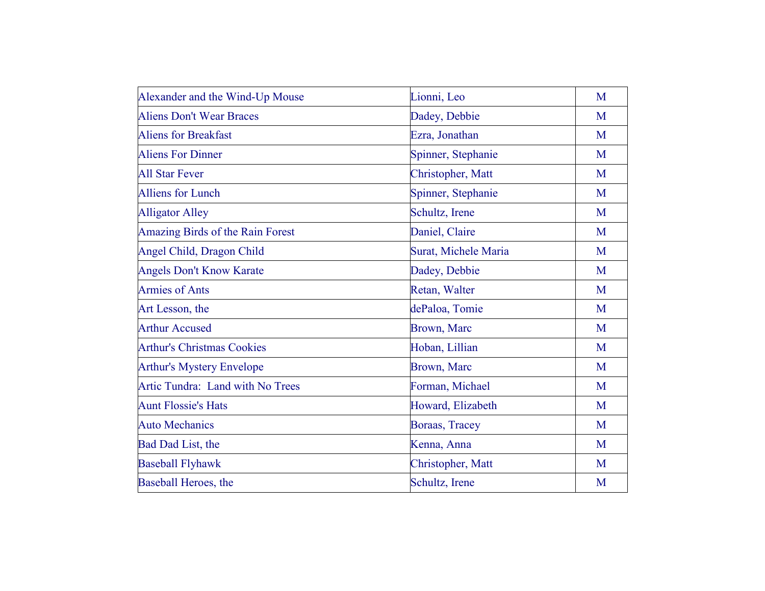| | | |
|---|---|---|
| Alexander and the Wind-Up Mouse | Lionni, Leo | M |
| Aliens Don't Wear Braces | Dadey, Debbie | M |
| Aliens for Breakfast | Ezra, Jonathan | M |
| Aliens For Dinner | Spinner, Stephanie | M |
| All Star Fever | Christopher, Matt | M |
| Alliens for Lunch | Spinner, Stephanie | M |
| Alligator Alley | Schultz, Irene | M |
| Amazing Birds of the Rain Forest | Daniel, Claire | M |
| Angel Child, Dragon Child | Surat, Michele Maria | M |
| Angels Don't Know Karate | Dadey, Debbie | M |
| Armies of Ants | Retan, Walter | M |
| Art Lesson, the | dePaloa, Tomie | M |
| Arthur Accused | Brown, Marc | M |
| Arthur's Christmas Cookies | Hoban, Lillian | M |
| Arthur's Mystery Envelope | Brown, Marc | M |
| Artic Tundra:  Land with No Trees | Forman, Michael | M |
| Aunt Flossie's Hats | Howard, Elizabeth | M |
| Auto Mechanics | Boraas, Tracey | M |
| Bad Dad List, the | Kenna, Anna | M |
| Baseball Flyhawk | Christopher, Matt | M |
| Baseball Heroes, the | Schultz, Irene | M |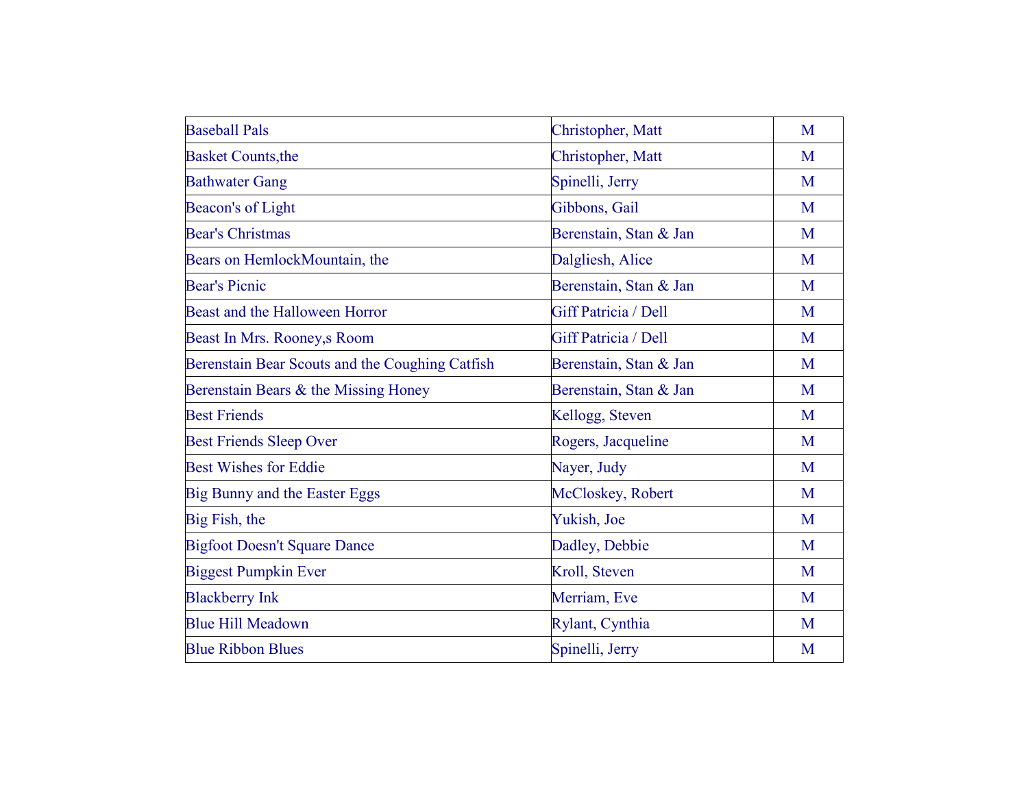| Baseball Pals | Christopher, Matt | M |
|---|---|---|
| Basket Counts,the | Christopher, Matt | M |
| Bathwater Gang | Spinelli, Jerry | M |
| Beacon's of Light | Gibbons, Gail | M |
| Bear's Christmas | Berenstain, Stan & Jan | M |
| Bears on HemlockMountain, the | Dalgliesh, Alice | M |
| Bear's Picnic | Berenstain, Stan & Jan | M |
| Beast and the Halloween Horror | Giff Patricia / Dell | M |
| Beast In Mrs. Rooney,s Room | Giff Patricia / Dell | M |
| Berenstain Bear Scouts and the Coughing Catfish | Berenstain, Stan & Jan | M |
| Berenstain Bears & the Missing Honey | Berenstain, Stan & Jan | M |
| Best Friends | Kellogg, Steven | M |
| Best Friends Sleep Over | Rogers, Jacqueline | M |
| Best Wishes for Eddie | Nayer, Judy | M |
| Big Bunny and the Easter Eggs | McCloskey, Robert | M |
| Big Fish, the | Yukish, Joe | M |
| Bigfoot Doesn't Square Dance | Dadley, Debbie | M |
| Biggest Pumpkin Ever | Kroll, Steven | M |
| Blackberry Ink | Merriam, Eve | M |
| Blue Hill Meadown | Rylant, Cynthia | M |
| Blue Ribbon Blues | Spinelli, Jerry | M |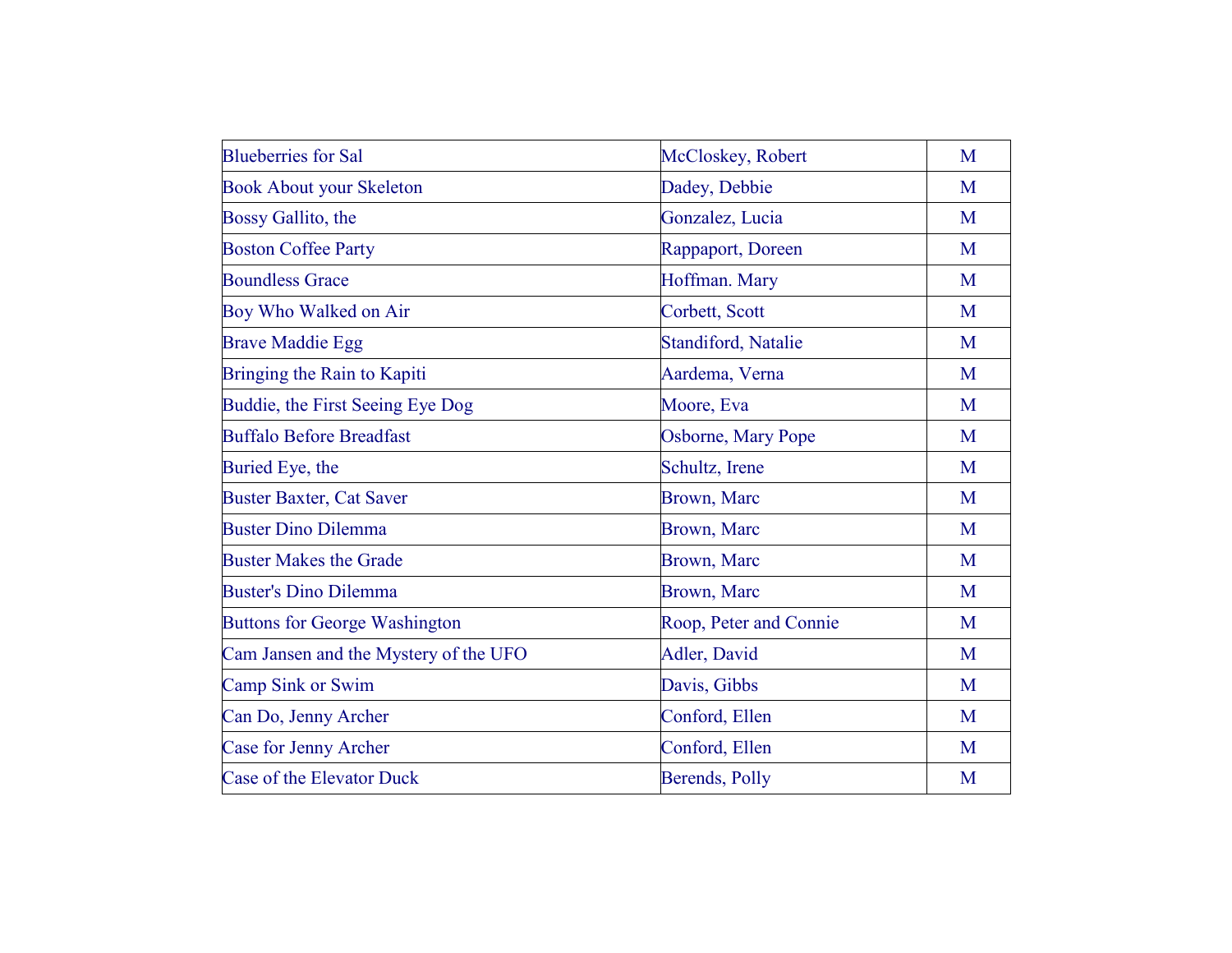| | | |
|---|---|---|
| Blueberries for Sal | McCloskey, Robert | M |
| Book About your Skeleton | Dadey, Debbie | M |
| Bossy Gallito, the | Gonzalez, Lucia | M |
| Boston Coffee Party | Rappaport, Doreen | M |
| Boundless Grace | Hoffman. Mary | M |
| Boy Who Walked on Air | Corbett, Scott | M |
| Brave Maddie Egg | Standiford, Natalie | M |
| Bringing the Rain to Kapiti | Aardema, Verna | M |
| Buddie, the First Seeing Eye Dog | Moore, Eva | M |
| Buffalo Before Breadfast | Osborne, Mary Pope | M |
| Buried Eye, the | Schultz, Irene | M |
| Buster Baxter, Cat Saver | Brown, Marc | M |
| Buster Dino Dilemma | Brown, Marc | M |
| Buster Makes the Grade | Brown, Marc | M |
| Buster's Dino Dilemma | Brown, Marc | M |
| Buttons for George Washington | Roop, Peter and Connie | M |
| Cam Jansen and the Mystery of the UFO | Adler, David | M |
| Camp Sink or Swim | Davis, Gibbs | M |
| Can Do, Jenny Archer | Conford, Ellen | M |
| Case for Jenny Archer | Conford, Ellen | M |
| Case of the Elevator Duck | Berends, Polly | M |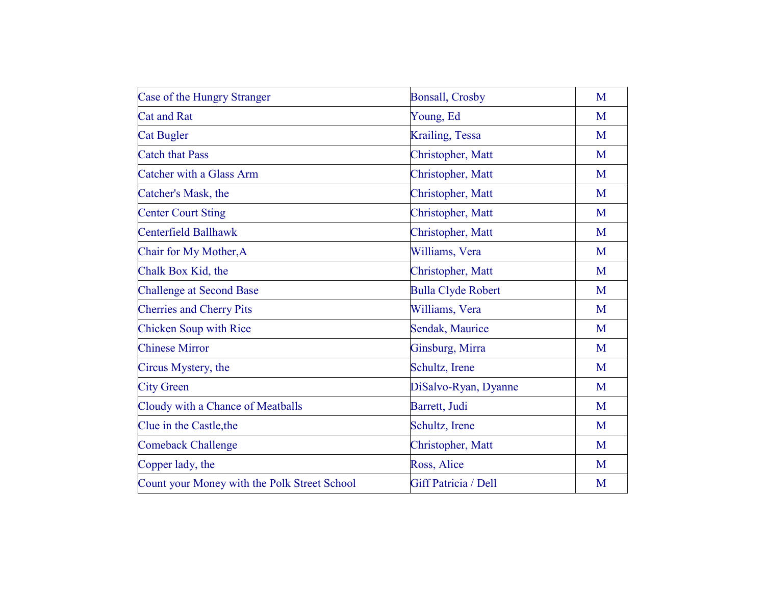| Case of the Hungry Stranger | Bonsall, Crosby | M |
|---|---|---|
| Cat and Rat | Young, Ed | M |
| Cat Bugler | Krailing, Tessa | M |
| Catch that Pass | Christopher, Matt | M |
| Catcher with a Glass Arm | Christopher, Matt | M |
| Catcher's Mask, the | Christopher, Matt | M |
| Center Court Sting | Christopher, Matt | M |
| Centerfield Ballhawk | Christopher, Matt | M |
| Chair for My Mother,A | Williams, Vera | M |
| Chalk Box Kid, the | Christopher, Matt | M |
| Challenge at Second Base | Bulla Clyde Robert | M |
| Cherries and Cherry Pits | Williams, Vera | M |
| Chicken Soup with Rice | Sendak, Maurice | M |
| Chinese Mirror | Ginsburg, Mirra | M |
| Circus Mystery, the | Schultz, Irene | M |
| City Green | DiSalvo-Ryan, Dyanne | M |
| Cloudy with a Chance of Meatballs | Barrett, Judi | M |
| Clue in the Castle,the | Schultz, Irene | M |
| Comeback Challenge | Christopher, Matt | M |
| Copper lady, the | Ross, Alice | M |
| Count your Money with the Polk Street School | Giff Patricia / Dell | M |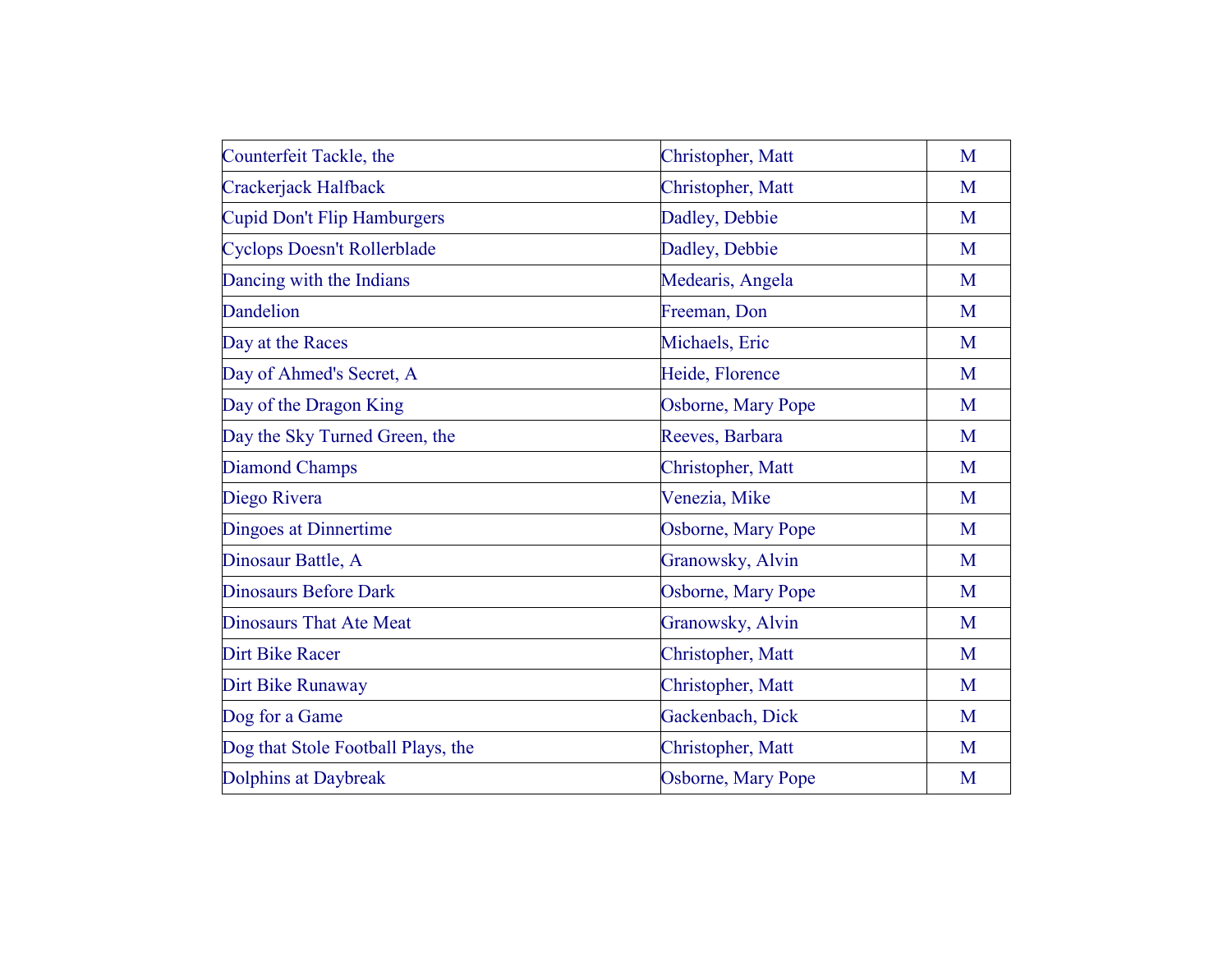| | | |
|---|---|---|
| Counterfeit Tackle, the | Christopher, Matt | M |
| Crackerjack Halfback | Christopher, Matt | M |
| Cupid Don't Flip Hamburgers | Dadley, Debbie | M |
| Cyclops Doesn't Rollerblade | Dadley, Debbie | M |
| Dancing with the Indians | Medearis, Angela | M |
| Dandelion | Freeman, Don | M |
| Day at the Races | Michaels, Eric | M |
| Day of Ahmed's Secret, A | Heide, Florence | M |
| Day of the Dragon King | Osborne, Mary Pope | M |
| Day the Sky Turned Green, the | Reeves, Barbara | M |
| Diamond Champs | Christopher, Matt | M |
| Diego Rivera | Venezia, Mike | M |
| Dingoes at Dinnertime | Osborne, Mary Pope | M |
| Dinosaur Battle, A | Granowsky, Alvin | M |
| Dinosaurs Before Dark | Osborne, Mary Pope | M |
| Dinosaurs That Ate Meat | Granowsky, Alvin | M |
| Dirt Bike Racer | Christopher, Matt | M |
| Dirt Bike Runaway | Christopher, Matt | M |
| Dog for a Game | Gackenbach, Dick | M |
| Dog that Stole Football Plays, the | Christopher, Matt | M |
| Dolphins at Daybreak | Osborne, Mary Pope | M |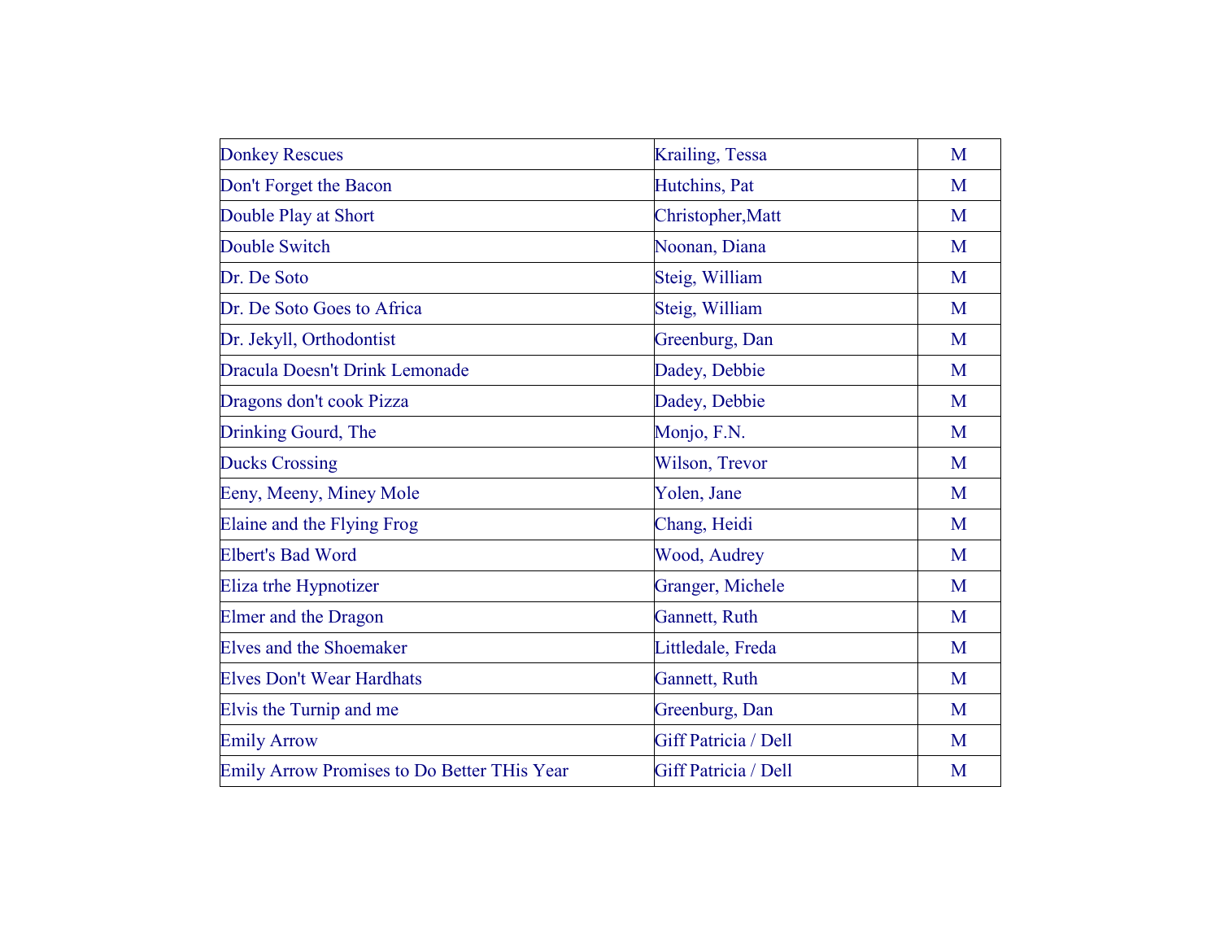| Donkey Rescues | Krailing, Tessa | M |
|---|---|---|
| Don't Forget the Bacon | Hutchins, Pat | M |
| Double Play at Short | Christopher,Matt | M |
| Double Switch | Noonan, Diana | M |
| Dr. De Soto | Steig, William | M |
| Dr. De Soto Goes to Africa | Steig, William | M |
| Dr. Jekyll, Orthodontist | Greenburg, Dan | M |
| Dracula Doesn't Drink Lemonade | Dadey, Debbie | M |
| Dragons don't cook Pizza | Dadey, Debbie | M |
| Drinking Gourd, The | Monjo, F.N. | M |
| Ducks Crossing | Wilson, Trevor | M |
| Eeny, Meeny, Miney Mole | Yolen, Jane | M |
| Elaine and the Flying Frog | Chang, Heidi | M |
| Elbert's Bad Word | Wood, Audrey | M |
| Eliza trhe Hypnotizer | Granger, Michele | M |
| Elmer and the Dragon | Gannett, Ruth | M |
| Elves and the Shoemaker | Littledale, Freda | M |
| Elves Don't Wear Hardhats | Gannett, Ruth | M |
| Elvis the Turnip and me | Greenburg, Dan | M |
| Emily Arrow | Giff Patricia / Dell | M |
| Emily Arrow Promises to Do Better THis Year | Giff Patricia / Dell | M |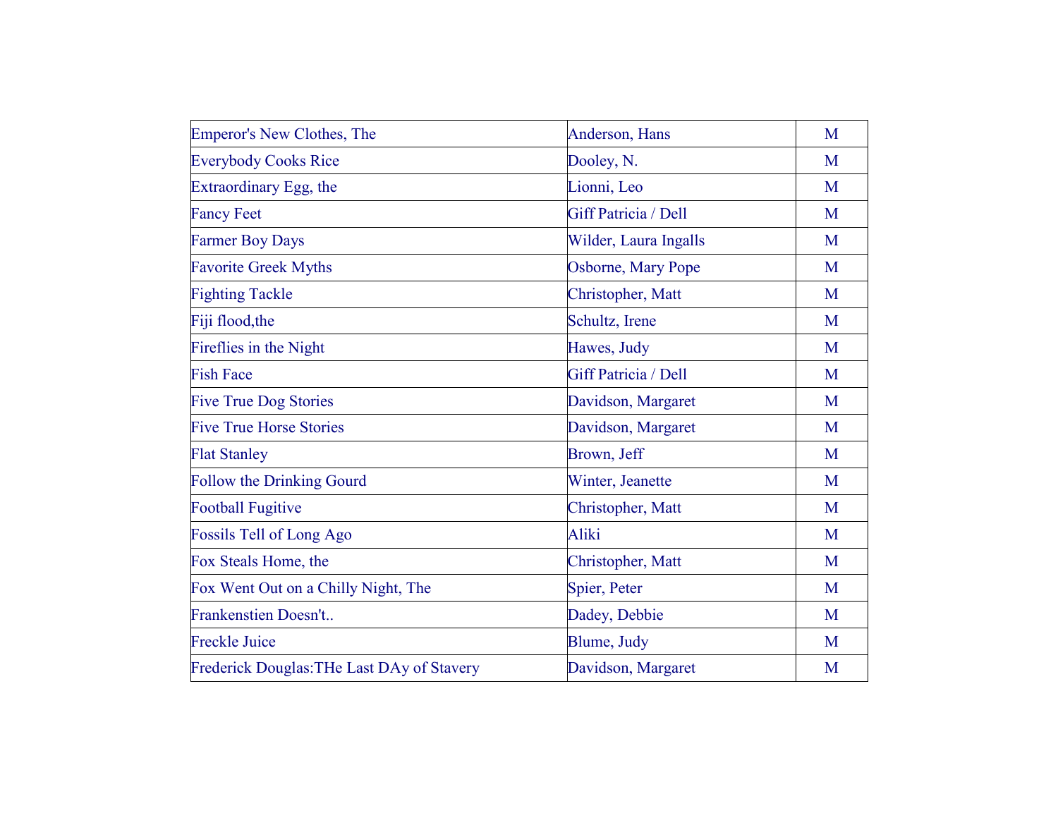| Emperor's New Clothes, The | Anderson, Hans | M |
|---|---|---|
| Everybody Cooks Rice | Dooley, N. | M |
| Extraordinary Egg, the | Lionni, Leo | M |
| Fancy Feet | Giff Patricia / Dell | M |
| Farmer Boy Days | Wilder, Laura Ingalls | M |
| Favorite Greek Myths | Osborne, Mary Pope | M |
| Fighting Tackle | Christopher, Matt | M |
| Fiji flood,the | Schultz, Irene | M |
| Fireflies in the Night | Hawes, Judy | M |
| Fish Face | Giff Patricia / Dell | M |
| Five True Dog Stories | Davidson, Margaret | M |
| Five True Horse Stories | Davidson, Margaret | M |
| Flat Stanley | Brown, Jeff | M |
| Follow the Drinking Gourd | Winter, Jeanette | M |
| Football Fugitive | Christopher, Matt | M |
| Fossils Tell of Long Ago | Aliki | M |
| Fox Steals Home, the | Christopher, Matt | M |
| Fox Went Out on a Chilly Night, The | Spier, Peter | M |
| Frankenstien Doesn't.. | Dadey, Debbie | M |
| Freckle Juice | Blume, Judy | M |
| Frederick Douglas:THe Last DAy of Stavery | Davidson, Margaret | M |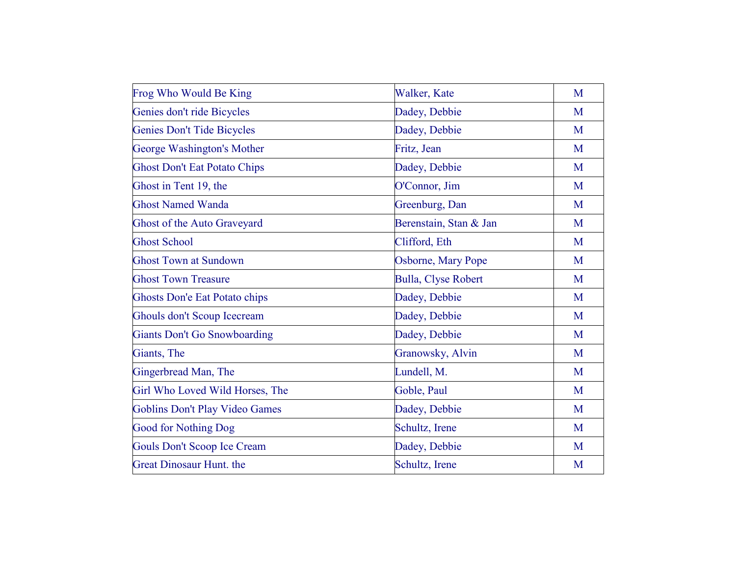| Frog Who Would Be King | Walker, Kate | M |
|---|---|---|
| Genies don't ride Bicycles | Dadey, Debbie | M |
| Genies Don't Tide Bicycles | Dadey, Debbie | M |
| George Washington's Mother | Fritz, Jean | M |
| Ghost Don't Eat Potato Chips | Dadey, Debbie | M |
| Ghost in Tent 19, the | O'Connor, Jim | M |
| Ghost Named Wanda | Greenburg, Dan | M |
| Ghost of the Auto Graveyard | Berenstain, Stan & Jan | M |
| Ghost School | Clifford, Eth | M |
| Ghost Town at Sundown | Osborne, Mary Pope | M |
| Ghost Town Treasure | Bulla, Clyse Robert | M |
| Ghosts Don'e Eat Potato chips | Dadey, Debbie | M |
| Ghouls don't Scoup Icecream | Dadey, Debbie | M |
| Giants Don't Go Snowboarding | Dadey, Debbie | M |
| Giants, The | Granowsky, Alvin | M |
| Gingerbread Man, The | Lundell, M. | M |
| Girl Who Loved Wild Horses, The | Goble, Paul | M |
| Goblins Don't Play Video Games | Dadey, Debbie | M |
| Good for Nothing Dog | Schultz, Irene | M |
| Gouls Don't Scoop Ice Cream | Dadey, Debbie | M |
| Great Dinosaur Hunt. the | Schultz, Irene | M |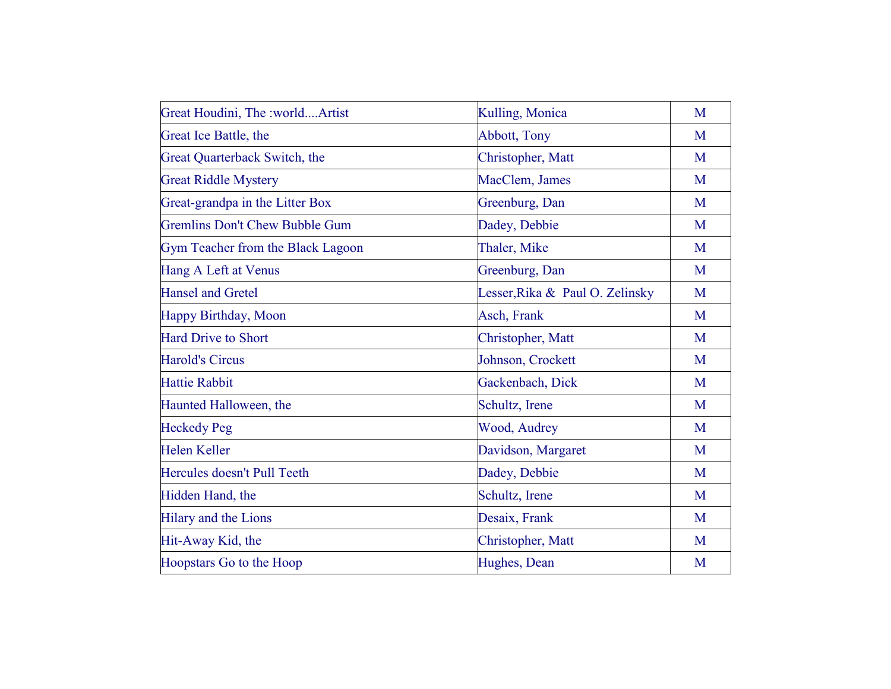| Great Houdini, The :world....Artist | Kulling, Monica | M |
|---|---|---|
| Great Ice Battle, the | Abbott, Tony | M |
| Great Quarterback Switch, the | Christopher, Matt | M |
| Great Riddle Mystery | MacClem, James | M |
| Great-grandpa in the Litter Box | Greenburg, Dan | M |
| Gremlins Don't Chew Bubble Gum | Dadey, Debbie | M |
| Gym Teacher from the Black Lagoon | Thaler, Mike | M |
| Hang A Left at Venus | Greenburg, Dan | M |
| Hansel and Gretel | Lesser,Rika &  Paul O. Zelinsky | M |
| Happy Birthday, Moon | Asch, Frank | M |
| Hard Drive to Short | Christopher, Matt | M |
| Harold's Circus | Johnson, Crockett | M |
| Hattie Rabbit | Gackenbach, Dick | M |
| Haunted Halloween, the | Schultz, Irene | M |
| Heckedy Peg | Wood, Audrey | M |
| Helen Keller | Davidson, Margaret | M |
| Hercules doesn't Pull Teeth | Dadey, Debbie | M |
| Hidden Hand, the | Schultz, Irene | M |
| Hilary and the Lions | Desaix, Frank | M |
| Hit-Away Kid, the | Christopher, Matt | M |
| Hoopstars Go to the Hoop | Hughes, Dean | M |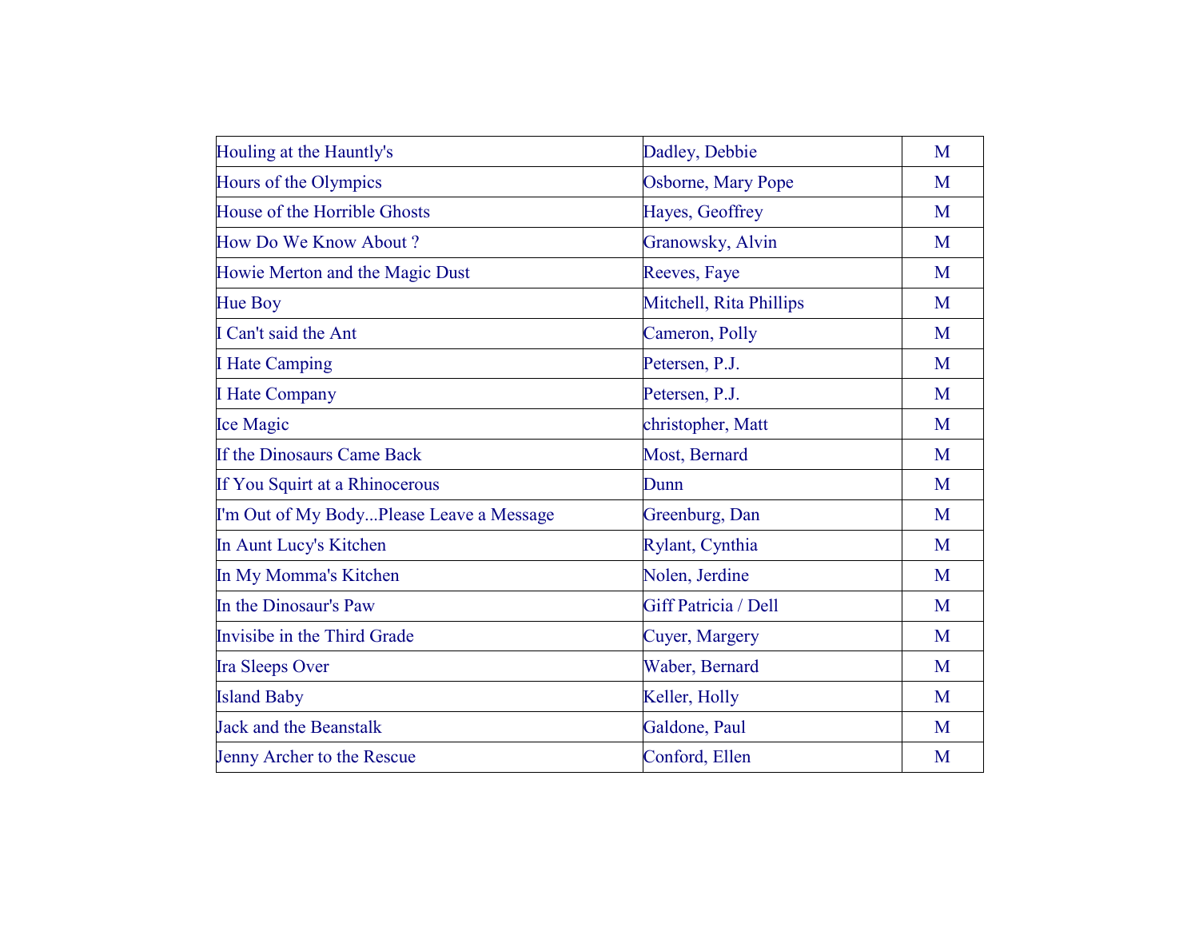| Houling at the Hauntly's | Dadley, Debbie | M |
|---|---|---|
| Hours of the Olympics | Osborne, Mary Pope | M |
| House of the Horrible Ghosts | Hayes, Geoffrey | M |
| How Do We Know About ? | Granowsky, Alvin | M |
| Howie Merton and the Magic Dust | Reeves, Faye | M |
| Hue Boy | Mitchell, Rita Phillips | M |
| I Can't said the Ant | Cameron, Polly | M |
| I Hate Camping | Petersen, P.J. | M |
| I Hate Company | Petersen, P.J. | M |
| Ice Magic | christopher, Matt | M |
| If the Dinosaurs Came Back | Most, Bernard | M |
| If You Squirt at a Rhinocerous | Dunn | M |
| I'm Out of My Body...Please Leave a Message | Greenburg, Dan | M |
| In Aunt Lucy's Kitchen | Rylant, Cynthia | M |
| In My Momma's Kitchen | Nolen, Jerdine | M |
| In the Dinosaur's Paw | Giff Patricia / Dell | M |
| Invisibe in the Third Grade | Cuyer, Margery | M |
| Ira Sleeps Over | Waber, Bernard | M |
| Island Baby | Keller, Holly | M |
| Jack and the Beanstalk | Galdone, Paul | M |
| Jenny Archer to the Rescue | Conford, Ellen | M |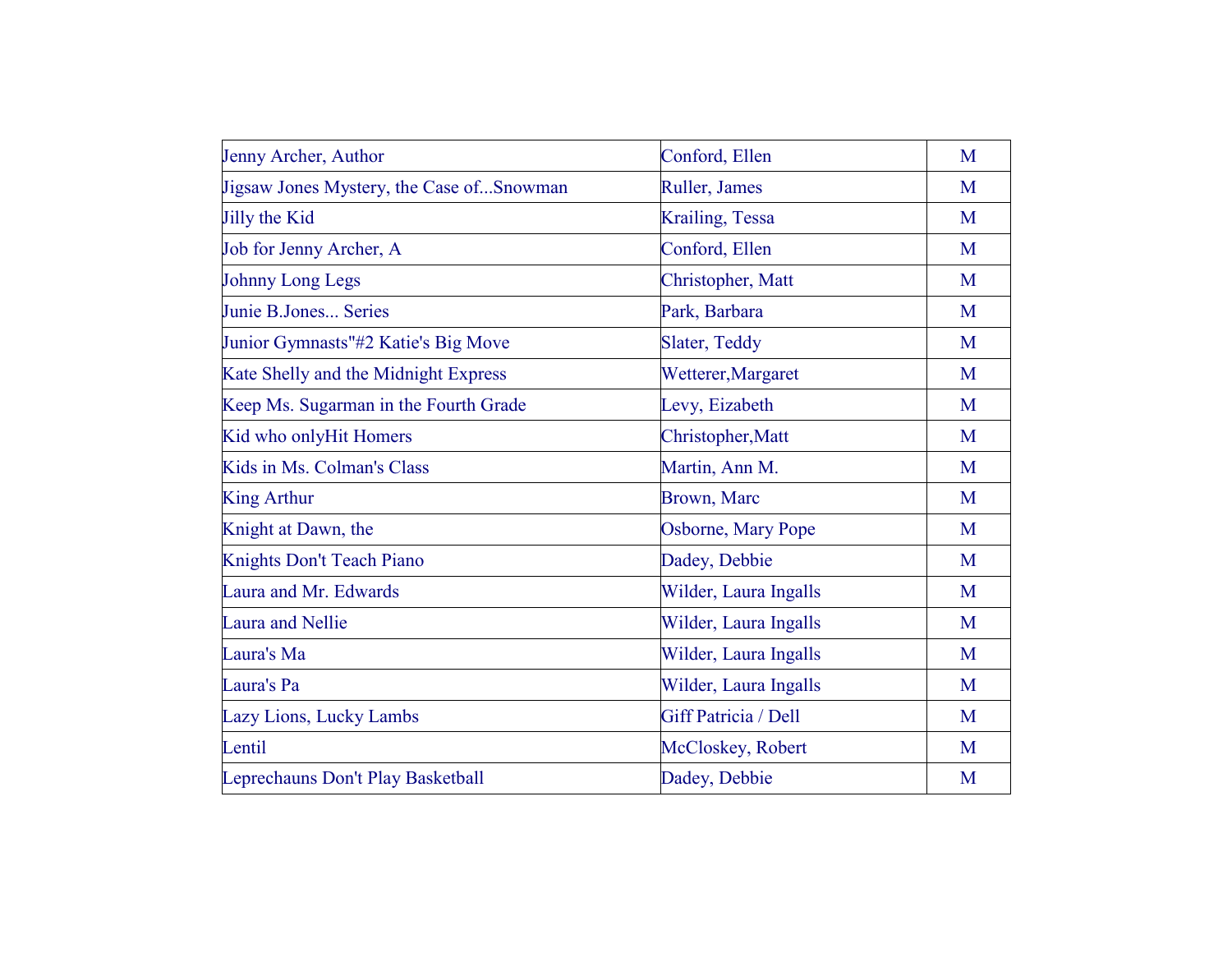| | | |
|---|---|---|
| Jenny Archer, Author | Conford, Ellen | M |
| Jigsaw Jones Mystery, the Case of...Snowman | Ruller, James | M |
| Jilly the Kid | Krailing, Tessa | M |
| Job for Jenny Archer, A | Conford, Ellen | M |
| Johnny Long Legs | Christopher, Matt | M |
| Junie B.Jones... Series | Park, Barbara | M |
| Junior Gymnasts"#2 Katie's Big Move | Slater, Teddy | M |
| Kate Shelly and the Midnight Express | Wetterer,Margaret | M |
| Keep Ms. Sugarman in the Fourth Grade | Levy, Eizabeth | M |
| Kid who onlyHit Homers | Christopher,Matt | M |
| Kids in Ms. Colman's Class | Martin, Ann M. | M |
| King Arthur | Brown, Marc | M |
| Knight at Dawn, the | Osborne, Mary Pope | M |
| Knights Don't Teach Piano | Dadey, Debbie | M |
| Laura and Mr. Edwards | Wilder, Laura Ingalls | M |
| Laura and Nellie | Wilder, Laura Ingalls | M |
| Laura's Ma | Wilder, Laura Ingalls | M |
| Laura's Pa | Wilder, Laura Ingalls | M |
| Lazy Lions, Lucky Lambs | Giff Patricia / Dell | M |
| Lentil | McCloskey, Robert | M |
| Leprechauns Don't Play Basketball | Dadey, Debbie | M |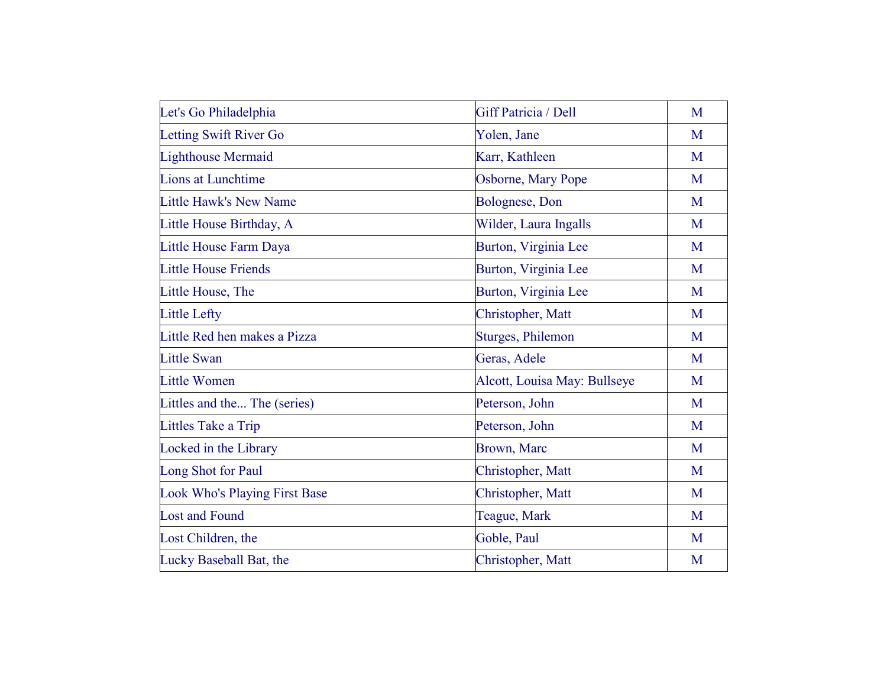| | | |
|---|---|---|
| Let's Go Philadelphia | Giff Patricia / Dell | M |
| Letting Swift River Go | Yolen, Jane | M |
| Lighthouse Mermaid | Karr, Kathleen | M |
| Lions at Lunchtime | Osborne, Mary Pope | M |
| Little Hawk's New Name | Bolognese, Don | M |
| Little House Birthday, A | Wilder, Laura Ingalls | M |
| Little House Farm Daya | Burton, Virginia Lee | M |
| Little House Friends | Burton, Virginia Lee | M |
| Little House, The | Burton, Virginia Lee | M |
| Little Lefty | Christopher, Matt | M |
| Little Red hen makes a Pizza | Sturges, Philemon | M |
| Little Swan | Geras, Adele | M |
| Little Women | Alcott, Louisa May: Bullseye | M |
| Littles and the... The (series) | Peterson, John | M |
| Littles Take a Trip | Peterson, John | M |
| Locked in the Library | Brown, Marc | M |
| Long Shot for Paul | Christopher, Matt | M |
| Look Who's Playing First Base | Christopher, Matt | M |
| Lost and Found | Teague, Mark | M |
| Lost Children, the | Goble, Paul | M |
| Lucky Baseball Bat, the | Christopher, Matt | M |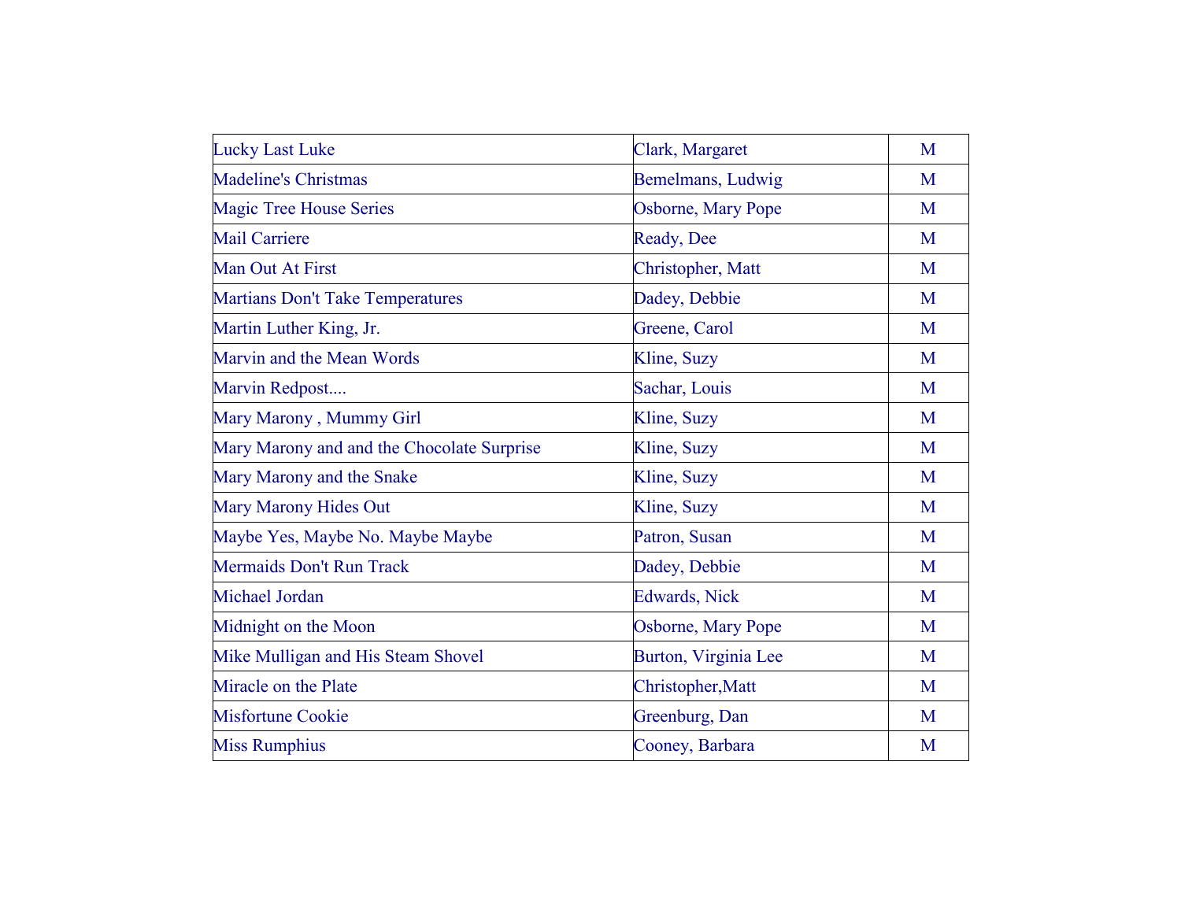| | | |
|---|---|---|
| Lucky Last Luke | Clark, Margaret | M |
| Madeline's Christmas | Bemelmans, Ludwig | M |
| Magic Tree House Series | Osborne, Mary Pope | M |
| Mail Carriere | Ready, Dee | M |
| Man Out At First | Christopher, Matt | M |
| Martians Don't Take Temperatures | Dadey, Debbie | M |
| Martin Luther King, Jr. | Greene, Carol | M |
| Marvin and the Mean Words | Kline, Suzy | M |
| Marvin Redpost.... | Sachar, Louis | M |
| Mary Marony , Mummy Girl | Kline, Suzy | M |
| Mary Marony and and the Chocolate Surprise | Kline, Suzy | M |
| Mary Marony and the Snake | Kline, Suzy | M |
| Mary Marony Hides Out | Kline, Suzy | M |
| Maybe Yes, Maybe No. Maybe Maybe | Patron, Susan | M |
| Mermaids Don't Run Track | Dadey, Debbie | M |
| Michael Jordan | Edwards, Nick | M |
| Midnight on the Moon | Osborne, Mary Pope | M |
| Mike Mulligan and His Steam Shovel | Burton, Virginia Lee | M |
| Miracle on the Plate | Christopher,Matt | M |
| Misfortune Cookie | Greenburg, Dan | M |
| Miss Rumphius | Cooney, Barbara | M |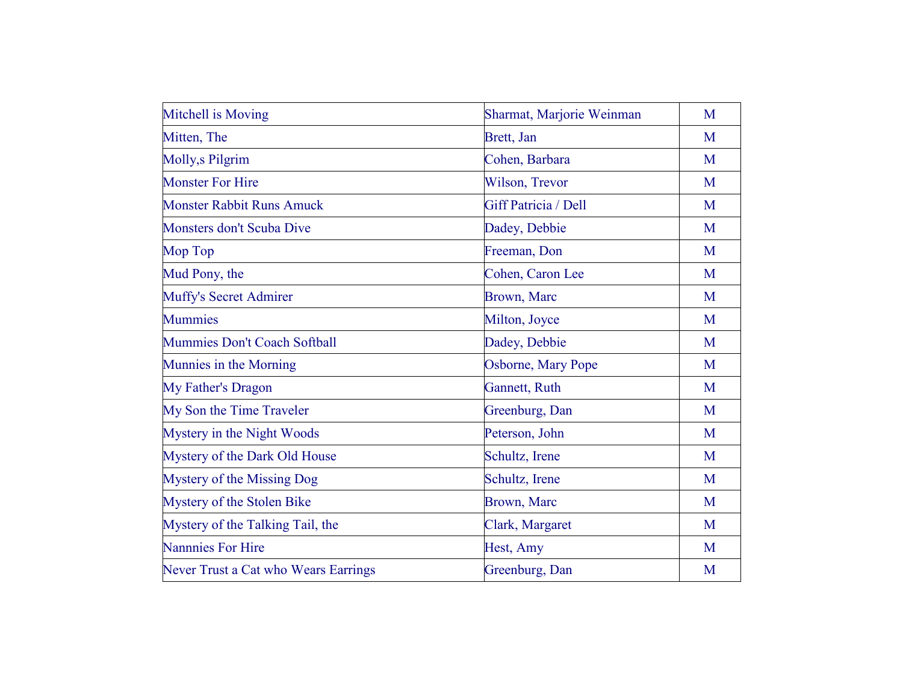| Mitchell is Moving | Sharmat, Marjorie Weinman | M |
|---|---|---|
| Mitten, The | Brett, Jan | M |
| Molly,s Pilgrim | Cohen, Barbara | M |
| Monster For Hire | Wilson, Trevor | M |
| Monster Rabbit Runs Amuck | Giff Patricia / Dell | M |
| Monsters don't Scuba Dive | Dadey, Debbie | M |
| Mop Top | Freeman, Don | M |
| Mud Pony, the | Cohen, Caron Lee | M |
| Muffy's Secret Admirer | Brown, Marc | M |
| Mummies | Milton, Joyce | M |
| Mummies Don't Coach Softball | Dadey, Debbie | M |
| Munnies in the Morning | Osborne, Mary Pope | M |
| My Father's Dragon | Gannett, Ruth | M |
| My Son the Time Traveler | Greenburg, Dan | M |
| Mystery in the Night Woods | Peterson, John | M |
| Mystery of the Dark Old House | Schultz, Irene | M |
| Mystery of the Missing Dog | Schultz, Irene | M |
| Mystery of the Stolen Bike | Brown, Marc | M |
| Mystery of the Talking Tail, the | Clark, Margaret | M |
| Nannnies For Hire | Hest, Amy | M |
| Never Trust a Cat who Wears Earrings | Greenburg, Dan | M |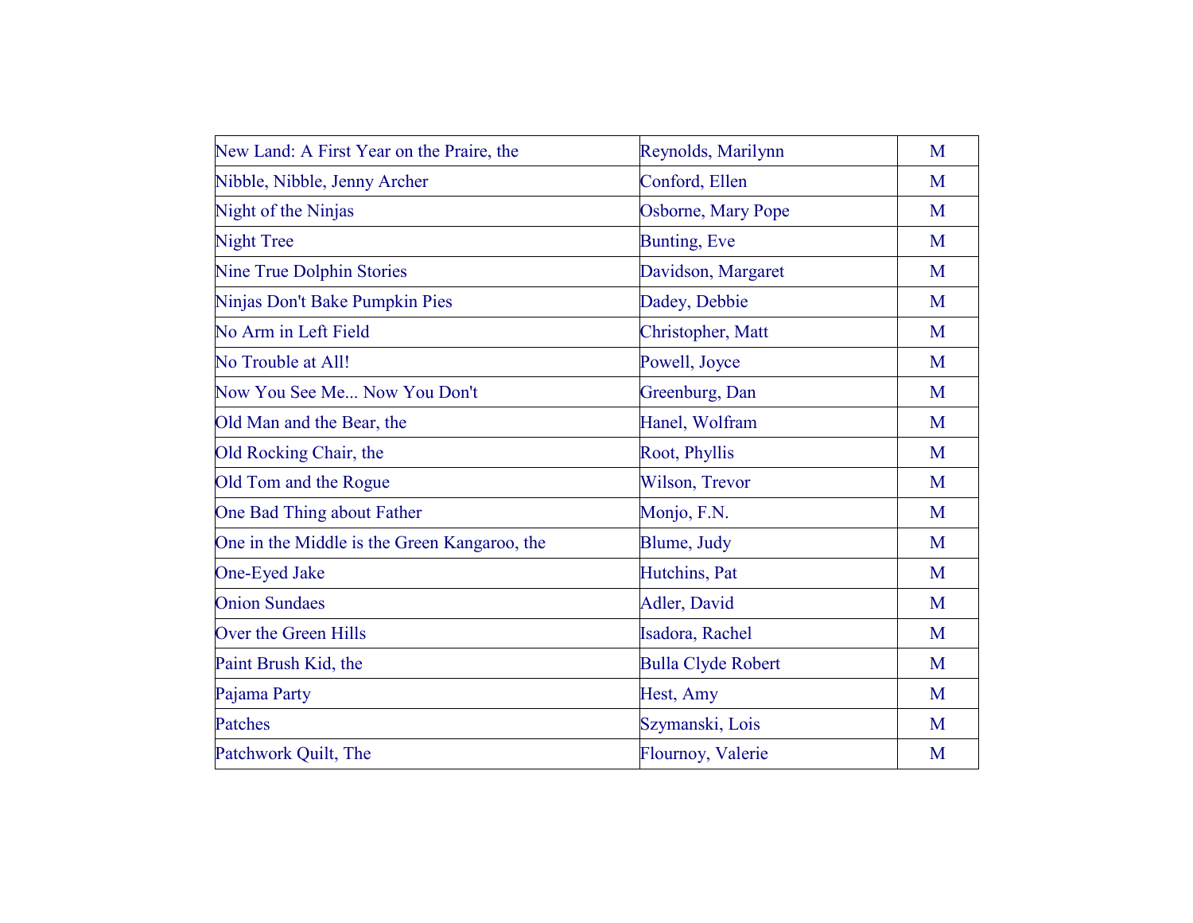| | | |
|---|---|---|
| New Land: A First Year on the Praire, the | Reynolds, Marilynn | M |
| Nibble, Nibble, Jenny Archer | Conford, Ellen | M |
| Night of the Ninjas | Osborne, Mary Pope | M |
| Night Tree | Bunting, Eve | M |
| Nine True Dolphin Stories | Davidson, Margaret | M |
| Ninjas Don't Bake Pumpkin Pies | Dadey, Debbie | M |
| No Arm in Left Field | Christopher, Matt | M |
| No Trouble at All! | Powell, Joyce | M |
| Now You See Me... Now You Don't | Greenburg, Dan | M |
| Old Man and the Bear, the | Hanel, Wolfram | M |
| Old Rocking Chair, the | Root, Phyllis | M |
| Old Tom and the Rogue | Wilson, Trevor | M |
| One Bad Thing about Father | Monjo, F.N. | M |
| One in the Middle is the Green Kangaroo, the | Blume, Judy | M |
| One-Eyed Jake | Hutchins, Pat | M |
| Onion Sundaes | Adler, David | M |
| Over the Green Hills | Isadora, Rachel | M |
| Paint Brush Kid, the | Bulla Clyde Robert | M |
| Pajama Party | Hest, Amy | M |
| Patches | Szymanski, Lois | M |
| Patchwork Quilt, The | Flournoy, Valerie | M |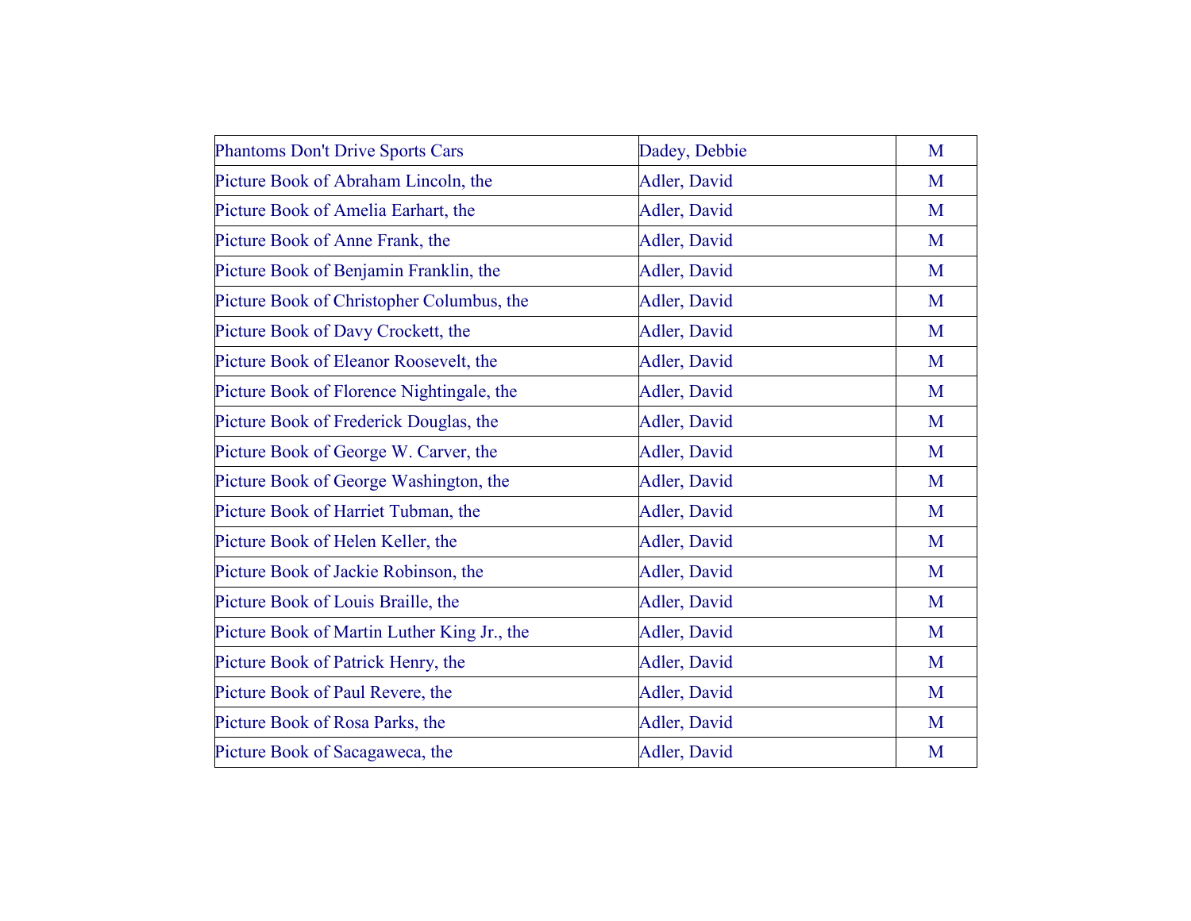| | | |
|---|---|---|
| Phantoms Don't Drive Sports Cars | Dadey, Debbie | M |
| Picture Book of Abraham Lincoln, the | Adler, David | M |
| Picture Book of Amelia Earhart, the | Adler, David | M |
| Picture Book of Anne Frank, the | Adler, David | M |
| Picture Book of Benjamin Franklin, the | Adler, David | M |
| Picture Book of Christopher Columbus, the | Adler, David | M |
| Picture Book of Davy Crockett, the | Adler, David | M |
| Picture Book of Eleanor Roosevelt, the | Adler, David | M |
| Picture Book of Florence Nightingale, the | Adler, David | M |
| Picture Book of Frederick Douglas, the | Adler, David | M |
| Picture Book of George W. Carver, the | Adler, David | M |
| Picture Book of George Washington, the | Adler, David | M |
| Picture Book of Harriet Tubman, the | Adler, David | M |
| Picture Book of Helen Keller, the | Adler, David | M |
| Picture Book of Jackie Robinson, the | Adler, David | M |
| Picture Book of Louis Braille, the | Adler, David | M |
| Picture Book of Martin Luther King Jr., the | Adler, David | M |
| Picture Book of Patrick Henry, the | Adler, David | M |
| Picture Book of Paul Revere, the | Adler, David | M |
| Picture Book of Rosa Parks, the | Adler, David | M |
| Picture Book of Sacagaweca, the | Adler, David | M |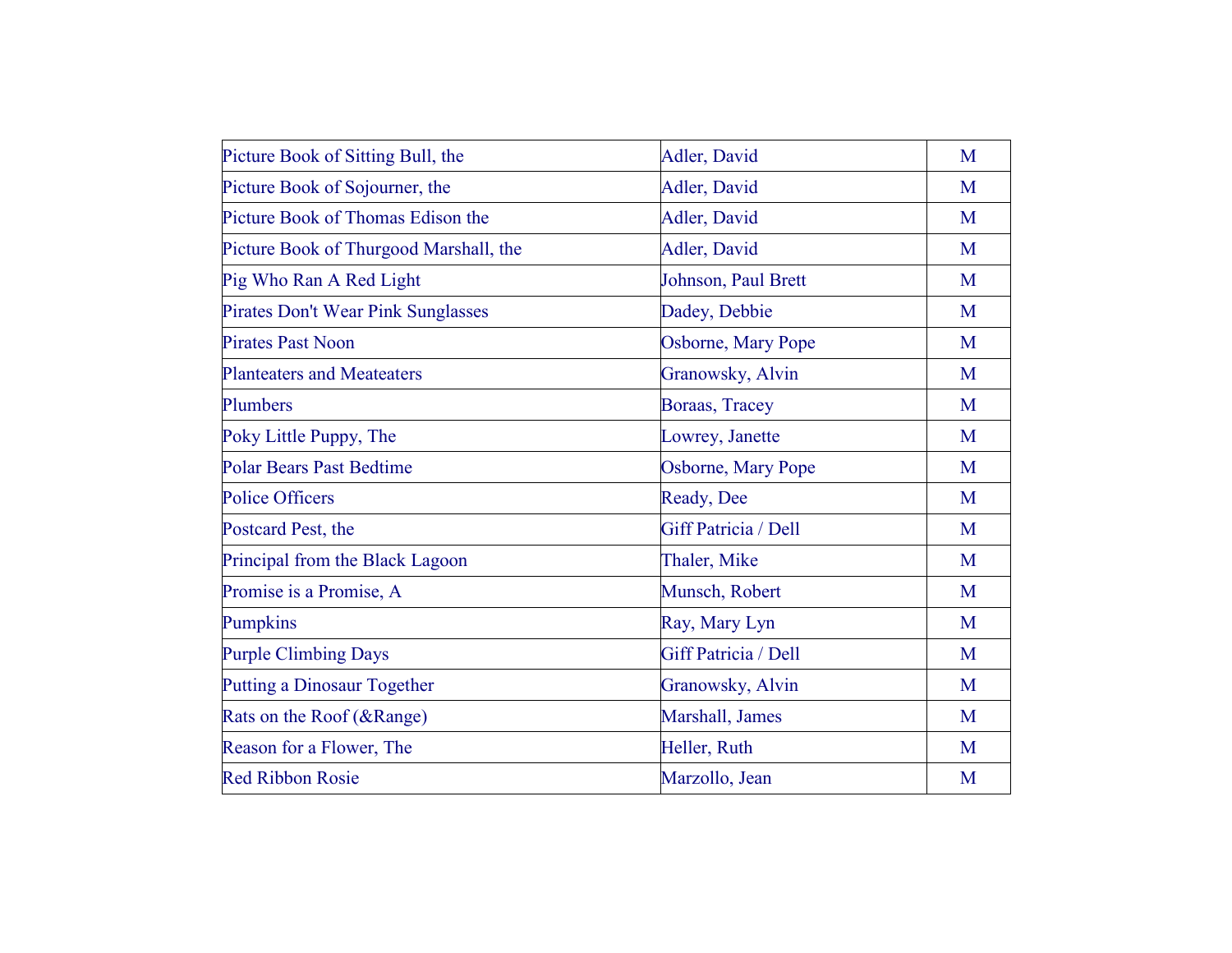| Picture Book of Sitting Bull, the | Adler, David | M |
|---|---|---|
| Picture Book of Sojourner, the | Adler, David | M |
| Picture Book of Thomas Edison the | Adler, David | M |
| Picture Book of Thurgood Marshall, the | Adler, David | M |
| Pig Who Ran A Red Light | Johnson, Paul Brett | M |
| Pirates Don't Wear Pink Sunglasses | Dadey, Debbie | M |
| Pirates Past Noon | Osborne, Mary Pope | M |
| Planteaters and Meateaters | Granowsky, Alvin | M |
| Plumbers | Boraas, Tracey | M |
| Poky Little Puppy, The | Lowrey, Janette | M |
| Polar Bears Past Bedtime | Osborne, Mary Pope | M |
| Police Officers | Ready, Dee | M |
| Postcard Pest, the | Giff Patricia / Dell | M |
| Principal from the Black Lagoon | Thaler, Mike | M |
| Promise is a Promise, A | Munsch, Robert | M |
| Pumpkins | Ray, Mary Lyn | M |
| Purple Climbing Days | Giff Patricia / Dell | M |
| Putting a Dinosaur Together | Granowsky, Alvin | M |
| Rats on the Roof (&Range) | Marshall, James | M |
| Reason for a Flower, The | Heller, Ruth | M |
| Red Ribbon Rosie | Marzollo, Jean | M |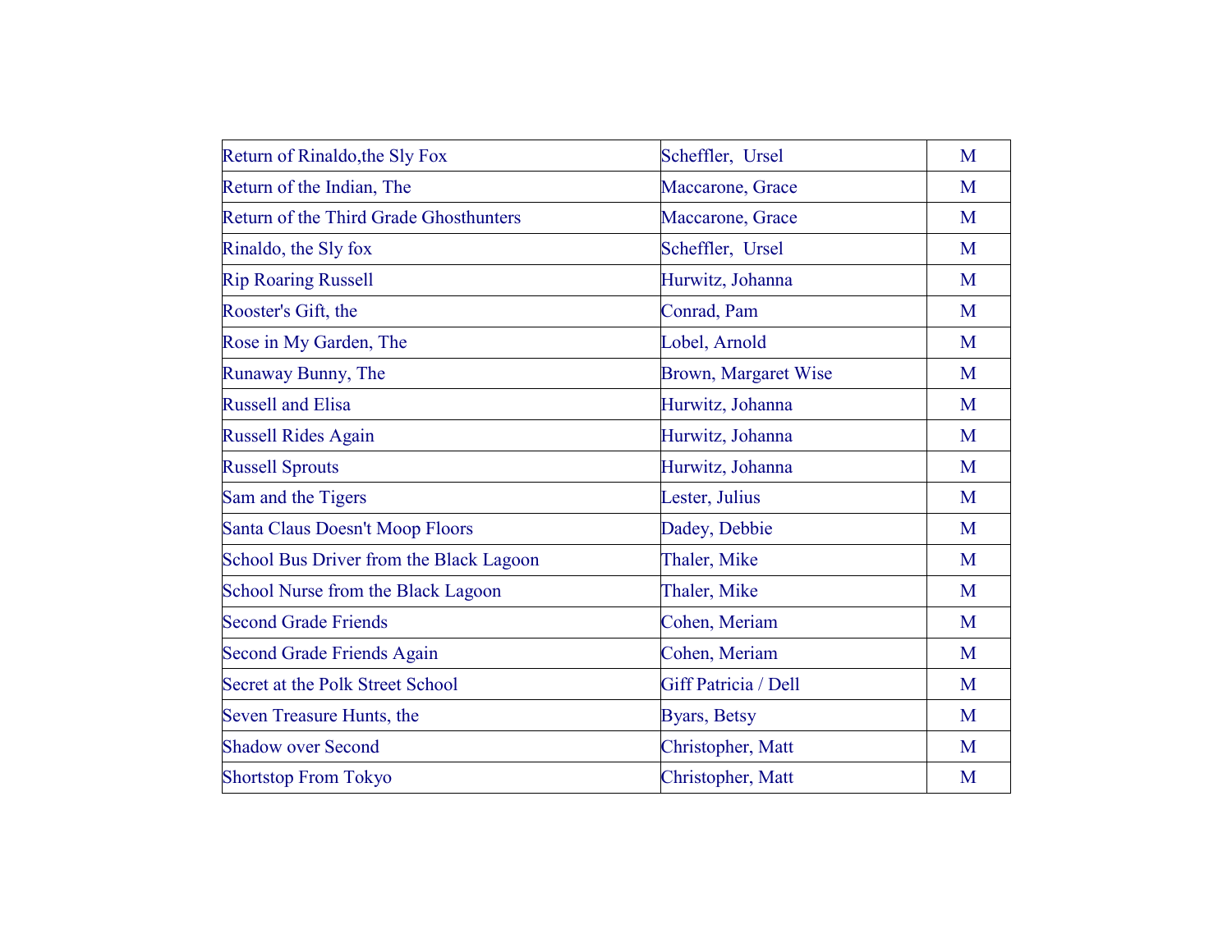| | | |
|---|---|---|
| Return of Rinaldo,the Sly Fox | Scheffler,  Ursel | M |
| Return of the Indian, The | Maccarone, Grace | M |
| Return of the Third Grade Ghosthunters | Maccarone, Grace | M |
| Rinaldo, the Sly fox | Scheffler,  Ursel | M |
| Rip Roaring Russell | Hurwitz, Johanna | M |
| Rooster's Gift, the | Conrad, Pam | M |
| Rose in My Garden, The | Lobel, Arnold | M |
| Runaway Bunny, The | Brown, Margaret Wise | M |
| Russell and Elisa | Hurwitz, Johanna | M |
| Russell Rides Again | Hurwitz, Johanna | M |
| Russell Sprouts | Hurwitz, Johanna | M |
| Sam and the Tigers | Lester, Julius | M |
| Santa Claus Doesn't Moop Floors | Dadey, Debbie | M |
| School Bus Driver from the Black Lagoon | Thaler, Mike | M |
| School Nurse from the Black Lagoon | Thaler, Mike | M |
| Second Grade Friends | Cohen, Meriam | M |
| Second Grade Friends Again | Cohen, Meriam | M |
| Secret at the Polk Street School | Giff Patricia / Dell | M |
| Seven Treasure Hunts, the | Byars, Betsy | M |
| Shadow over Second | Christopher, Matt | M |
| Shortstop From Tokyo | Christopher, Matt | M |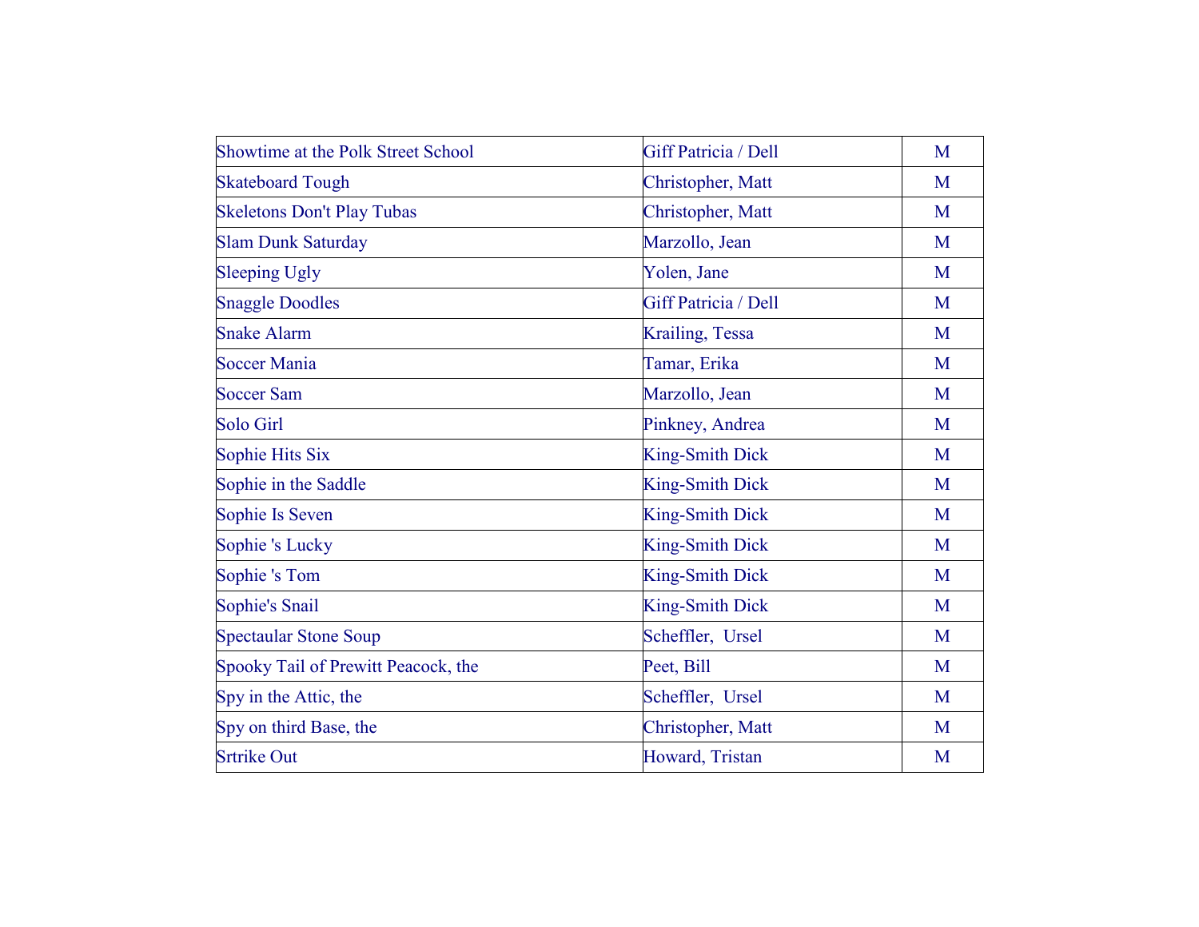| | | |
|---|---|---|
| Showtime at the Polk Street School | Giff Patricia / Dell | M |
| Skateboard Tough | Christopher, Matt | M |
| Skeletons Don't Play Tubas | Christopher, Matt | M |
| Slam Dunk Saturday | Marzollo, Jean | M |
| Sleeping Ugly | Yolen, Jane | M |
| Snaggle Doodles | Giff Patricia / Dell | M |
| Snake Alarm | Krailing, Tessa | M |
| Soccer Mania | Tamar, Erika | M |
| Soccer Sam | Marzollo, Jean | M |
| Solo Girl | Pinkney, Andrea | M |
| Sophie Hits Six | King-Smith Dick | M |
| Sophie in the Saddle | King-Smith Dick | M |
| Sophie Is Seven | King-Smith Dick | M |
| Sophie 's Lucky | King-Smith Dick | M |
| Sophie 's Tom | King-Smith Dick | M |
| Sophie's Snail | King-Smith Dick | M |
| Spectaular Stone Soup | Scheffler, Ursel | M |
| Spooky Tail of Prewitt Peacock, the | Peet, Bill | M |
| Spy in the Attic, the | Scheffler, Ursel | M |
| Spy on third Base, the | Christopher, Matt | M |
| Srtrike Out | Howard, Tristan | M |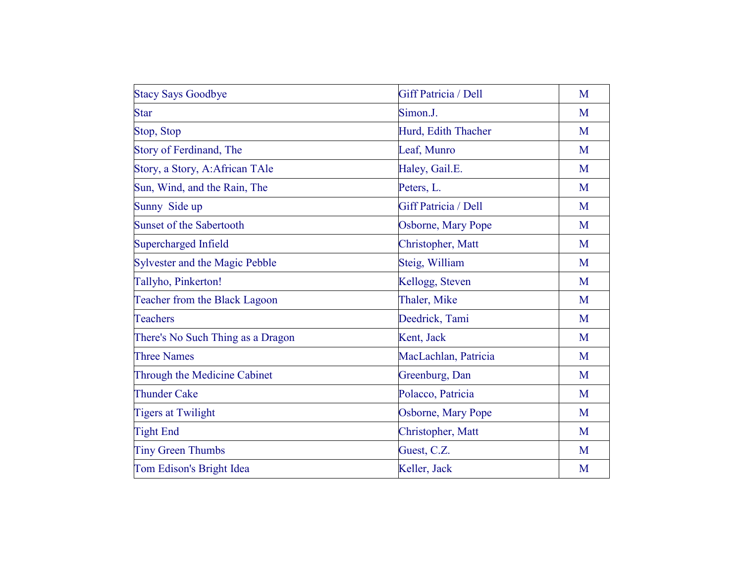| | | |
|---|---|---|
| Stacy Says Goodbye | Giff Patricia / Dell | M |
| Star | Simon.J. | M |
| Stop, Stop | Hurd, Edith Thacher | M |
| Story of Ferdinand, The | Leaf, Munro | M |
| Story, a Story, A:African TAle | Haley, Gail.E. | M |
| Sun, Wind, and the Rain, The | Peters, L. | M |
| Sunny  Side up | Giff Patricia / Dell | M |
| Sunset of the Sabertooth | Osborne, Mary Pope | M |
| Supercharged Infield | Christopher, Matt | M |
| Sylvester and the Magic Pebble | Steig, William | M |
| Tallyho, Pinkerton! | Kellogg, Steven | M |
| Teacher from the Black Lagoon | Thaler, Mike | M |
| Teachers | Deedrick, Tami | M |
| There's No Such Thing as a Dragon | Kent, Jack | M |
| Three Names | MacLachlan, Patricia | M |
| Through the Medicine Cabinet | Greenburg, Dan | M |
| Thunder Cake | Polacco, Patricia | M |
| Tigers at Twilight | Osborne, Mary Pope | M |
| Tight End | Christopher, Matt | M |
| Tiny Green Thumbs | Guest, C.Z. | M |
| Tom Edison's Bright Idea | Keller, Jack | M |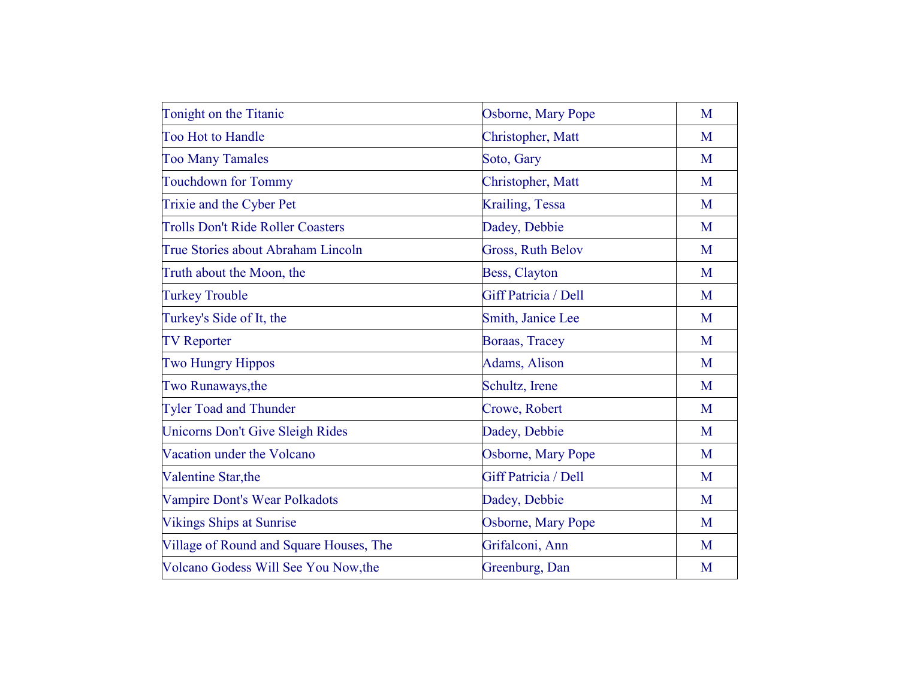| Tonight on the Titanic | Osborne, Mary Pope | M |
|---|---|---|
| Too Hot to Handle | Christopher, Matt | M |
| Too Many Tamales | Soto, Gary | M |
| Touchdown for Tommy | Christopher, Matt | M |
| Trixie and the Cyber Pet | Krailing, Tessa | M |
| Trolls Don't Ride Roller Coasters | Dadey, Debbie | M |
| True Stories about Abraham Lincoln | Gross, Ruth Belov | M |
| Truth about the Moon, the | Bess, Clayton | M |
| Turkey Trouble | Giff Patricia / Dell | M |
| Turkey's Side of It, the | Smith, Janice Lee | M |
| TV Reporter | Boraas, Tracey | M |
| Two Hungry Hippos | Adams, Alison | M |
| Two Runaways,the | Schultz, Irene | M |
| Tyler Toad and Thunder | Crowe, Robert | M |
| Unicorns Don't Give Sleigh Rides | Dadey, Debbie | M |
| Vacation under the Volcano | Osborne, Mary Pope | M |
| Valentine Star,the | Giff Patricia / Dell | M |
| Vampire Dont's Wear Polkadots | Dadey, Debbie | M |
| Vikings Ships at Sunrise | Osborne, Mary Pope | M |
| Village of Round and Square Houses, The | Grifalconi, Ann | M |
| Volcano Godess Will See You Now,the | Greenburg, Dan | M |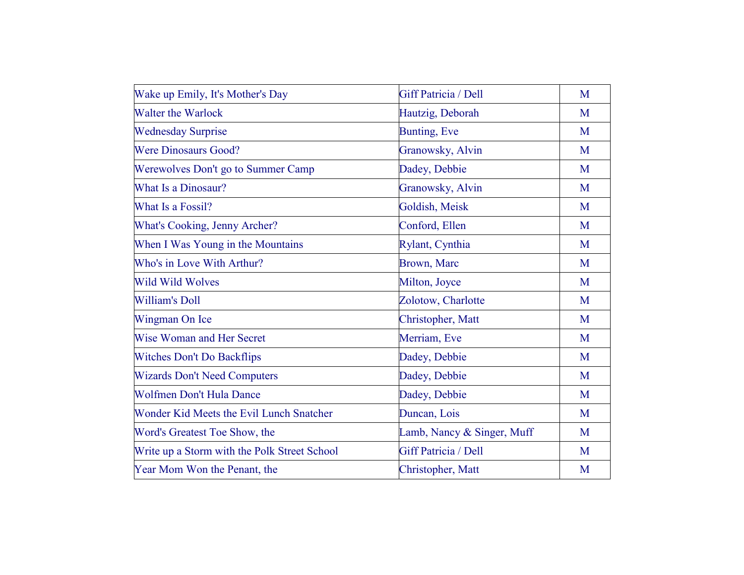| | | |
|---|---|---|
| Wake up Emily, It's Mother's Day | Giff Patricia / Dell | M |
| Walter the Warlock | Hautzig, Deborah | M |
| Wednesday Surprise | Bunting, Eve | M |
| Were Dinosaurs Good? | Granowsky, Alvin | M |
| Werewolves Don't go to Summer Camp | Dadey, Debbie | M |
| What Is a Dinosaur? | Granowsky, Alvin | M |
| What Is a Fossil? | Goldish, Meisk | M |
| What's Cooking, Jenny Archer? | Conford, Ellen | M |
| When I Was Young in the Mountains | Rylant, Cynthia | M |
| Who's in Love With Arthur? | Brown, Marc | M |
| Wild Wild Wolves | Milton, Joyce | M |
| William's Doll | Zolotow, Charlotte | M |
| Wingman On Ice | Christopher, Matt | M |
| Wise Woman and Her Secret | Merriam, Eve | M |
| Witches Don't Do Backflips | Dadey, Debbie | M |
| Wizards Don't Need Computers | Dadey, Debbie | M |
| Wolfmen Don't Hula Dance | Dadey, Debbie | M |
| Wonder Kid Meets the Evil Lunch Snatcher | Duncan, Lois | M |
| Word's Greatest Toe Show, the | Lamb, Nancy & Singer, Muff | M |
| Write up a Storm with the Polk Street School | Giff Patricia / Dell | M |
| Year Mom Won the Penant, the | Christopher, Matt | M |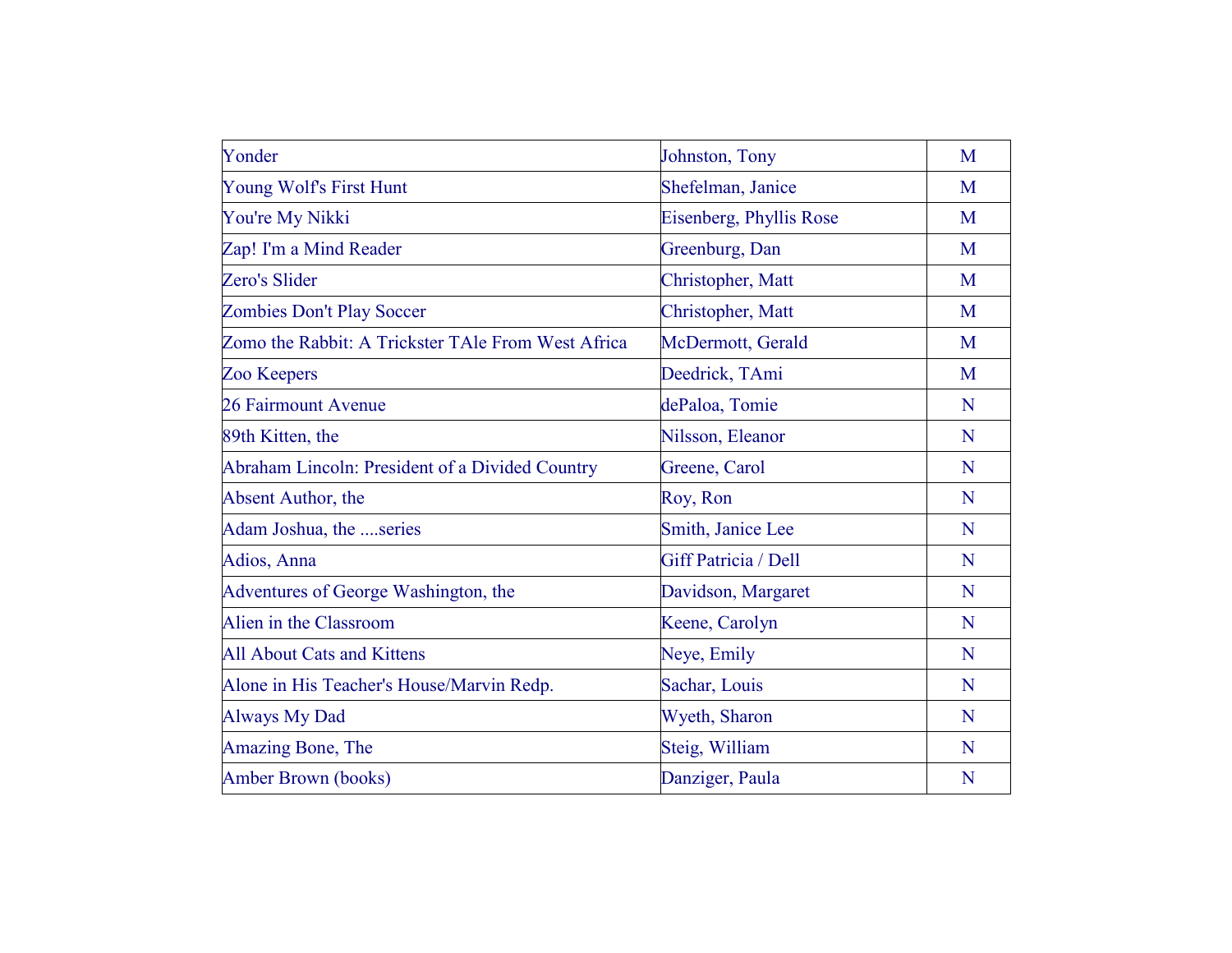| | | |
|---|---|---|
| Yonder | Johnston, Tony | M |
| Young Wolf's First Hunt | Shefelman, Janice | M |
| You're My Nikki | Eisenberg, Phyllis Rose | M |
| Zap! I'm a Mind Reader | Greenburg, Dan | M |
| Zero's Slider | Christopher, Matt | M |
| Zombies Don't Play Soccer | Christopher, Matt | M |
| Zomo the Rabbit: A Trickster TAle From West Africa | McDermott, Gerald | M |
| Zoo Keepers | Deedrick, TAmi | M |
| 26 Fairmount Avenue | dePaloa, Tomie | N |
| 89th Kitten, the | Nilsson, Eleanor | N |
| Abraham Lincoln: President of a Divided Country | Greene, Carol | N |
| Absent Author, the | Roy, Ron | N |
| Adam Joshua, the ....series | Smith, Janice Lee | N |
| Adios, Anna | Giff Patricia / Dell | N |
| Adventures of George Washington, the | Davidson, Margaret | N |
| Alien in the Classroom | Keene, Carolyn | N |
| All About Cats and Kittens | Neye, Emily | N |
| Alone in His Teacher's House/Marvin Redp. | Sachar, Louis | N |
| Always My Dad | Wyeth, Sharon | N |
| Amazing Bone, The | Steig, William | N |
| Amber Brown (books) | Danziger, Paula | N |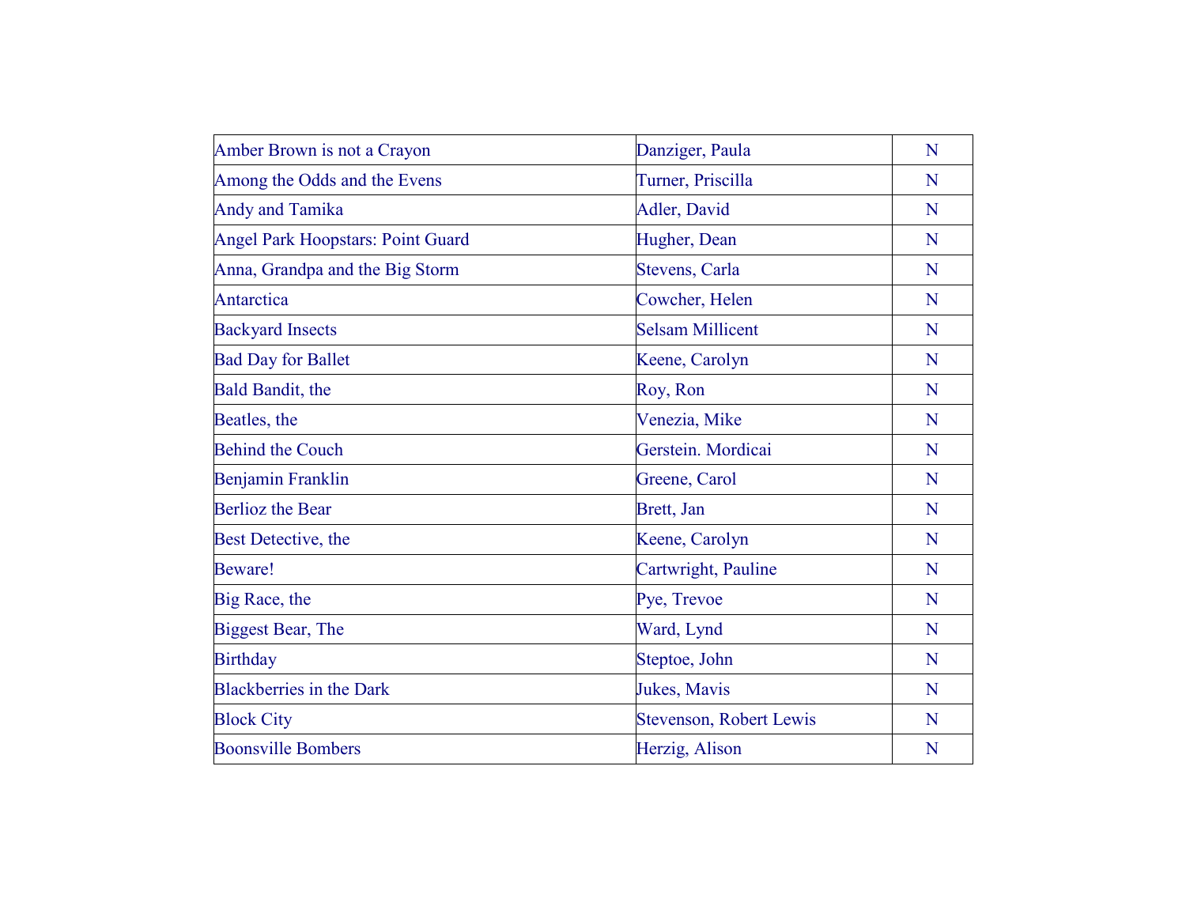| | | |
|---|---|---|
| Amber Brown is not a Crayon | Danziger, Paula | N |
| Among the Odds and the Evens | Turner, Priscilla | N |
| Andy and Tamika | Adler, David | N |
| Angel Park Hoopstars: Point Guard | Hugher, Dean | N |
| Anna, Grandpa and the Big Storm | Stevens, Carla | N |
| Antarctica | Cowcher, Helen | N |
| Backyard Insects | Selsam Millicent | N |
| Bad Day for Ballet | Keene, Carolyn | N |
| Bald Bandit, the | Roy, Ron | N |
| Beatles, the | Venezia, Mike | N |
| Behind the Couch | Gerstein. Mordicai | N |
| Benjamin Franklin | Greene, Carol | N |
| Berlioz the Bear | Brett, Jan | N |
| Best Detective, the | Keene, Carolyn | N |
| Beware! | Cartwright, Pauline | N |
| Big Race, the | Pye, Trevoe | N |
| Biggest Bear, The | Ward, Lynd | N |
| Birthday | Steptoe, John | N |
| Blackberries in the Dark | Jukes, Mavis | N |
| Block City | Stevenson, Robert Lewis | N |
| Boonsville Bombers | Herzig, Alison | N |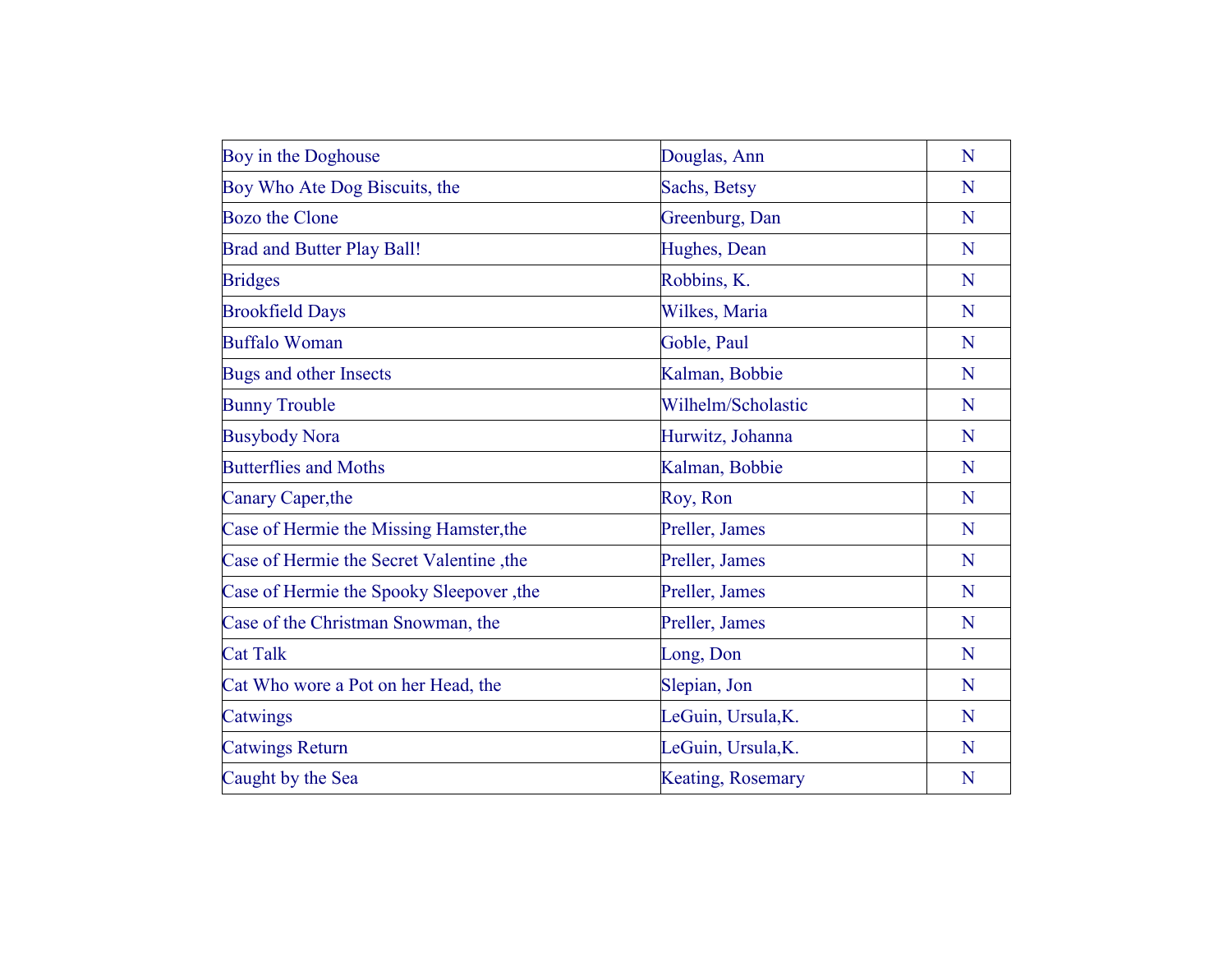| | | |
|---|---|---|
| Boy in the Doghouse | Douglas, Ann | N |
| Boy Who Ate Dog Biscuits, the | Sachs, Betsy | N |
| Bozo the Clone | Greenburg, Dan | N |
| Brad and Butter Play Ball! | Hughes, Dean | N |
| Bridges | Robbins, K. | N |
| Brookfield Days | Wilkes, Maria | N |
| Buffalo Woman | Goble, Paul | N |
| Bugs and other Insects | Kalman, Bobbie | N |
| Bunny Trouble | Wilhelm/Scholastic | N |
| Busybody Nora | Hurwitz, Johanna | N |
| Butterflies and Moths | Kalman, Bobbie | N |
| Canary Caper,the | Roy, Ron | N |
| Case of Hermie the Missing Hamster,the | Preller, James | N |
| Case of Hermie the Secret Valentine ,the | Preller, James | N |
| Case of Hermie the Spooky Sleepover ,the | Preller, James | N |
| Case of the Christman Snowman, the | Preller, James | N |
| Cat Talk | Long, Don | N |
| Cat Who wore a Pot on her Head, the | Slepian, Jon | N |
| Catwings | LeGuin, Ursula,K. | N |
| Catwings Return | LeGuin, Ursula,K. | N |
| Caught by the Sea | Keating, Rosemary | N |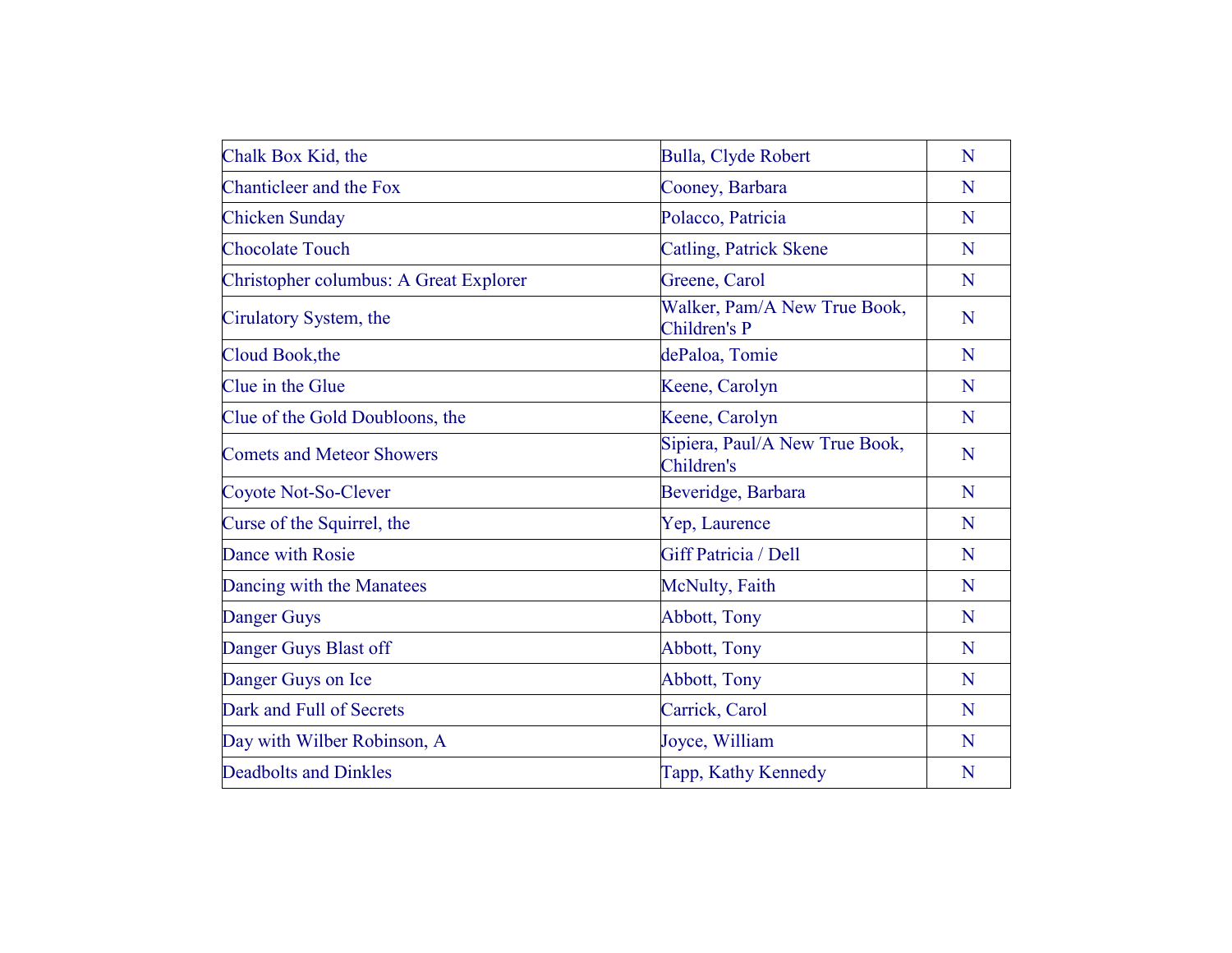| Chalk Box Kid, the | Bulla, Clyde Robert | N |
|---|---|---|
| Chanticleer and the Fox | Cooney, Barbara | N |
| Chicken Sunday | Polacco, Patricia | N |
| Chocolate Touch | Catling, Patrick Skene | N |
| Christopher columbus: A Great Explorer | Greene, Carol | N |
| Cirulatory System, the | Walker, Pam/A New True Book, Children's P | N |
| Cloud Book,the | dePaloa, Tomie | N |
| Clue in the Glue | Keene, Carolyn | N |
| Clue of the Gold Doubloons, the | Keene, Carolyn | N |
| Comets and Meteor Showers | Sipiera, Paul/A New True Book, Children's | N |
| Coyote Not-So-Clever | Beveridge, Barbara | N |
| Curse of the Squirrel, the | Yep, Laurence | N |
| Dance with Rosie | Giff Patricia / Dell | N |
| Dancing with the Manatees | McNulty, Faith | N |
| Danger Guys | Abbott, Tony | N |
| Danger Guys Blast off | Abbott, Tony | N |
| Danger Guys on Ice | Abbott, Tony | N |
| Dark and Full of Secrets | Carrick, Carol | N |
| Day with Wilber Robinson, A | Joyce, William | N |
| Deadbolts and Dinkles | Tapp, Kathy Kennedy | N |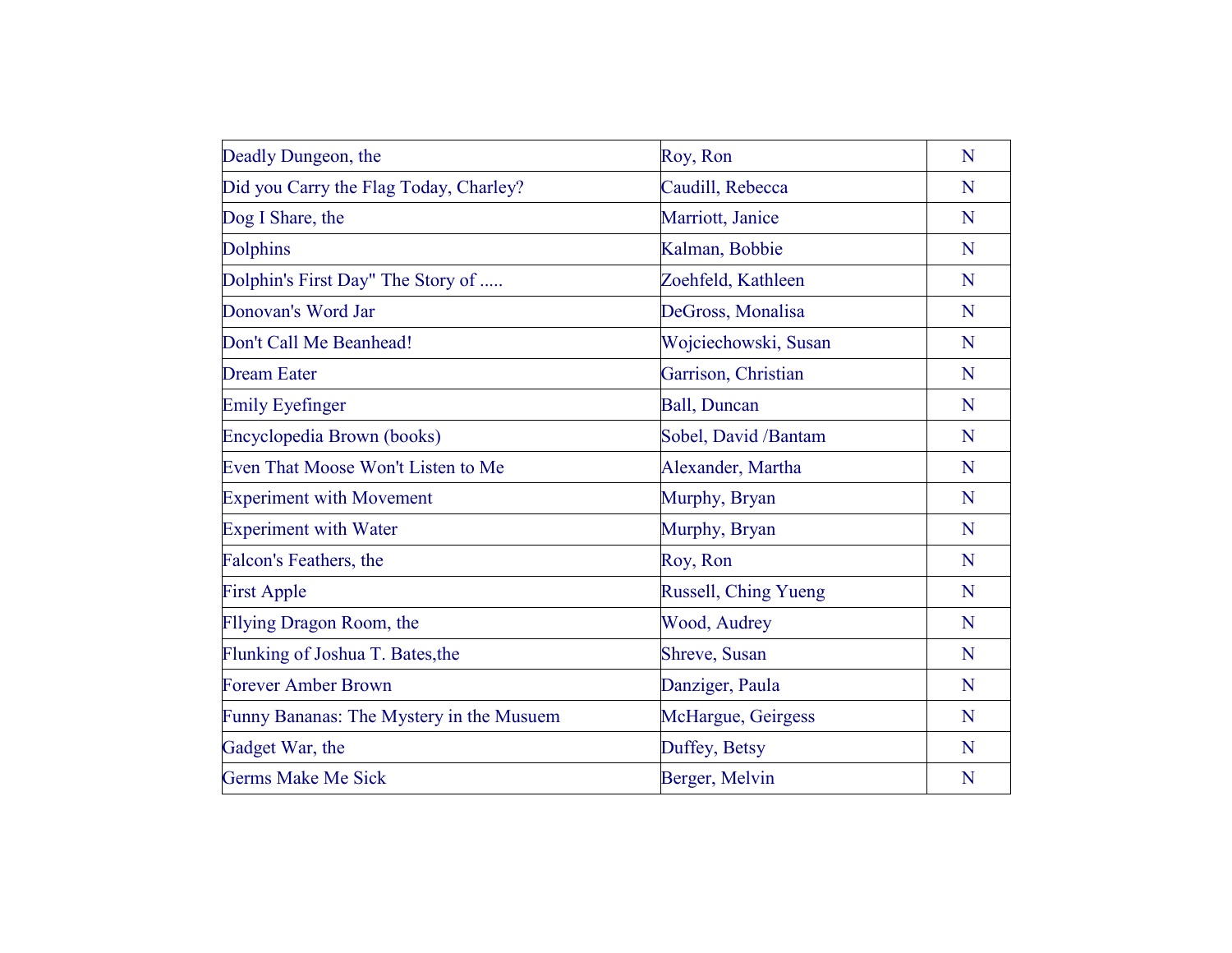| | | |
|---|---|---|
| Deadly Dungeon, the | Roy, Ron | N |
| Did you Carry the Flag Today, Charley? | Caudill, Rebecca | N |
| Dog I Share, the | Marriott, Janice | N |
| Dolphins | Kalman, Bobbie | N |
| Dolphin's First Day" The Story of ..... | Zoehfeld, Kathleen | N |
| Donovan's Word Jar | DeGross, Monalisa | N |
| Don't Call Me Beanhead! | Wojciechowski, Susan | N |
| Dream Eater | Garrison, Christian | N |
| Emily Eyefinger | Ball, Duncan | N |
| Encyclopedia Brown (books) | Sobel, David /Bantam | N |
| Even That Moose Won't Listen to Me | Alexander, Martha | N |
| Experiment with Movement | Murphy, Bryan | N |
| Experiment with Water | Murphy, Bryan | N |
| Falcon's Feathers, the | Roy, Ron | N |
| First Apple | Russell, Ching Yueng | N |
| Fllying Dragon Room, the | Wood, Audrey | N |
| Flunking of Joshua T. Bates,the | Shreve, Susan | N |
| Forever Amber Brown | Danziger, Paula | N |
| Funny Bananas: The Mystery in the Musuem | McHargue, Geirgess | N |
| Gadget War, the | Duffey, Betsy | N |
| Germs Make Me Sick | Berger, Melvin | N |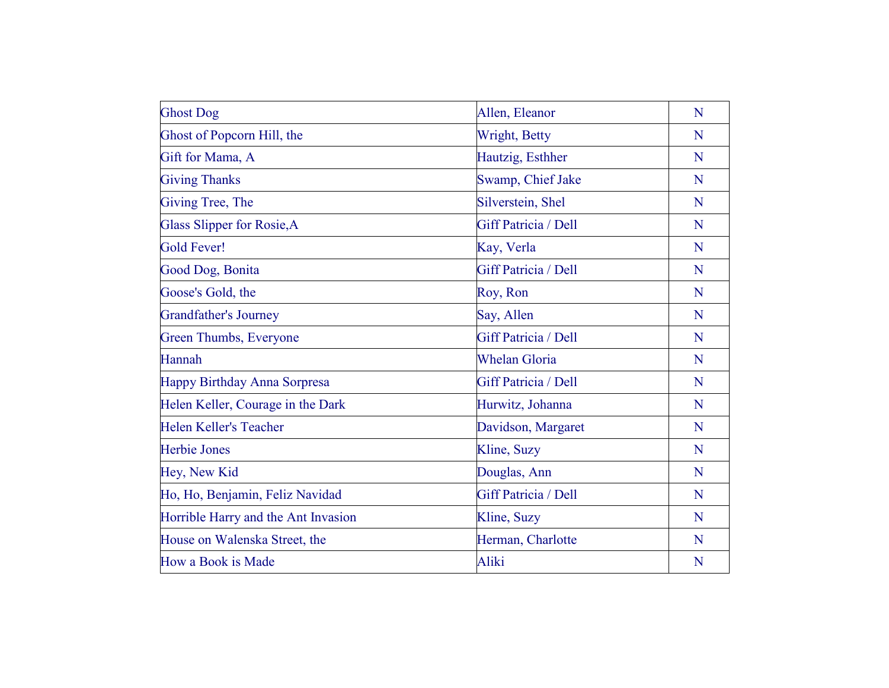| Ghost Dog | Allen, Eleanor | N |
|---|---|---|
| Ghost of Popcorn Hill, the | Wright, Betty | N |
| Gift for Mama, A | Hautzig, Esthher | N |
| Giving Thanks | Swamp, Chief Jake | N |
| Giving Tree, The | Silverstein, Shel | N |
| Glass Slipper for Rosie,A | Giff Patricia / Dell | N |
| Gold Fever! | Kay, Verla | N |
| Good Dog, Bonita | Giff Patricia / Dell | N |
| Goose's Gold, the | Roy, Ron | N |
| Grandfather's Journey | Say, Allen | N |
| Green Thumbs, Everyone | Giff Patricia / Dell | N |
| Hannah | Whelan Gloria | N |
| Happy Birthday Anna Sorpresa | Giff Patricia / Dell | N |
| Helen Keller, Courage in the Dark | Hurwitz, Johanna | N |
| Helen Keller's Teacher | Davidson, Margaret | N |
| Herbie Jones | Kline, Suzy | N |
| Hey, New Kid | Douglas, Ann | N |
| Ho, Ho, Benjamin, Feliz Navidad | Giff Patricia / Dell | N |
| Horrible Harry and the Ant Invasion | Kline, Suzy | N |
| House on Walenska Street, the | Herman, Charlotte | N |
| How a Book is Made | Aliki | N |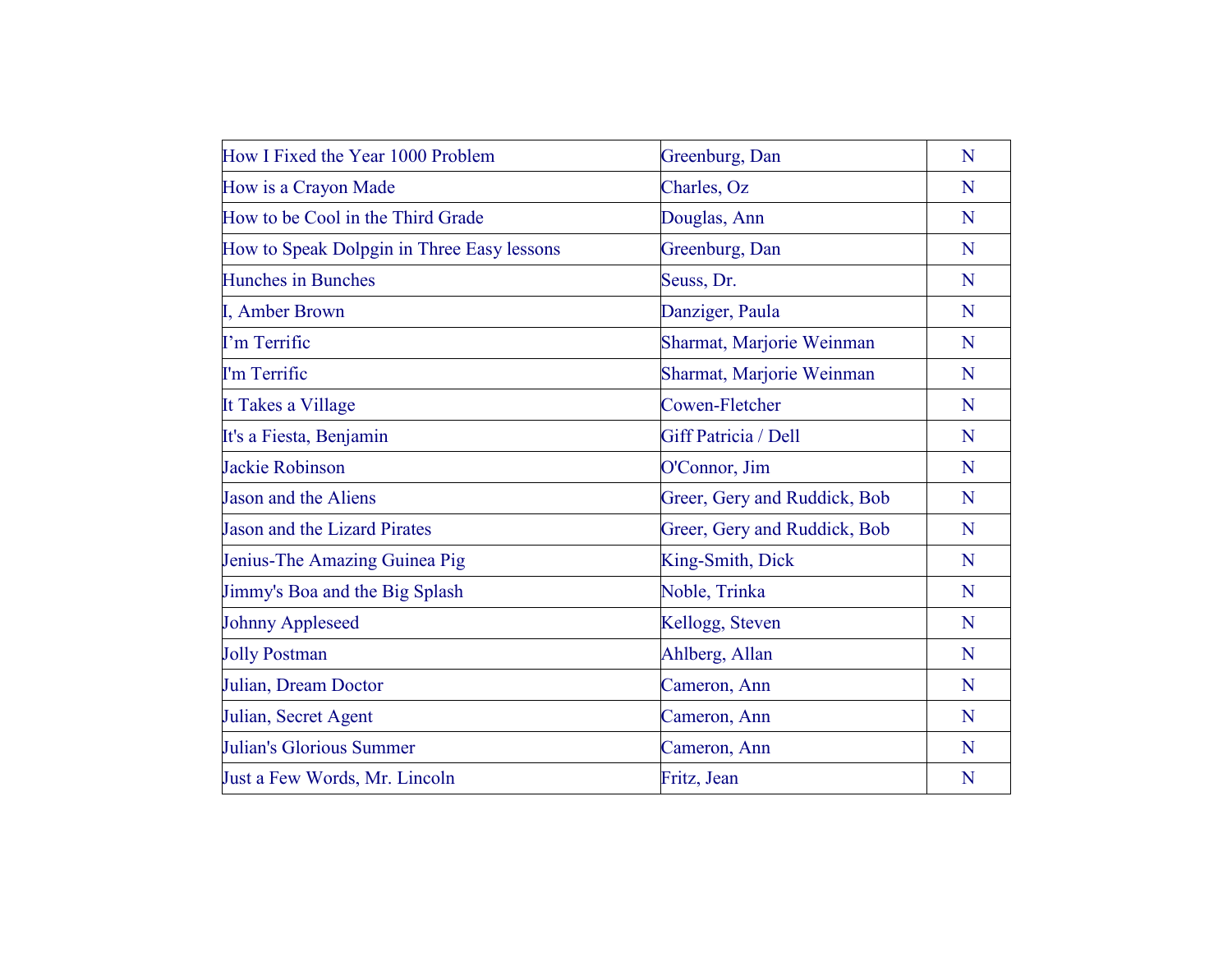| | | |
|---|---|---|
| How I Fixed the Year 1000 Problem | Greenburg, Dan | N |
| How is a Crayon Made | Charles, Oz | N |
| How to be Cool in the Third Grade | Douglas, Ann | N |
| How to Speak Dolpgin in Three Easy lessons | Greenburg, Dan | N |
| Hunches in Bunches | Seuss, Dr. | N |
| I, Amber Brown | Danziger, Paula | N |
| I’m Terrific | Sharmat, Marjorie Weinman | N |
| I'm Terrific | Sharmat, Marjorie Weinman | N |
| It Takes a Village | Cowen-Fletcher | N |
| It's a Fiesta, Benjamin | Giff Patricia / Dell | N |
| Jackie Robinson | O'Connor, Jim | N |
| Jason and the Aliens | Greer, Gery and Ruddick, Bob | N |
| Jason and the Lizard Pirates | Greer, Gery and Ruddick, Bob | N |
| Jenius-The Amazing Guinea Pig | King-Smith, Dick | N |
| Jimmy's Boa and the Big Splash | Noble, Trinka | N |
| Johnny Appleseed | Kellogg, Steven | N |
| Jolly Postman | Ahlberg, Allan | N |
| Julian, Dream Doctor | Cameron, Ann | N |
| Julian, Secret Agent | Cameron, Ann | N |
| Julian's Glorious Summer | Cameron, Ann | N |
| Just a Few Words, Mr. Lincoln | Fritz, Jean | N |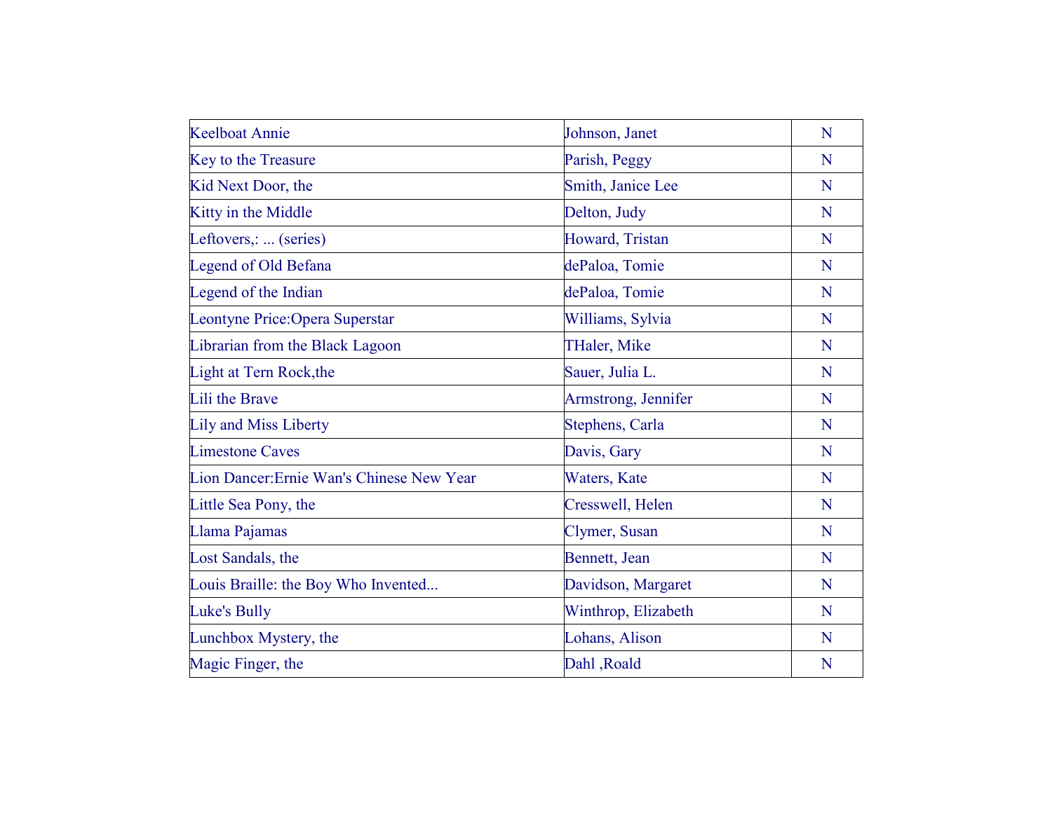| | | |
|---|---|---|
| Keelboat Annie | Johnson, Janet | N |
| Key to the Treasure | Parish, Peggy | N |
| Kid Next Door, the | Smith, Janice Lee | N |
| Kitty in the Middle | Delton, Judy | N |
| Leftovers,: ... (series) | Howard, Tristan | N |
| Legend of Old Befana | dePaloa, Tomie | N |
| Legend of the Indian | dePaloa, Tomie | N |
| Leontyne Price:Opera Superstar | Williams, Sylvia | N |
| Librarian from the Black Lagoon | THaler, Mike | N |
| Light at Tern Rock,the | Sauer, Julia L. | N |
| Lili the Brave | Armstrong, Jennifer | N |
| Lily and Miss Liberty | Stephens, Carla | N |
| Limestone Caves | Davis, Gary | N |
| Lion Dancer:Ernie Wan's Chinese New Year | Waters, Kate | N |
| Little Sea Pony, the | Cresswell, Helen | N |
| Llama Pajamas | Clymer, Susan | N |
| Lost Sandals, the | Bennett, Jean | N |
| Louis Braille: the Boy Who Invented... | Davidson, Margaret | N |
| Luke's Bully | Winthrop, Elizabeth | N |
| Lunchbox Mystery, the | Lohans, Alison | N |
| Magic Finger, the | Dahl ,Roald | N |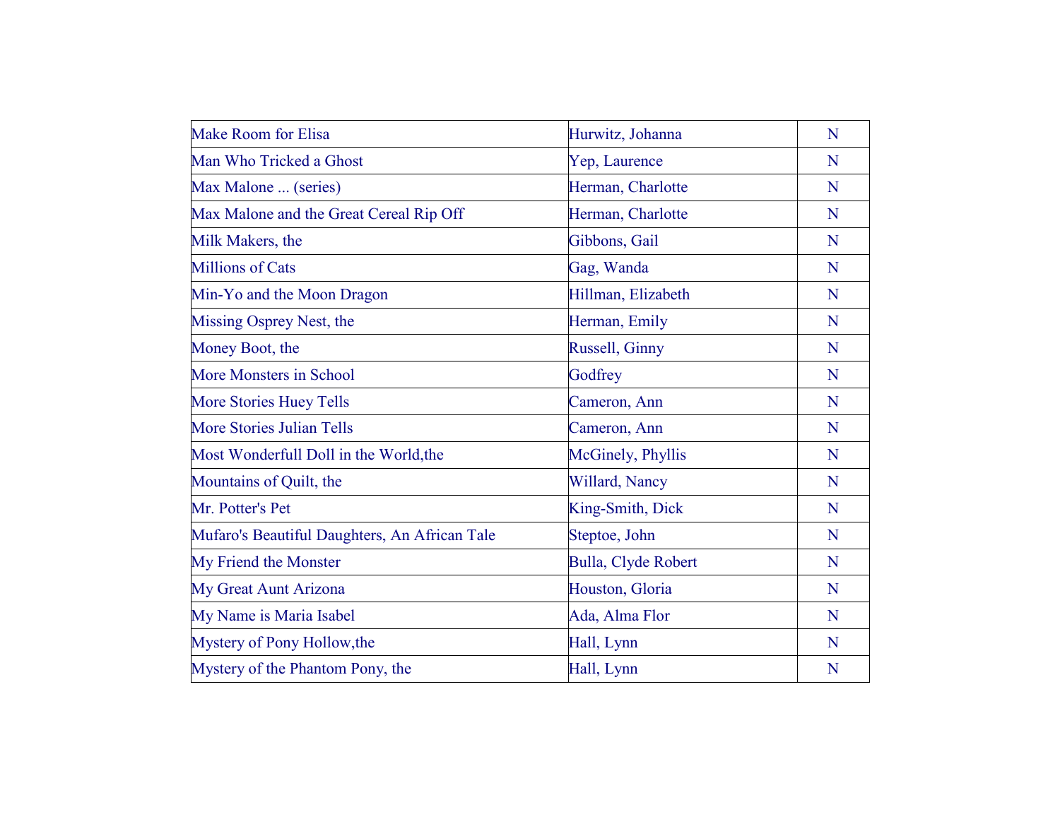| Make Room for Elisa | Hurwitz, Johanna | N |
|---|---|---|
| Man Who Tricked a Ghost | Yep, Laurence | N |
| Max Malone ... (series) | Herman, Charlotte | N |
| Max Malone and the Great Cereal Rip Off | Herman, Charlotte | N |
| Milk Makers, the | Gibbons, Gail | N |
| Millions of Cats | Gag, Wanda | N |
| Min-Yo and the Moon Dragon | Hillman, Elizabeth | N |
| Missing Osprey Nest, the | Herman, Emily | N |
| Money Boot, the | Russell, Ginny | N |
| More Monsters in School | Godfrey | N |
| More Stories Huey Tells | Cameron, Ann | N |
| More Stories Julian Tells | Cameron, Ann | N |
| Most Wonderfull Doll in the World,the | McGinely, Phyllis | N |
| Mountains of Quilt, the | Willard, Nancy | N |
| Mr. Potter's Pet | King-Smith, Dick | N |
| Mufaro's Beautiful Daughters, An African Tale | Steptoe, John | N |
| My Friend the Monster | Bulla, Clyde Robert | N |
| My Great Aunt Arizona | Houston, Gloria | N |
| My Name is Maria Isabel | Ada, Alma Flor | N |
| Mystery of Pony Hollow,the | Hall, Lynn | N |
| Mystery of the Phantom Pony, the | Hall, Lynn | N |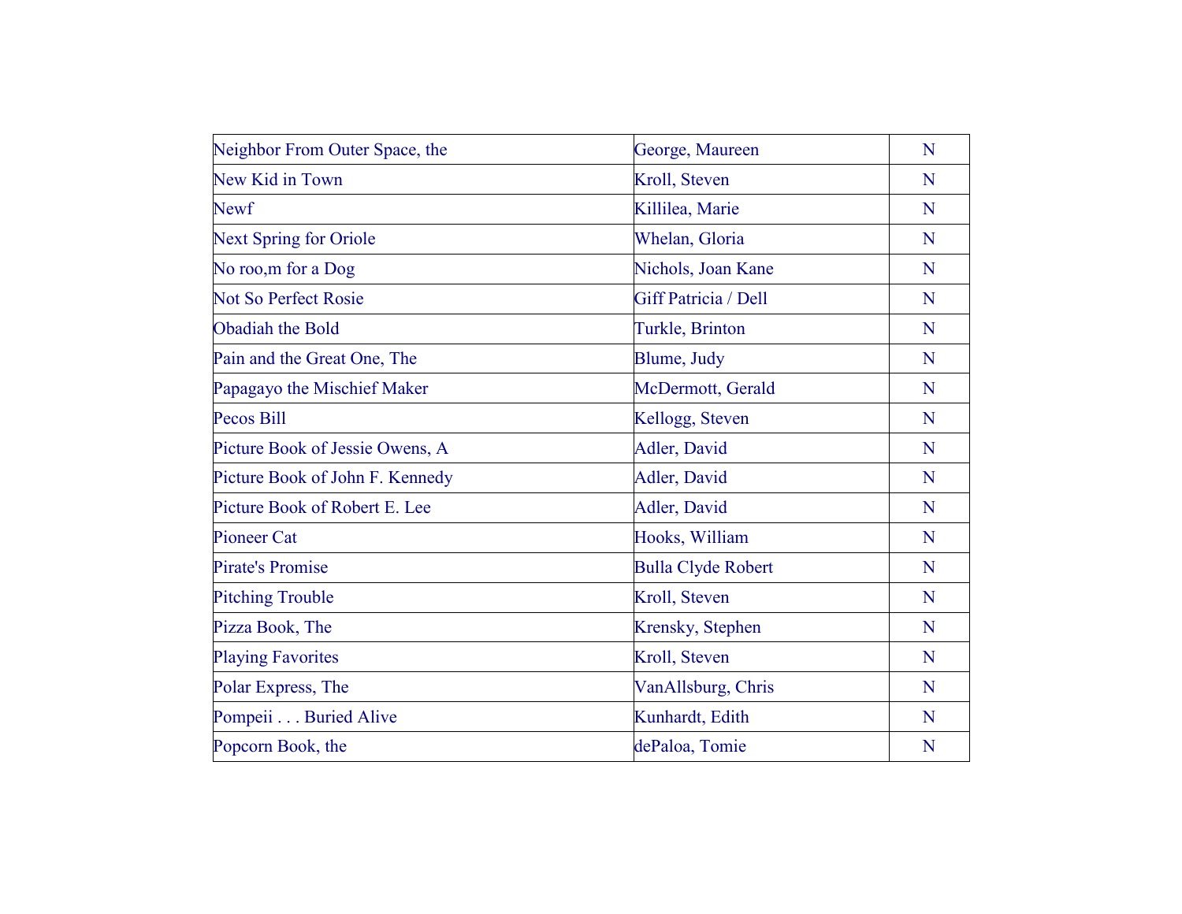| | | |
|---|---|---|
| Neighbor From Outer Space, the | George, Maureen | N |
| New Kid in Town | Kroll, Steven | N |
| Newf | Killilea, Marie | N |
| Next Spring for Oriole | Whelan, Gloria | N |
| No roo,m for a Dog | Nichols, Joan Kane | N |
| Not So Perfect Rosie | Giff Patricia / Dell | N |
| Obadiah the Bold | Turkle, Brinton | N |
| Pain and the Great One, The | Blume, Judy | N |
| Papagayo the Mischief Maker | McDermott, Gerald | N |
| Pecos Bill | Kellogg, Steven | N |
| Picture Book of Jessie Owens, A | Adler, David | N |
| Picture Book of John F. Kennedy | Adler, David | N |
| Picture Book of Robert E. Lee | Adler, David | N |
| Pioneer Cat | Hooks, William | N |
| Pirate's Promise | Bulla Clyde Robert | N |
| Pitching Trouble | Kroll, Steven | N |
| Pizza Book, The | Krensky, Stephen | N |
| Playing Favorites | Kroll, Steven | N |
| Polar Express, The | VanAllsburg, Chris | N |
| Pompeii . . . Buried Alive | Kunhardt, Edith | N |
| Popcorn Book, the | dePaloa, Tomie | N |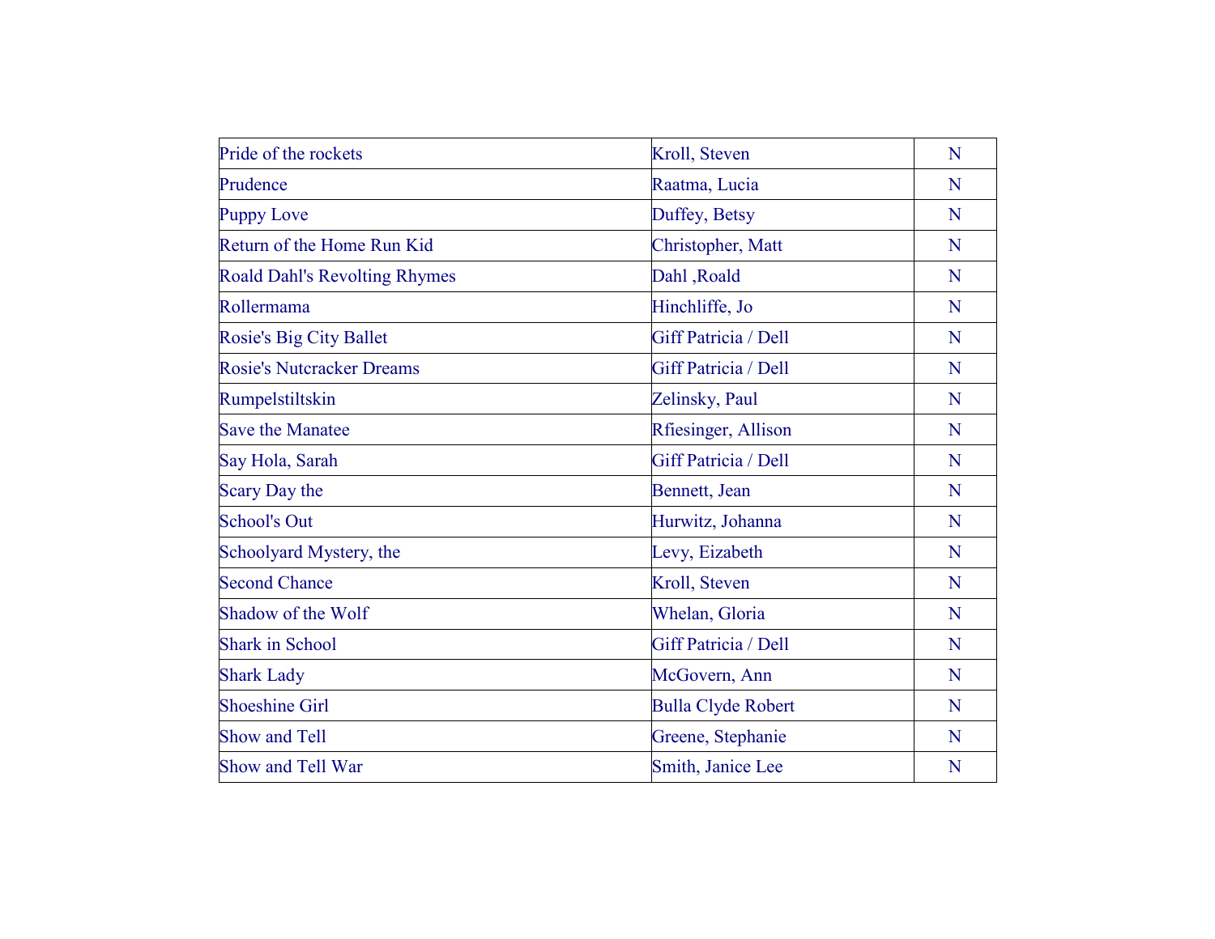| | | |
|---|---|---|
| Pride of the rockets | Kroll, Steven | N |
| Prudence | Raatma, Lucia | N |
| Puppy Love | Duffey, Betsy | N |
| Return of the Home Run Kid | Christopher, Matt | N |
| Roald Dahl's Revolting Rhymes | Dahl ,Roald | N |
| Rollermama | Hinchliffe, Jo | N |
| Rosie's Big City Ballet | Giff Patricia / Dell | N |
| Rosie's Nutcracker Dreams | Giff Patricia / Dell | N |
| Rumpelstiltskin | Zelinsky, Paul | N |
| Save the Manatee | Rfiesinger, Allison | N |
| Say Hola, Sarah | Giff Patricia / Dell | N |
| Scary Day the | Bennett, Jean | N |
| School's Out | Hurwitz, Johanna | N |
| Schoolyard Mystery, the | Levy, Eizabeth | N |
| Second Chance | Kroll, Steven | N |
| Shadow of the Wolf | Whelan, Gloria | N |
| Shark in School | Giff Patricia / Dell | N |
| Shark Lady | McGovern, Ann | N |
| Shoeshine Girl | Bulla Clyde Robert | N |
| Show and Tell | Greene, Stephanie | N |
| Show and Tell War | Smith, Janice Lee | N |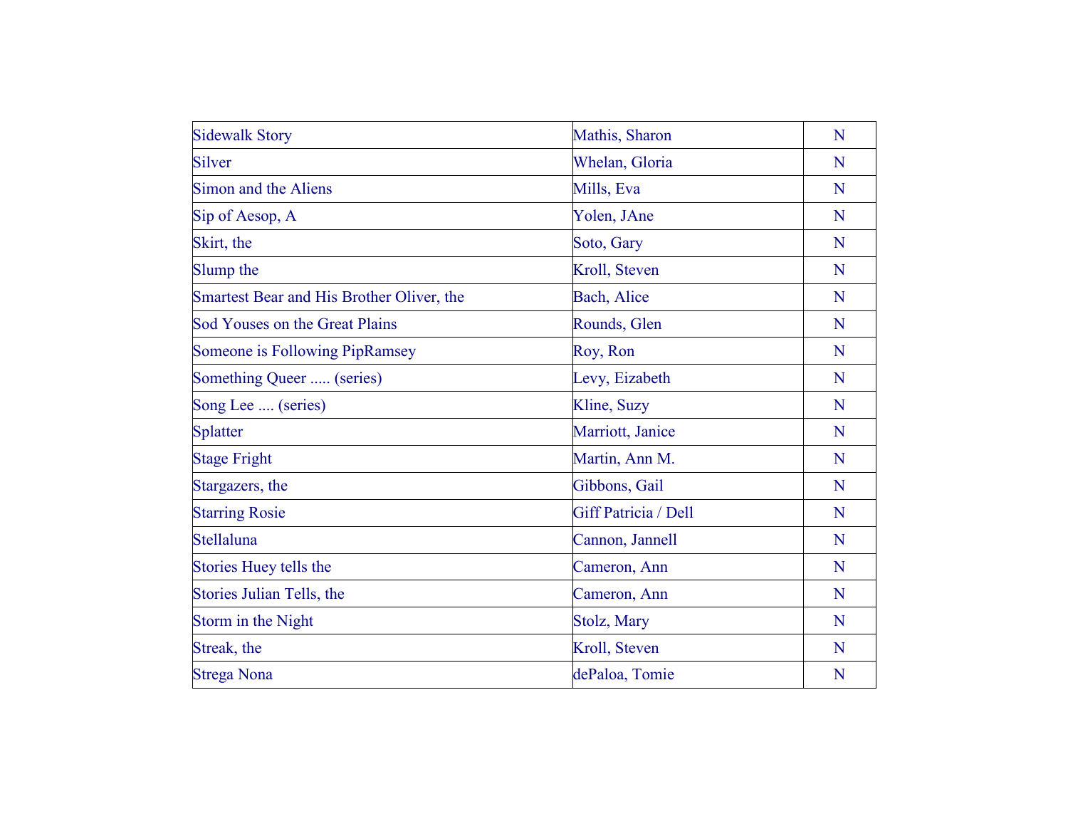| Sidewalk Story | Mathis, Sharon | N |
|---|---|---|
| Silver | Whelan, Gloria | N |
| Simon and the Aliens | Mills, Eva | N |
| Sip of Aesop, A | Yolen, JAne | N |
| Skirt, the | Soto, Gary | N |
| Slump the | Kroll, Steven | N |
| Smartest Bear and His Brother Oliver, the | Bach, Alice | N |
| Sod Youses on the Great Plains | Rounds, Glen | N |
| Someone is Following PipRamsey | Roy, Ron | N |
| Something Queer ..... (series) | Levy, Eizabeth | N |
| Song Lee .... (series) | Kline, Suzy | N |
| Splatter | Marriott, Janice | N |
| Stage Fright | Martin, Ann M. | N |
| Stargazers, the | Gibbons, Gail | N |
| Starring Rosie | Giff Patricia / Dell | N |
| Stellaluna | Cannon, Jannell | N |
| Stories Huey tells the | Cameron, Ann | N |
| Stories Julian Tells, the | Cameron, Ann | N |
| Storm in the Night | Stolz, Mary | N |
| Streak, the | Kroll, Steven | N |
| Strega Nona | dePaloa, Tomie | N |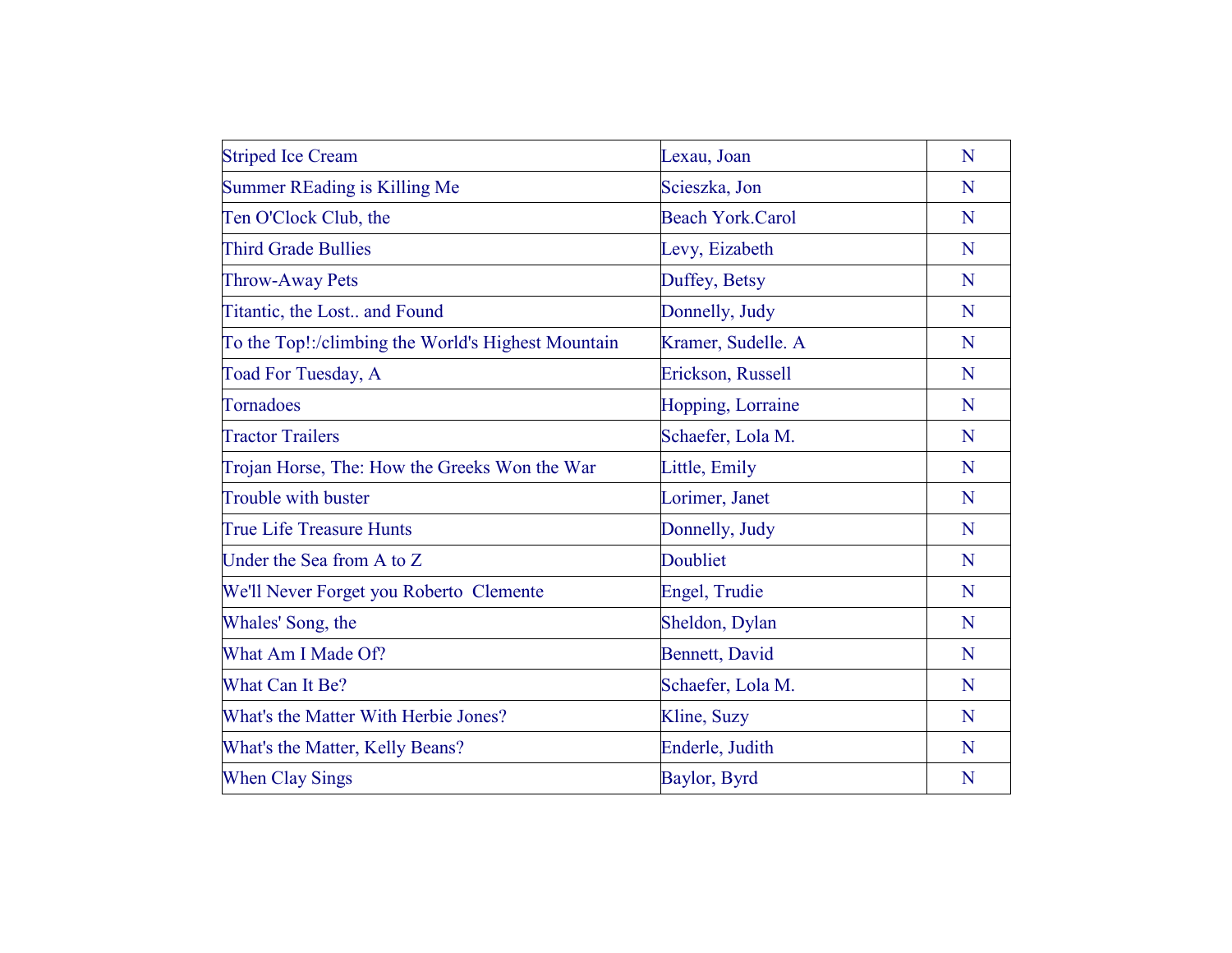| Striped Ice Cream | Lexau, Joan | N |
|---|---|---|
| Summer REading is Killing Me | Scieszka, Jon | N |
| Ten O'Clock Club, the | Beach York.Carol | N |
| Third Grade Bullies | Levy, Eizabeth | N |
| Throw-Away Pets | Duffey, Betsy | N |
| Titantic, the Lost.. and Found | Donnelly, Judy | N |
| To the Top!:/climbing the World's Highest Mountain | Kramer, Sudelle. A | N |
| Toad For Tuesday, A | Erickson, Russell | N |
| Tornadoes | Hopping, Lorraine | N |
| Tractor Trailers | Schaefer, Lola M. | N |
| Trojan Horse, The: How the Greeks Won the War | Little, Emily | N |
| Trouble with buster | Lorimer, Janet | N |
| True Life Treasure Hunts | Donnelly, Judy | N |
| Under the Sea from A to Z | Doubliet | N |
| We'll Never Forget you Roberto Clemente | Engel, Trudie | N |
| Whales' Song, the | Sheldon, Dylan | N |
| What Am I Made Of? | Bennett, David | N |
| What Can It Be? | Schaefer, Lola M. | N |
| What's the Matter With Herbie Jones? | Kline, Suzy | N |
| What's the Matter, Kelly Beans? | Enderle, Judith | N |
| When Clay Sings | Baylor, Byrd | N |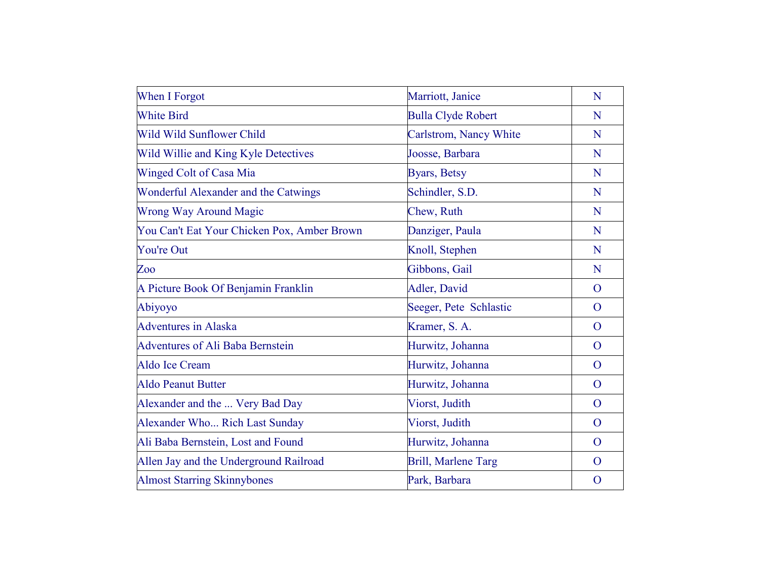| | | |
|---|---|---|
| When I Forgot | Marriott, Janice | N |
| White Bird | Bulla Clyde Robert | N |
| Wild Wild Sunflower Child | Carlstrom, Nancy White | N |
| Wild Willie and King Kyle Detectives | Joosse, Barbara | N |
| Winged Colt of Casa Mia | Byars, Betsy | N |
| Wonderful Alexander and the Catwings | Schindler, S.D. | N |
| Wrong Way Around Magic | Chew, Ruth | N |
| You Can't Eat Your Chicken Pox, Amber Brown | Danziger, Paula | N |
| You're Out | Knoll, Stephen | N |
| Zoo | Gibbons, Gail | N |
| A Picture Book Of Benjamin Franklin | Adler, David | O |
| Abiyoyo | Seeger, Pete  Schlastic | O |
| Adventures in Alaska | Kramer, S. A. | O |
| Adventures of Ali Baba Bernstein | Hurwitz, Johanna | O |
| Aldo Ice Cream | Hurwitz, Johanna | O |
| Aldo Peanut Butter | Hurwitz, Johanna | O |
| Alexander and the ... Very Bad Day | Viorst, Judith | O |
| Alexander Who... Rich Last Sunday | Viorst, Judith | O |
| Ali Baba Bernstein, Lost and Found | Hurwitz, Johanna | O |
| Allen Jay and the Underground Railroad | Brill, Marlene Targ | O |
| Almost Starring Skinnybones | Park, Barbara | O |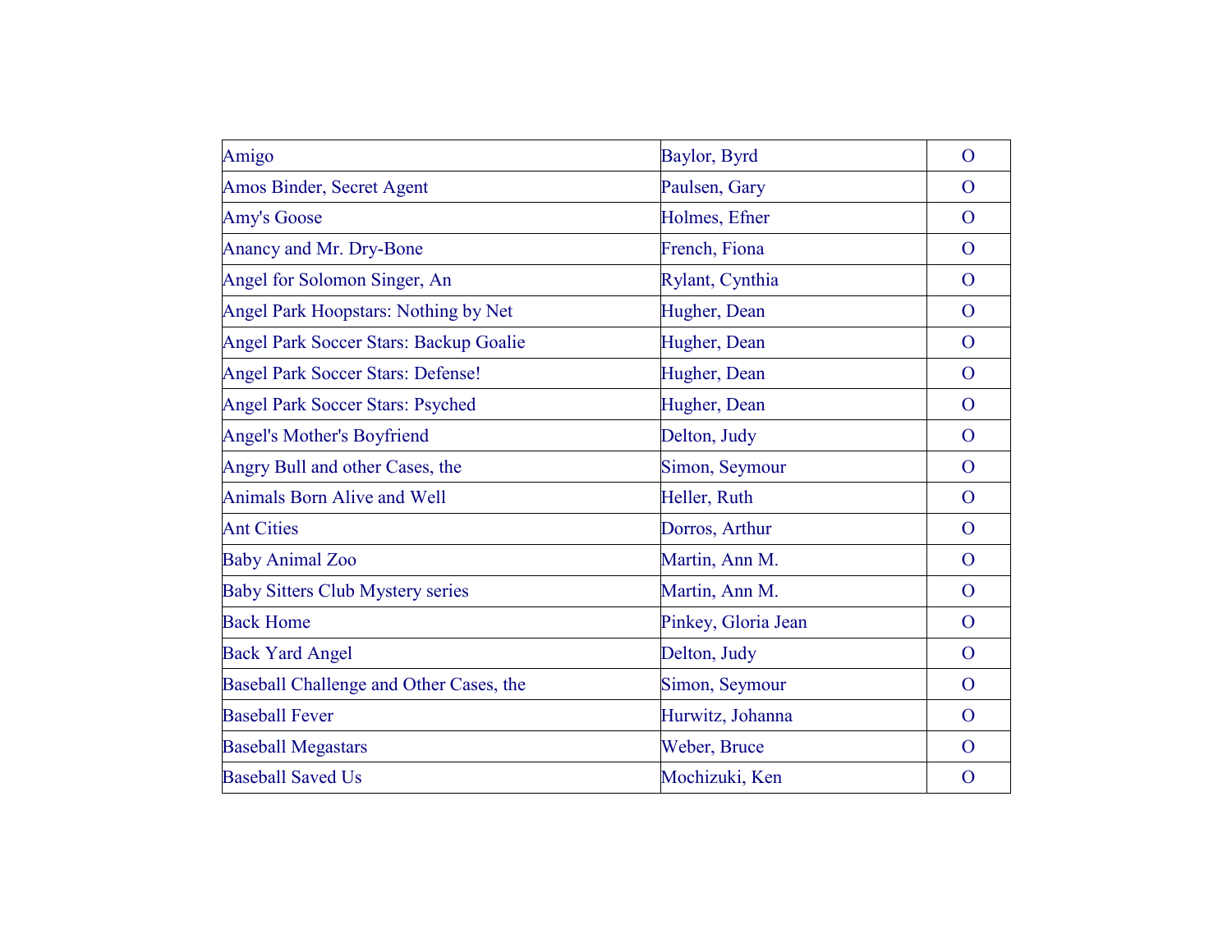| | | |
|---|---|---|
| Amigo | Baylor, Byrd | O |
| Amos Binder, Secret Agent | Paulsen, Gary | O |
| Amy's Goose | Holmes, Efner | O |
| Anancy and Mr. Dry-Bone | French, Fiona | O |
| Angel for Solomon Singer, An | Rylant, Cynthia | O |
| Angel Park Hoopstars: Nothing by Net | Hugher, Dean | O |
| Angel Park Soccer Stars: Backup Goalie | Hugher, Dean | O |
| Angel Park Soccer Stars: Defense! | Hugher, Dean | O |
| Angel Park Soccer Stars: Psyched | Hugher, Dean | O |
| Angel's Mother's Boyfriend | Delton, Judy | O |
| Angry Bull and other Cases, the | Simon, Seymour | O |
| Animals Born Alive and Well | Heller, Ruth | O |
| Ant Cities | Dorros, Arthur | O |
| Baby Animal Zoo | Martin, Ann M. | O |
| Baby Sitters Club Mystery series | Martin, Ann M. | O |
| Back Home | Pinkey, Gloria Jean | O |
| Back Yard Angel | Delton, Judy | O |
| Baseball Challenge and Other Cases, the | Simon, Seymour | O |
| Baseball Fever | Hurwitz, Johanna | O |
| Baseball Megastars | Weber, Bruce | O |
| Baseball Saved Us | Mochizuki, Ken | O |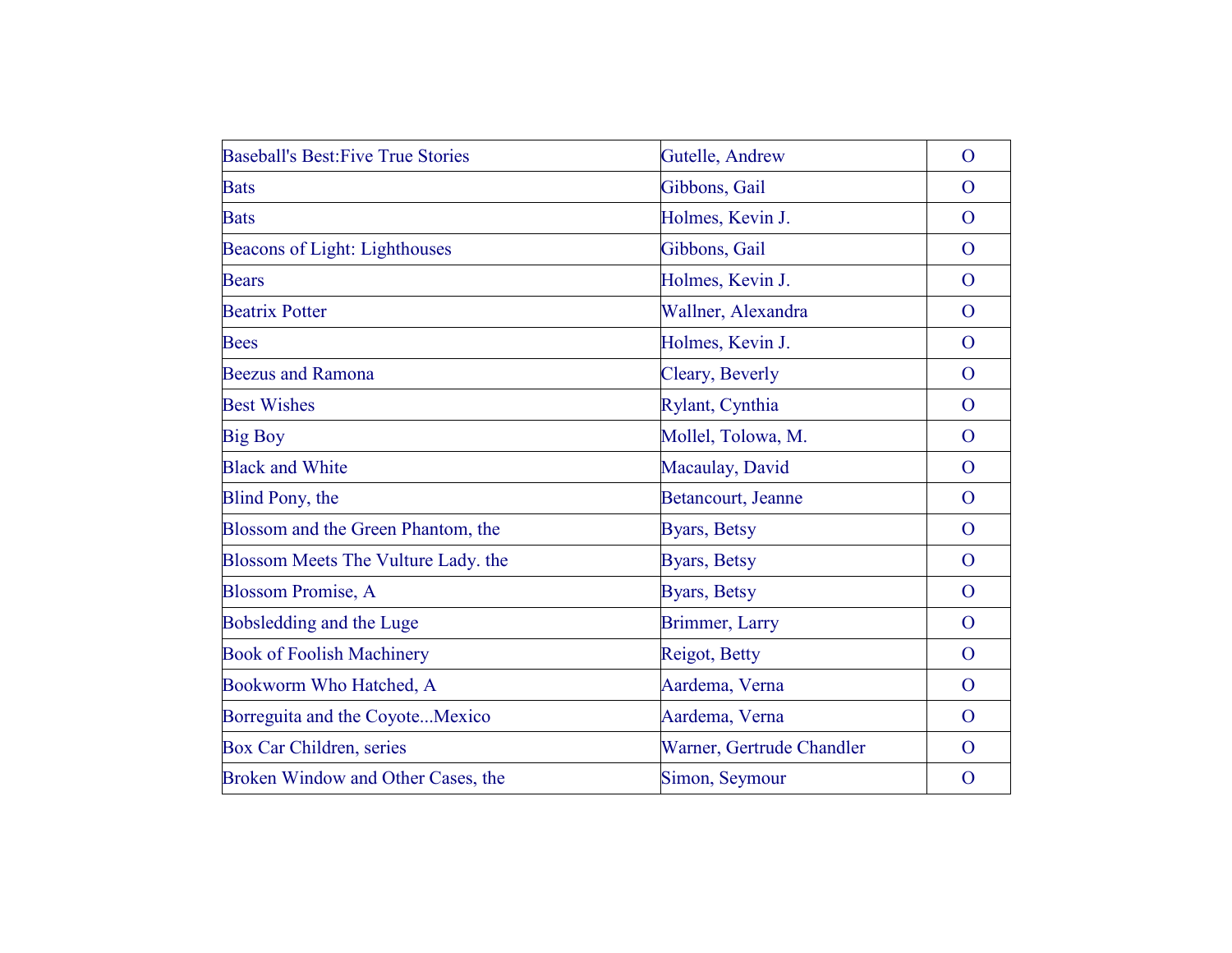| | | |
|---|---|---|
| Baseball's Best:Five True Stories | Gutelle, Andrew | O |
| Bats | Gibbons, Gail | O |
| Bats | Holmes, Kevin J. | O |
| Beacons of Light: Lighthouses | Gibbons, Gail | O |
| Bears | Holmes, Kevin J. | O |
| Beatrix Potter | Wallner, Alexandra | O |
| Bees | Holmes, Kevin J. | O |
| Beezus and Ramona | Cleary, Beverly | O |
| Best Wishes | Rylant, Cynthia | O |
| Big Boy | Mollel, Tolowa, M. | O |
| Black and White | Macaulay, David | O |
| Blind Pony, the | Betancourt, Jeanne | O |
| Blossom and the Green Phantom, the | Byars, Betsy | O |
| Blossom Meets The Vulture Lady. the | Byars, Betsy | O |
| Blossom Promise, A | Byars, Betsy | O |
| Bobsledding and the Luge | Brimmer, Larry | O |
| Book of Foolish Machinery | Reigot, Betty | O |
| Bookworm Who Hatched, A | Aardema, Verna | O |
| Borreguita and the Coyote...Mexico | Aardema, Verna | O |
| Box Car Children, series | Warner, Gertrude Chandler | O |
| Broken Window and Other Cases, the | Simon, Seymour | O |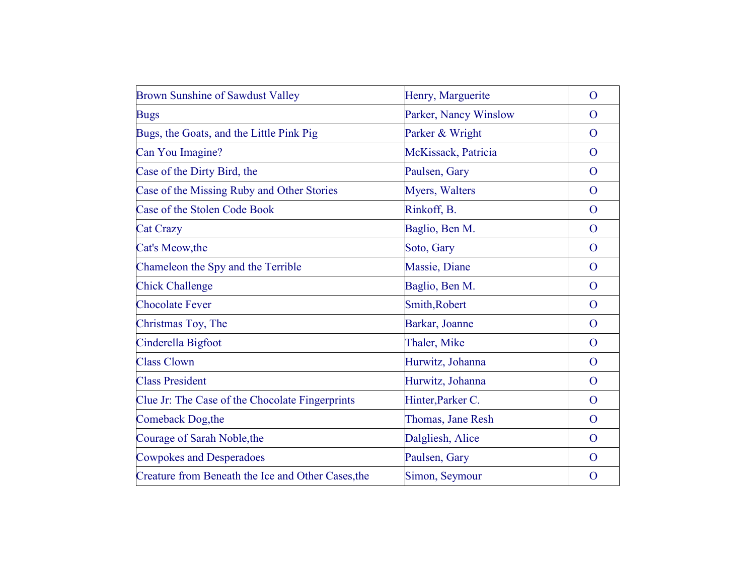| | | |
|---|---|---|
| Brown Sunshine of Sawdust Valley | Henry, Marguerite | O |
| Bugs | Parker, Nancy Winslow | O |
| Bugs, the Goats, and the Little Pink Pig | Parker & Wright | O |
| Can You Imagine? | McKissack, Patricia | O |
| Case of the Dirty Bird, the | Paulsen, Gary | O |
| Case of the Missing Ruby and Other Stories | Myers, Walters | O |
| Case of the Stolen Code Book | Rinkoff, B. | O |
| Cat Crazy | Baglio, Ben M. | O |
| Cat's Meow,the | Soto, Gary | O |
| Chameleon the Spy and the Terrible | Massie, Diane | O |
| Chick Challenge | Baglio, Ben M. | O |
| Chocolate Fever | Smith,Robert | O |
| Christmas Toy, The | Barkar, Joanne | O |
| Cinderella Bigfoot | Thaler, Mike | O |
| Class Clown | Hurwitz, Johanna | O |
| Class President | Hurwitz, Johanna | O |
| Clue Jr: The Case of the Chocolate Fingerprints | Hinter,Parker C. | O |
| Comeback Dog,the | Thomas, Jane Resh | O |
| Courage of Sarah Noble,the | Dalgliesh, Alice | O |
| Cowpokes and Desperadoes | Paulsen, Gary | O |
| Creature from Beneath the Ice and Other Cases,the | Simon, Seymour | O |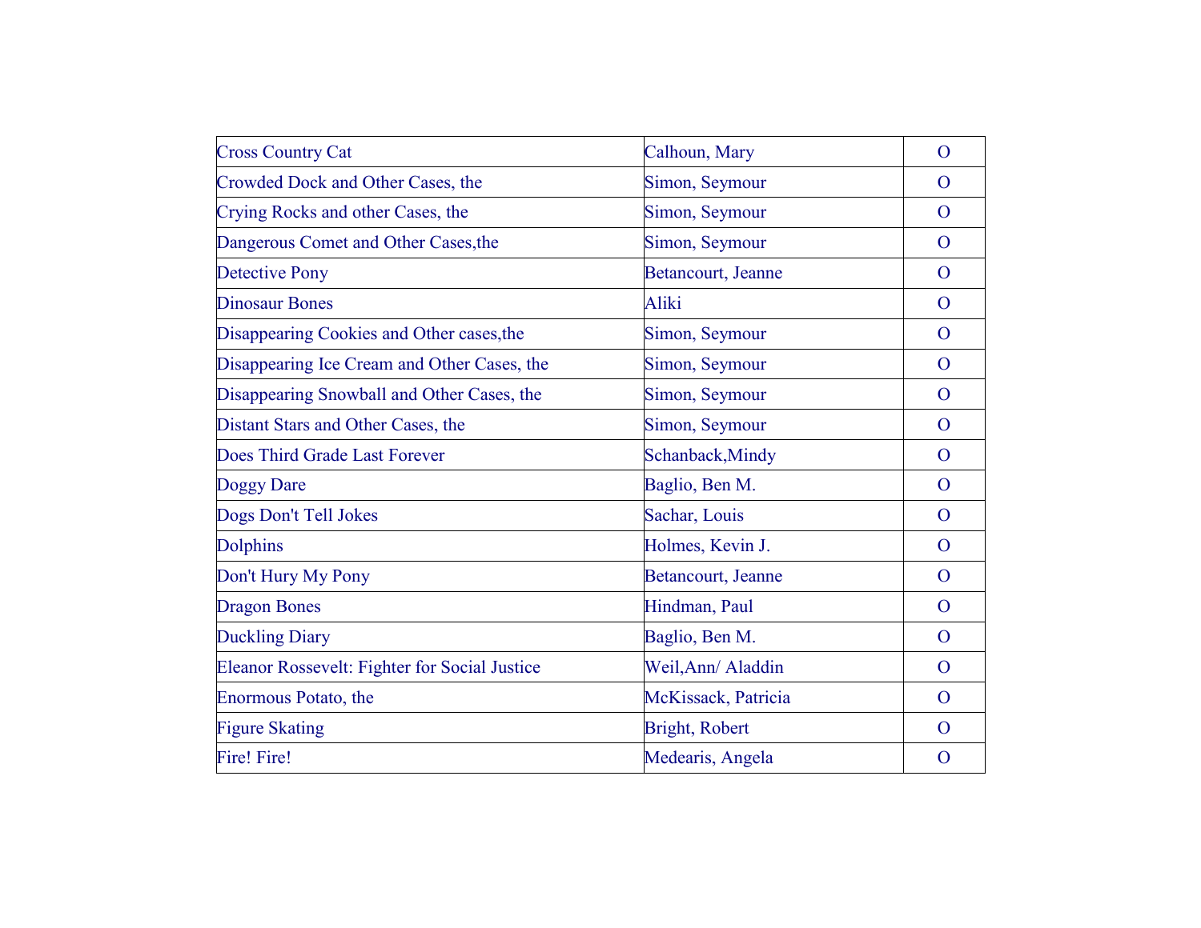| | | |
|---|---|---|
| Cross Country Cat | Calhoun, Mary | O |
| Crowded Dock and Other Cases, the | Simon, Seymour | O |
| Crying Rocks and other Cases, the | Simon, Seymour | O |
| Dangerous Comet and Other Cases,the | Simon, Seymour | O |
| Detective Pony | Betancourt, Jeanne | O |
| Dinosaur Bones | Aliki | O |
| Disappearing Cookies and Other cases,the | Simon, Seymour | O |
| Disappearing Ice Cream and Other Cases, the | Simon, Seymour | O |
| Disappearing Snowball and Other Cases, the | Simon, Seymour | O |
| Distant Stars and Other Cases, the | Simon, Seymour | O |
| Does Third Grade Last Forever | Schanback,Mindy | O |
| Doggy Dare | Baglio, Ben M. | O |
| Dogs Don't Tell Jokes | Sachar, Louis | O |
| Dolphins | Holmes, Kevin J. | O |
| Don't Hury My Pony | Betancourt, Jeanne | O |
| Dragon Bones | Hindman, Paul | O |
| Duckling Diary | Baglio, Ben M. | O |
| Eleanor Rossevelt: Fighter for Social Justice | Weil,Ann/ Aladdin | O |
| Enormous Potato, the | McKissack, Patricia | O |
| Figure Skating | Bright, Robert | O |
| Fire! Fire! | Medearis, Angela | O |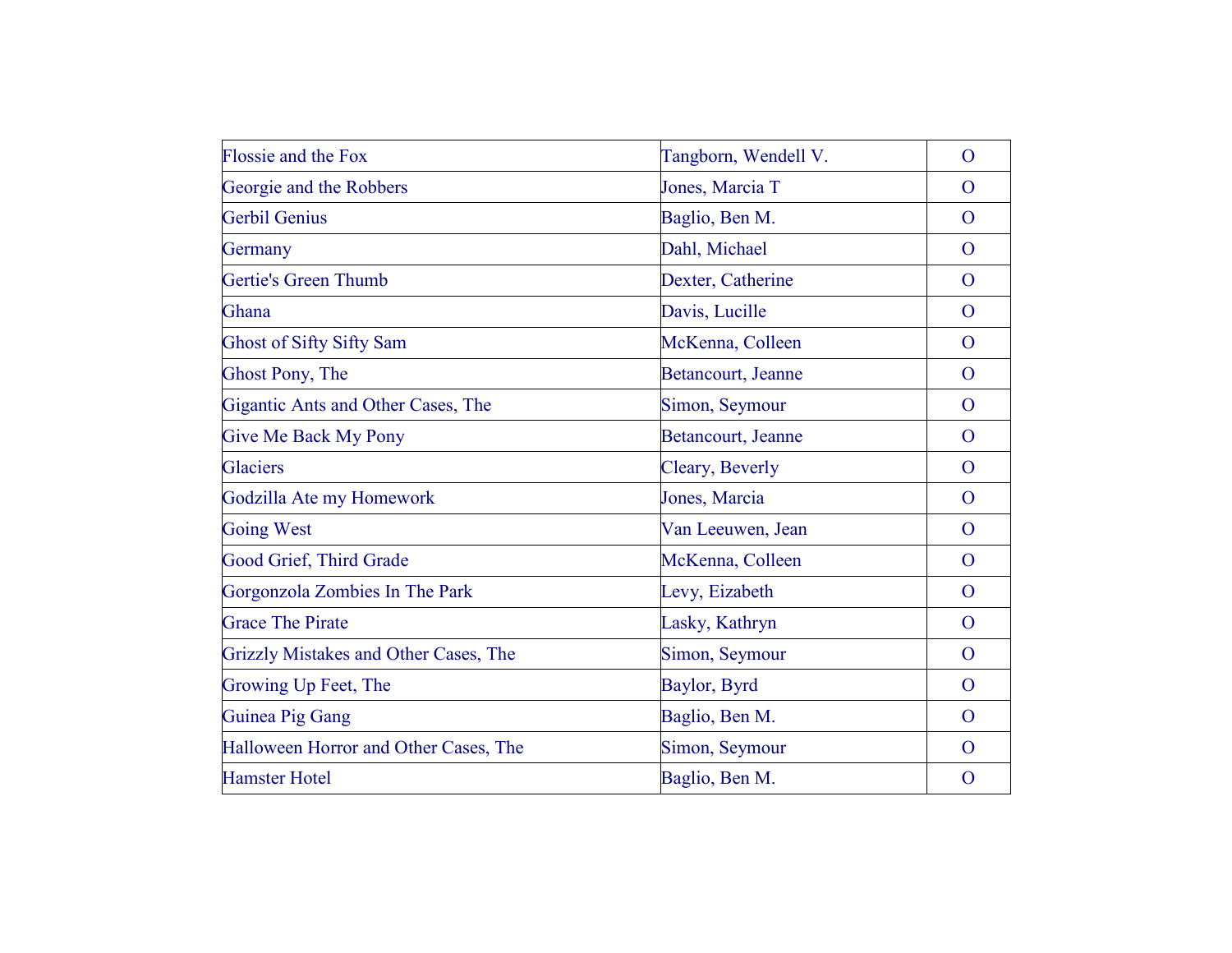| Flossie and the Fox | Tangborn, Wendell V. | O |
| --- | --- | --- |
| Georgie and the Robbers | Jones, Marcia T | O |
| Gerbil Genius | Baglio, Ben M. | O |
| Germany | Dahl, Michael | O |
| Gertie's Green Thumb | Dexter, Catherine | O |
| Ghana | Davis, Lucille | O |
| Ghost of Sifty Sifty Sam | McKenna, Colleen | O |
| Ghost Pony, The | Betancourt, Jeanne | O |
| Gigantic Ants and Other Cases, The | Simon, Seymour | O |
| Give Me Back My Pony | Betancourt, Jeanne | O |
| Glaciers | Cleary, Beverly | O |
| Godzilla Ate my Homework | Jones, Marcia | O |
| Going West | Van Leeuwen, Jean | O |
| Good Grief, Third Grade | McKenna, Colleen | O |
| Gorgonzola Zombies In The Park | Levy, Eizabeth | O |
| Grace The Pirate | Lasky, Kathryn | O |
| Grizzly Mistakes and Other Cases, The | Simon, Seymour | O |
| Growing Up Feet, The | Baylor, Byrd | O |
| Guinea Pig Gang | Baglio, Ben M. | O |
| Halloween Horror and Other Cases, The | Simon, Seymour | O |
| Hamster Hotel | Baglio, Ben M. | O |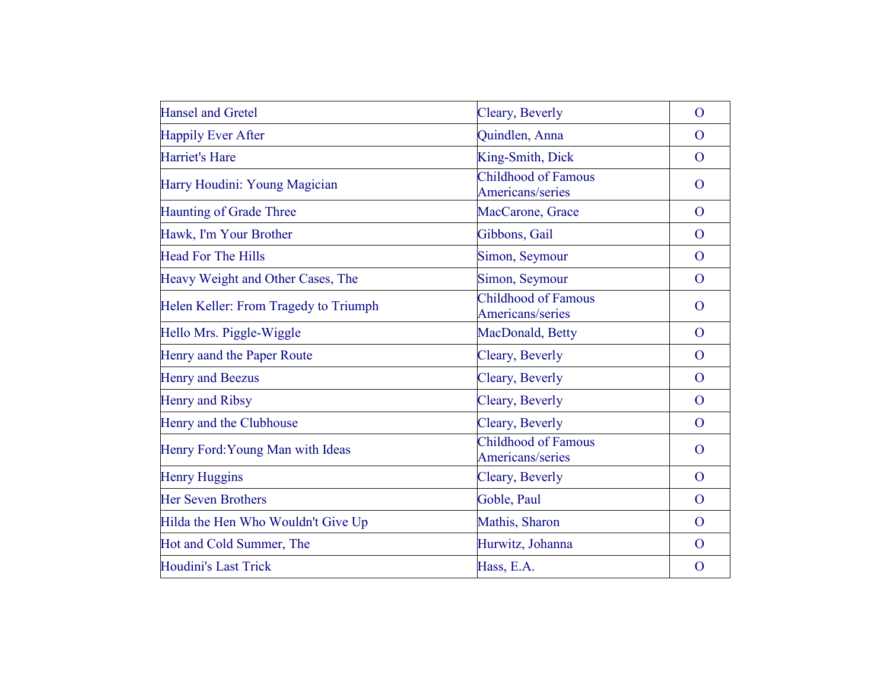| Hansel and Gretel | Cleary, Beverly | O |
| --- | --- | --- |
| Happily Ever After | Quindlen, Anna | O |
| Harriet's Hare | King-Smith, Dick | O |
| Harry Houdini: Young Magician | Childhood of Famous Americans/series | O |
| Haunting of Grade Three | MacCarone, Grace | O |
| Hawk, I'm Your Brother | Gibbons, Gail | O |
| Head For The Hills | Simon, Seymour | O |
| Heavy Weight and Other Cases, The | Simon, Seymour | O |
| Helen Keller: From Tragedy to Triumph | Childhood of Famous Americans/series | O |
| Hello Mrs. Piggle-Wiggle | MacDonald, Betty | O |
| Henry aand the Paper Route | Cleary, Beverly | O |
| Henry and Beezus | Cleary, Beverly | O |
| Henry and Ribsy | Cleary, Beverly | O |
| Henry and the Clubhouse | Cleary, Beverly | O |
| Henry Ford:Young Man with Ideas | Childhood of Famous Americans/series | O |
| Henry Huggins | Cleary, Beverly | O |
| Her Seven Brothers | Goble, Paul | O |
| Hilda the Hen Who Wouldn't Give Up | Mathis, Sharon | O |
| Hot and Cold Summer, The | Hurwitz, Johanna | O |
| Houdini's Last Trick | Hass, E.A. | O |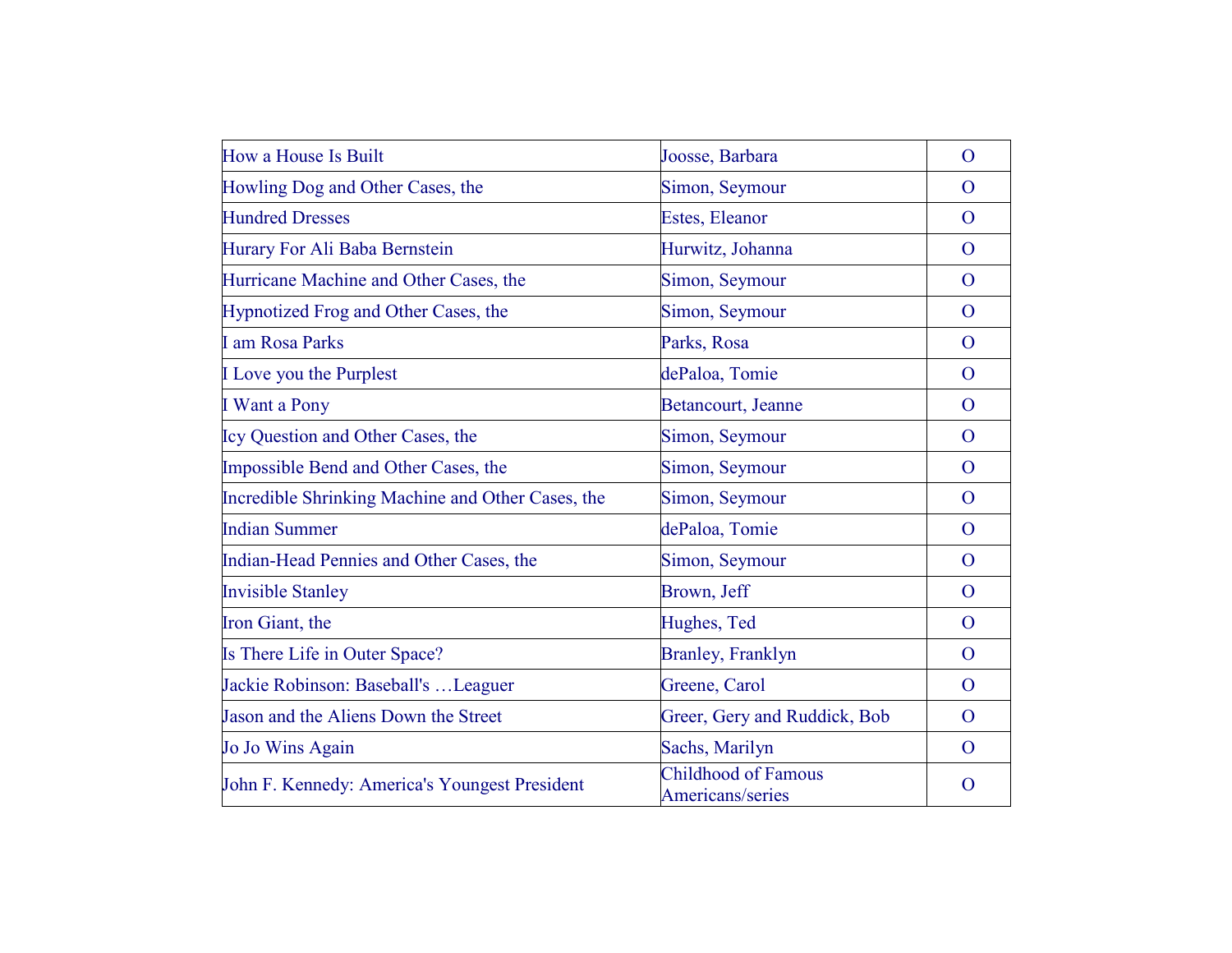| | | |
|---|---|---|
| How a House Is Built | Joosse, Barbara | O |
| Howling Dog and Other Cases, the | Simon, Seymour | O |
| Hundred Dresses | Estes, Eleanor | O |
| Hurary For Ali Baba Bernstein | Hurwitz, Johanna | O |
| Hurricane Machine and Other Cases, the | Simon, Seymour | O |
| Hypnotized Frog and Other Cases, the | Simon, Seymour | O |
| I am Rosa Parks | Parks, Rosa | O |
| I Love you the Purplest | dePaloa, Tomie | O |
| I Want a Pony | Betancourt, Jeanne | O |
| Icy Question and Other Cases, the | Simon, Seymour | O |
| Impossible Bend and Other Cases, the | Simon, Seymour | O |
| Incredible Shrinking Machine and Other Cases, the | Simon, Seymour | O |
| Indian Summer | dePaloa, Tomie | O |
| Indian-Head Pennies and Other Cases, the | Simon, Seymour | O |
| Invisible Stanley | Brown, Jeff | O |
| Iron Giant, the | Hughes, Ted | O |
| Is There Life in Outer Space? | Branley, Franklyn | O |
| Jackie Robinson: Baseball's …Leaguer | Greene, Carol | O |
| Jason and the Aliens Down the Street | Greer, Gery and Ruddick, Bob | O |
| Jo Jo Wins Again | Sachs, Marilyn | O |
| John F. Kennedy: America's Youngest President | Childhood of Famous Americans/series | O |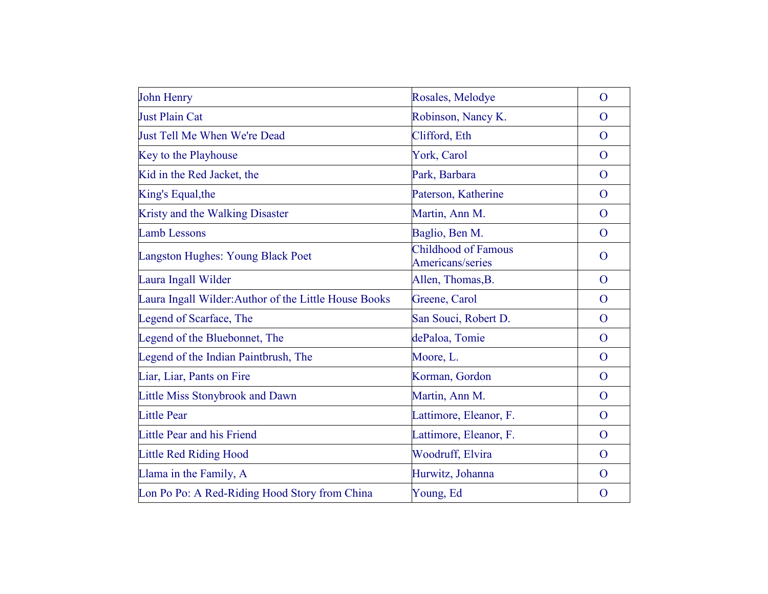| | | |
|---|---|---|
| John Henry | Rosales, Melodye | O |
| Just Plain Cat | Robinson, Nancy K. | O |
| Just Tell Me When We're Dead | Clifford, Eth | O |
| Key to the Playhouse | York, Carol | O |
| Kid in the Red Jacket, the | Park, Barbara | O |
| King's Equal,the | Paterson, Katherine | O |
| Kristy and the Walking Disaster | Martin, Ann M. | O |
| Lamb Lessons | Baglio, Ben M. | O |
| Langston Hughes: Young Black Poet | Childhood of Famous Americans/series | O |
| Laura Ingall Wilder | Allen, Thomas,B. | O |
| Laura Ingall Wilder:Author of the Little House Books | Greene, Carol | O |
| Legend of Scarface, The | San Souci, Robert D. | O |
| Legend of the Bluebonnet, The | dePaloa, Tomie | O |
| Legend of the Indian Paintbrush, The | Moore, L. | O |
| Liar, Liar, Pants on Fire | Korman, Gordon | O |
| Little Miss Stonybrook and Dawn | Martin, Ann M. | O |
| Little Pear | Lattimore, Eleanor, F. | O |
| Little Pear and his Friend | Lattimore, Eleanor, F. | O |
| Little Red Riding Hood | Woodruff, Elvira | O |
| Llama in the Family, A | Hurwitz, Johanna | O |
| Lon Po Po: A Red-Riding Hood Story from China | Young, Ed | O |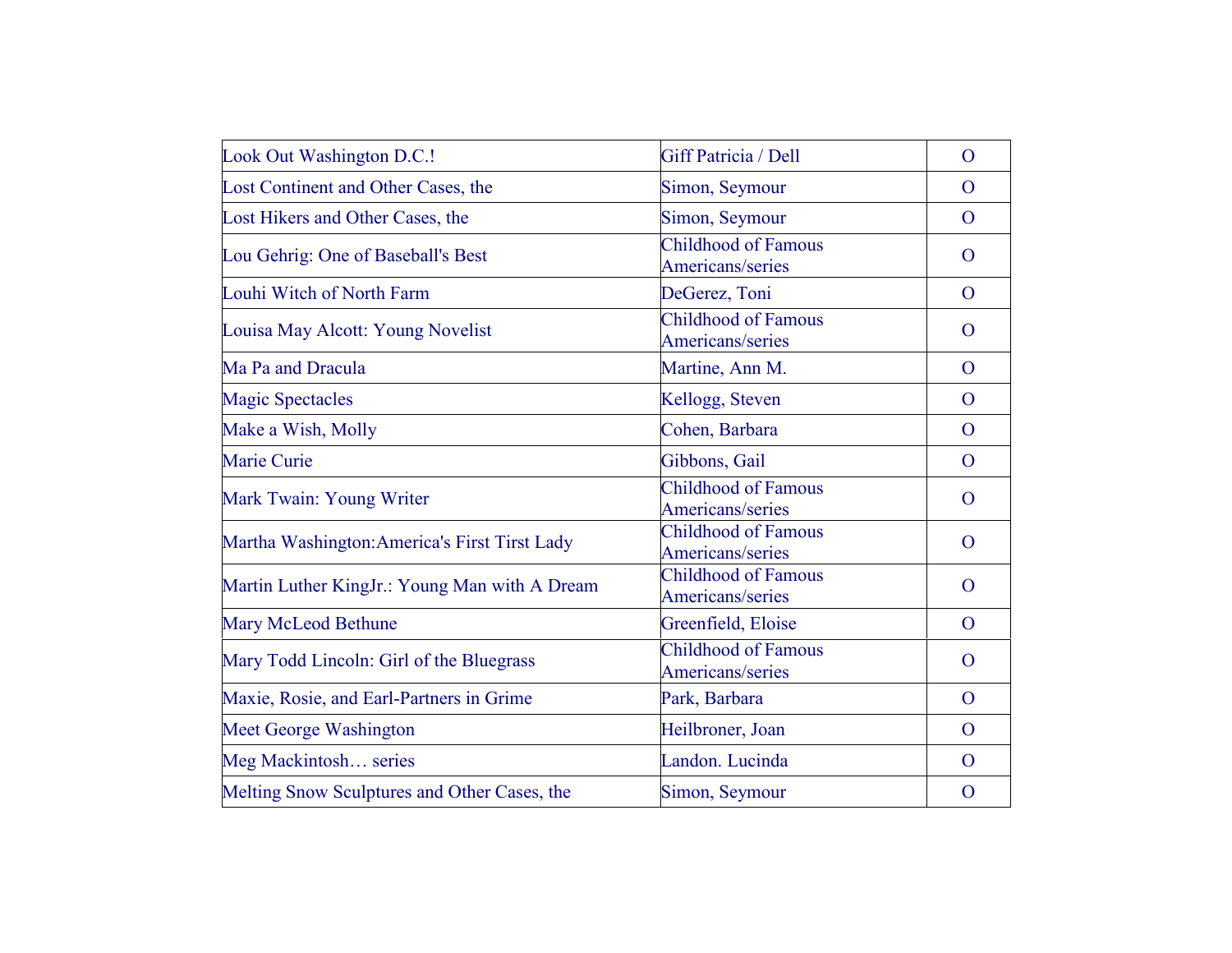| | | |
|---|---|---|
| Look Out Washington D.C.! | Giff Patricia / Dell | O |
| Lost Continent and Other Cases, the | Simon, Seymour | O |
| Lost Hikers and Other Cases, the | Simon, Seymour | O |
| Lou Gehrig: One of Baseball's Best | Childhood of Famous Americans/series | O |
| Louhi Witch of North Farm | DeGerez, Toni | O |
| Louisa May Alcott: Young Novelist | Childhood of Famous Americans/series | O |
| Ma Pa and Dracula | Martine, Ann M. | O |
| Magic Spectacles | Kellogg, Steven | O |
| Make a Wish, Molly | Cohen, Barbara | O |
| Marie Curie | Gibbons, Gail | O |
| Mark Twain: Young Writer | Childhood of Famous Americans/series | O |
| Martha Washington:America's First Tirst Lady | Childhood of Famous Americans/series | O |
| Martin Luther KingJr.: Young Man with A Dream | Childhood of Famous Americans/series | O |
| Mary McLeod Bethune | Greenfield, Eloise | O |
| Mary Todd Lincoln: Girl of the Bluegrass | Childhood of Famous Americans/series | O |
| Maxie, Rosie, and Earl-Partners in Grime | Park, Barbara | O |
| Meet George Washington | Heilbroner, Joan | O |
| Meg Mackintosh… series | Landon. Lucinda | O |
| Melting Snow Sculptures and Other Cases, the | Simon, Seymour | O |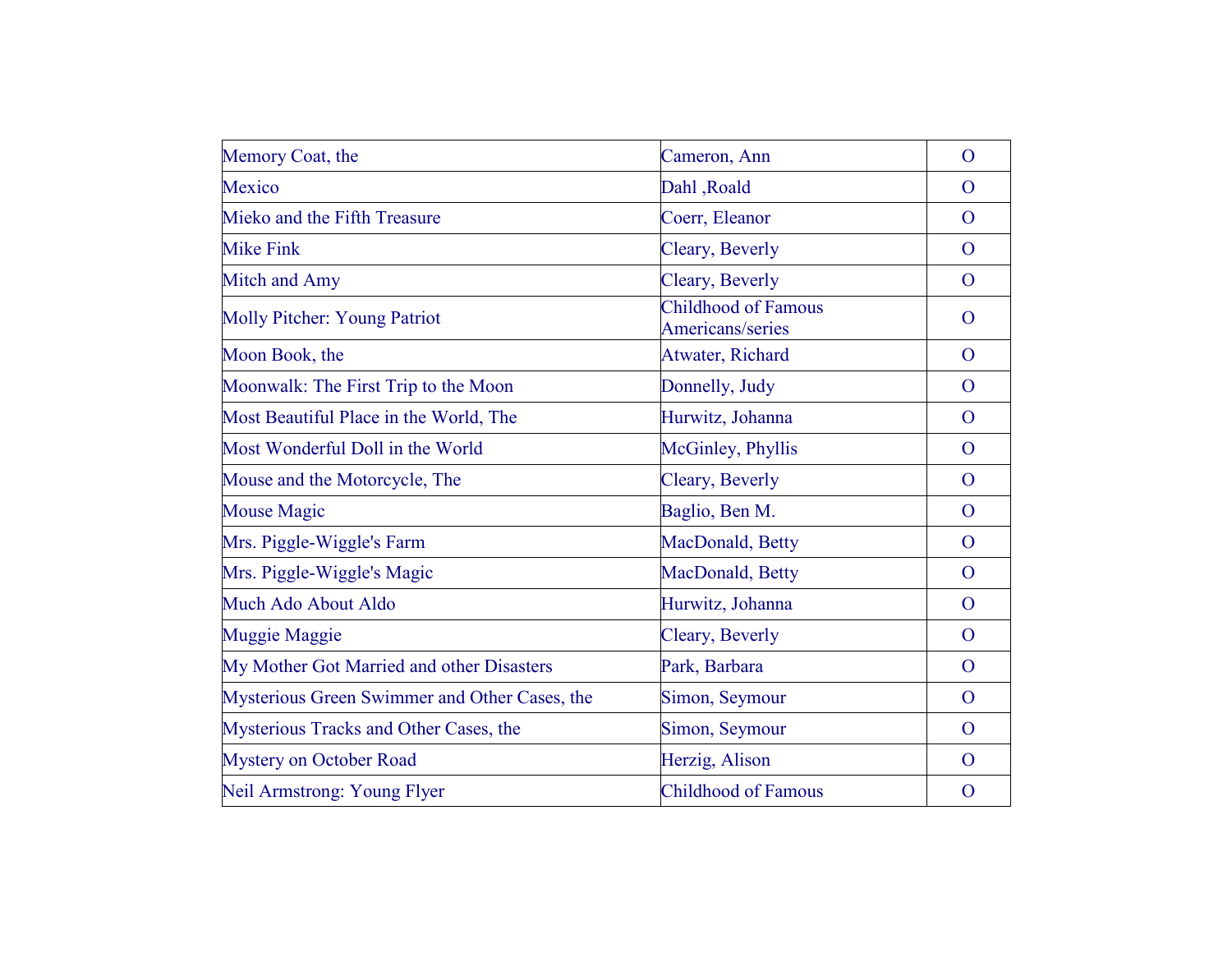| | | |
|---|---|---|
| Memory Coat, the | Cameron, Ann | O |
| Mexico | Dahl ,Roald | O |
| Mieko and the Fifth Treasure | Coerr, Eleanor | O |
| Mike Fink | Cleary, Beverly | O |
| Mitch and Amy | Cleary, Beverly | O |
| Molly Pitcher: Young Patriot | Childhood of Famous Americans/series | O |
| Moon Book, the | Atwater, Richard | O |
| Moonwalk: The First Trip to the Moon | Donnelly, Judy | O |
| Most Beautiful Place in the World, The | Hurwitz, Johanna | O |
| Most Wonderful Doll in the World | McGinley, Phyllis | O |
| Mouse and the Motorcycle, The | Cleary, Beverly | O |
| Mouse Magic | Baglio, Ben M. | O |
| Mrs. Piggle-Wiggle's Farm | MacDonald, Betty | O |
| Mrs. Piggle-Wiggle's Magic | MacDonald, Betty | O |
| Much Ado About Aldo | Hurwitz, Johanna | O |
| Muggie Maggie | Cleary, Beverly | O |
| My Mother Got Married and other Disasters | Park, Barbara | O |
| Mysterious Green Swimmer and Other Cases, the | Simon, Seymour | O |
| Mysterious Tracks and Other Cases, the | Simon, Seymour | O |
| Mystery on October Road | Herzig, Alison | O |
| Neil Armstrong: Young Flyer | Childhood of Famous | O |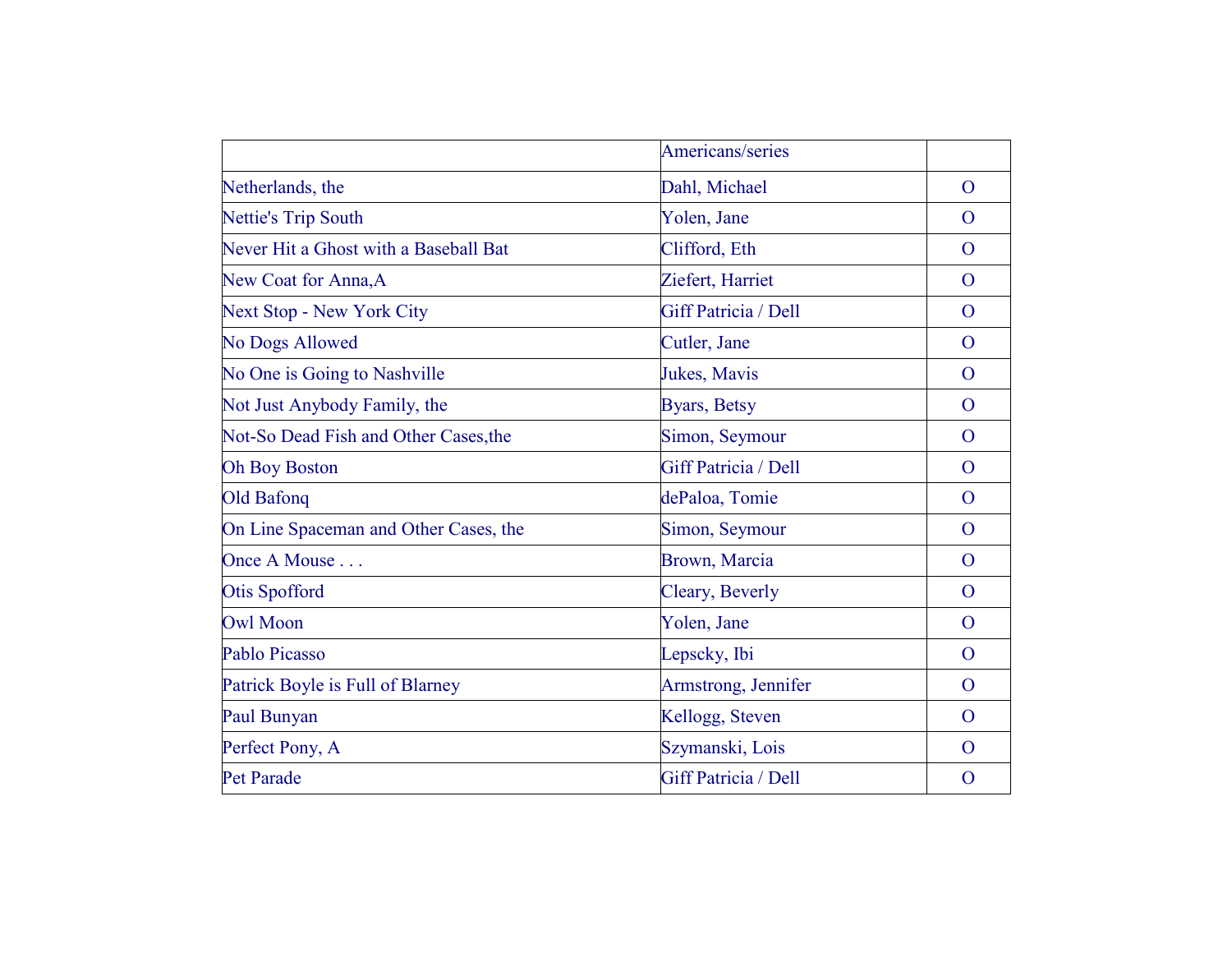| | Americans/series | |
|---|---|---|
| Netherlands, the | Dahl, Michael | O |
| Nettie's Trip South | Yolen, Jane | O |
| Never Hit a Ghost with a Baseball Bat | Clifford, Eth | O |
| New Coat for Anna,A | Ziefert, Harriet | O |
| Next Stop - New York City | Giff Patricia / Dell | O |
| No Dogs Allowed | Cutler, Jane | O |
| No One is Going to Nashville | Jukes, Mavis | O |
| Not Just Anybody Family, the | Byars, Betsy | O |
| Not-So Dead Fish and Other Cases,the | Simon, Seymour | O |
| Oh Boy Boston | Giff Patricia / Dell | O |
| Old Bafonq | dePaloa, Tomie | O |
| On Line Spaceman and Other Cases, the | Simon, Seymour | O |
| Once A Mouse . . . | Brown, Marcia | O |
| Otis Spofford | Cleary, Beverly | O |
| Owl Moon | Yolen, Jane | O |
| Pablo Picasso | Lepscky, Ibi | O |
| Patrick Boyle is Full of Blarney | Armstrong, Jennifer | O |
| Paul Bunyan | Kellogg, Steven | O |
| Perfect Pony, A | Szymanski, Lois | O |
| Pet Parade | Giff Patricia / Dell | O |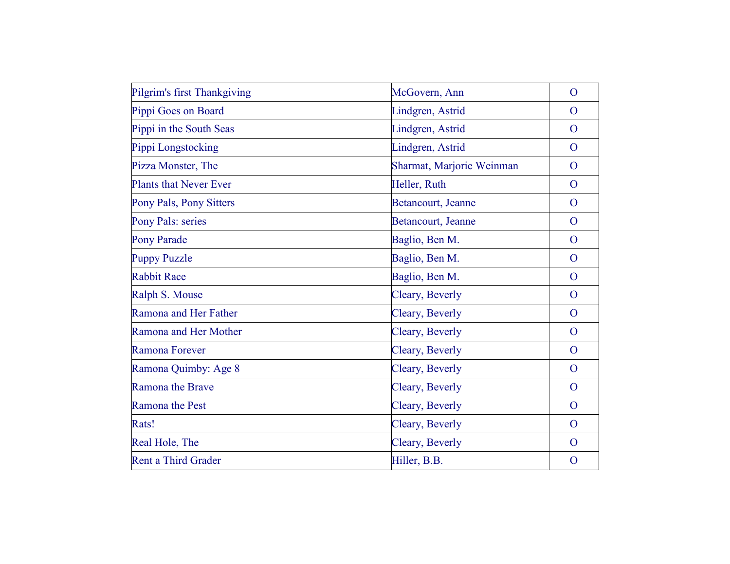| | | |
|---|---|---|
| Pilgrim's first Thankgiving | McGovern, Ann | O |
| Pippi Goes on Board | Lindgren, Astrid | O |
| Pippi in the South Seas | Lindgren, Astrid | O |
| Pippi Longstocking | Lindgren, Astrid | O |
| Pizza Monster, The | Sharmat, Marjorie Weinman | O |
| Plants that Never Ever | Heller, Ruth | O |
| Pony Pals, Pony Sitters | Betancourt, Jeanne | O |
| Pony Pals: series | Betancourt, Jeanne | O |
| Pony Parade | Baglio, Ben M. | O |
| Puppy Puzzle | Baglio, Ben M. | O |
| Rabbit Race | Baglio, Ben M. | O |
| Ralph S. Mouse | Cleary, Beverly | O |
| Ramona and Her Father | Cleary, Beverly | O |
| Ramona and Her Mother | Cleary, Beverly | O |
| Ramona Forever | Cleary, Beverly | O |
| Ramona Quimby: Age 8 | Cleary, Beverly | O |
| Ramona the Brave | Cleary, Beverly | O |
| Ramona the Pest | Cleary, Beverly | O |
| Rats! | Cleary, Beverly | O |
| Real Hole, The | Cleary, Beverly | O |
| Rent a Third Grader | Hiller, B.B. | O |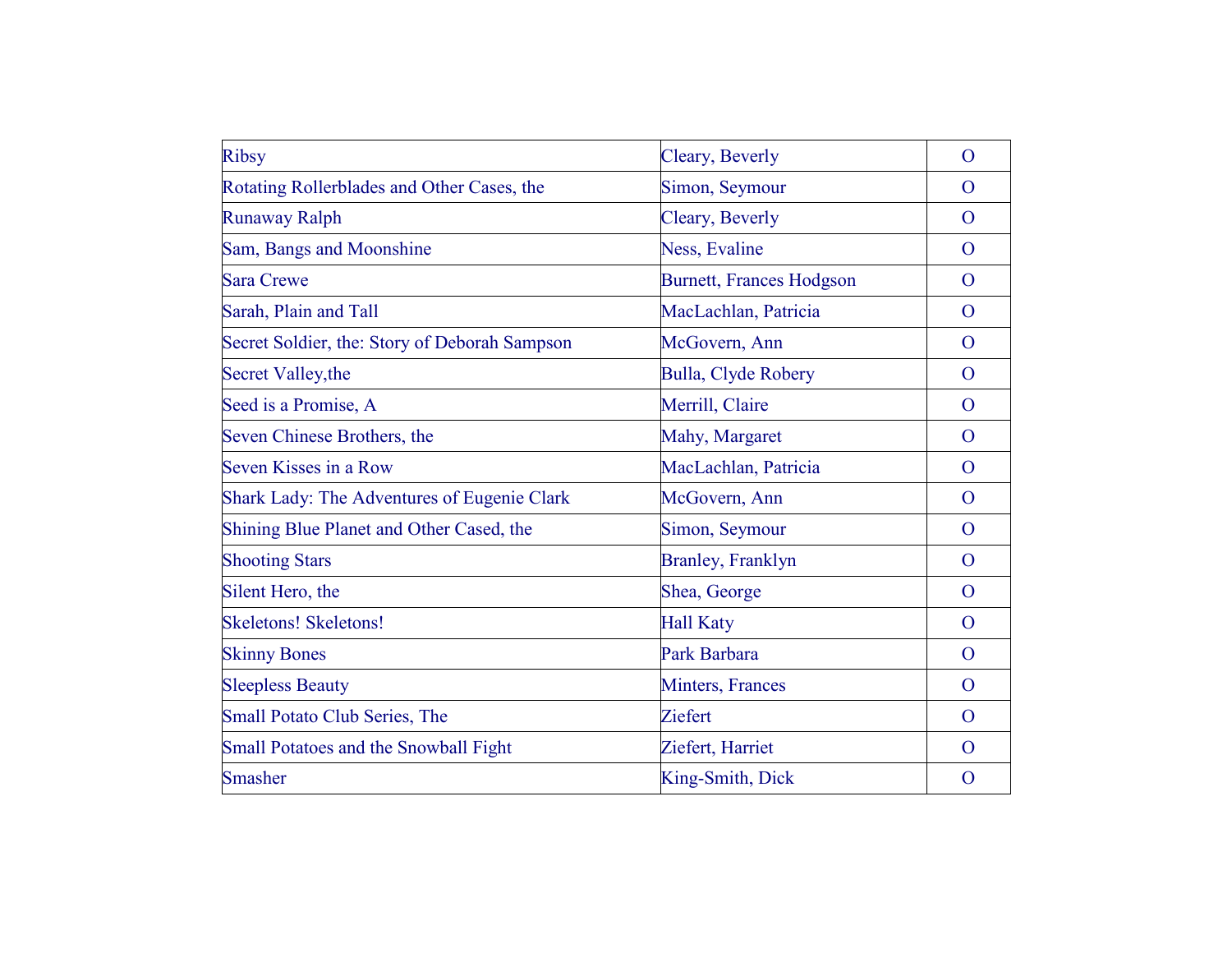| Ribsy | Cleary, Beverly | O |
|---|---|---|
| Rotating Rollerblades and Other Cases, the | Simon, Seymour | O |
| Runaway Ralph | Cleary, Beverly | O |
| Sam, Bangs and Moonshine | Ness, Evaline | O |
| Sara Crewe | Burnett, Frances Hodgson | O |
| Sarah, Plain and Tall | MacLachlan, Patricia | O |
| Secret Soldier, the: Story of Deborah Sampson | McGovern, Ann | O |
| Secret Valley,the | Bulla, Clyde Robery | O |
| Seed is a Promise, A | Merrill, Claire | O |
| Seven Chinese Brothers, the | Mahy, Margaret | O |
| Seven Kisses in a Row | MacLachlan, Patricia | O |
| Shark Lady: The Adventures of Eugenie Clark | McGovern, Ann | O |
| Shining Blue Planet and Other Cased, the | Simon, Seymour | O |
| Shooting Stars | Branley, Franklyn | O |
| Silent Hero, the | Shea, George | O |
| Skeletons! Skeletons! | Hall Katy | O |
| Skinny Bones | Park Barbara | O |
| Sleepless Beauty | Minters, Frances | O |
| Small Potato Club Series, The | Ziefert | O |
| Small Potatoes and the Snowball Fight | Ziefert, Harriet | O |
| Smasher | King-Smith, Dick | O |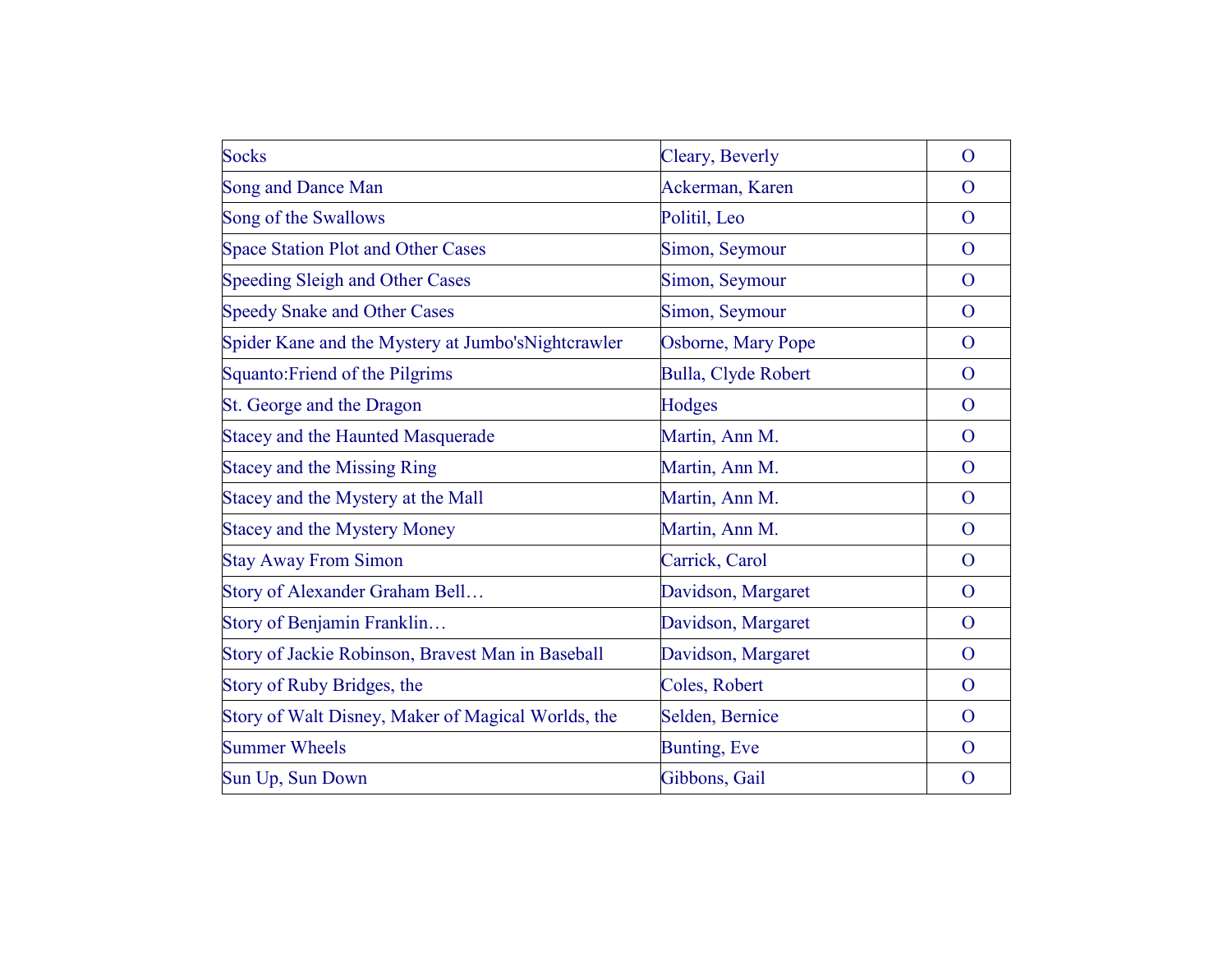| Socks | Cleary, Beverly | O |
|---|---|---|
| Song and Dance Man | Ackerman, Karen | O |
| Song of the Swallows | Politil, Leo | O |
| Space Station Plot and Other Cases | Simon, Seymour | O |
| Speeding Sleigh and Other Cases | Simon, Seymour | O |
| Speedy Snake and Other Cases | Simon, Seymour | O |
| Spider Kane and the Mystery at Jumbo'sNightcrawler | Osborne, Mary Pope | O |
| Squanto:Friend of the Pilgrims | Bulla, Clyde Robert | O |
| St. George and the Dragon | Hodges | O |
| Stacey and the Haunted Masquerade | Martin, Ann M. | O |
| Stacey and the Missing Ring | Martin, Ann M. | O |
| Stacey and the Mystery at the Mall | Martin, Ann M. | O |
| Stacey and the Mystery Money | Martin, Ann M. | O |
| Stay Away From Simon | Carrick, Carol | O |
| Story of Alexander Graham Bell… | Davidson, Margaret | O |
| Story of Benjamin Franklin… | Davidson, Margaret | O |
| Story of Jackie Robinson, Bravest Man in Baseball | Davidson, Margaret | O |
| Story of Ruby Bridges, the | Coles, Robert | O |
| Story of Walt Disney, Maker of Magical Worlds, the | Selden, Bernice | O |
| Summer Wheels | Bunting, Eve | O |
| Sun Up, Sun Down | Gibbons, Gail | O |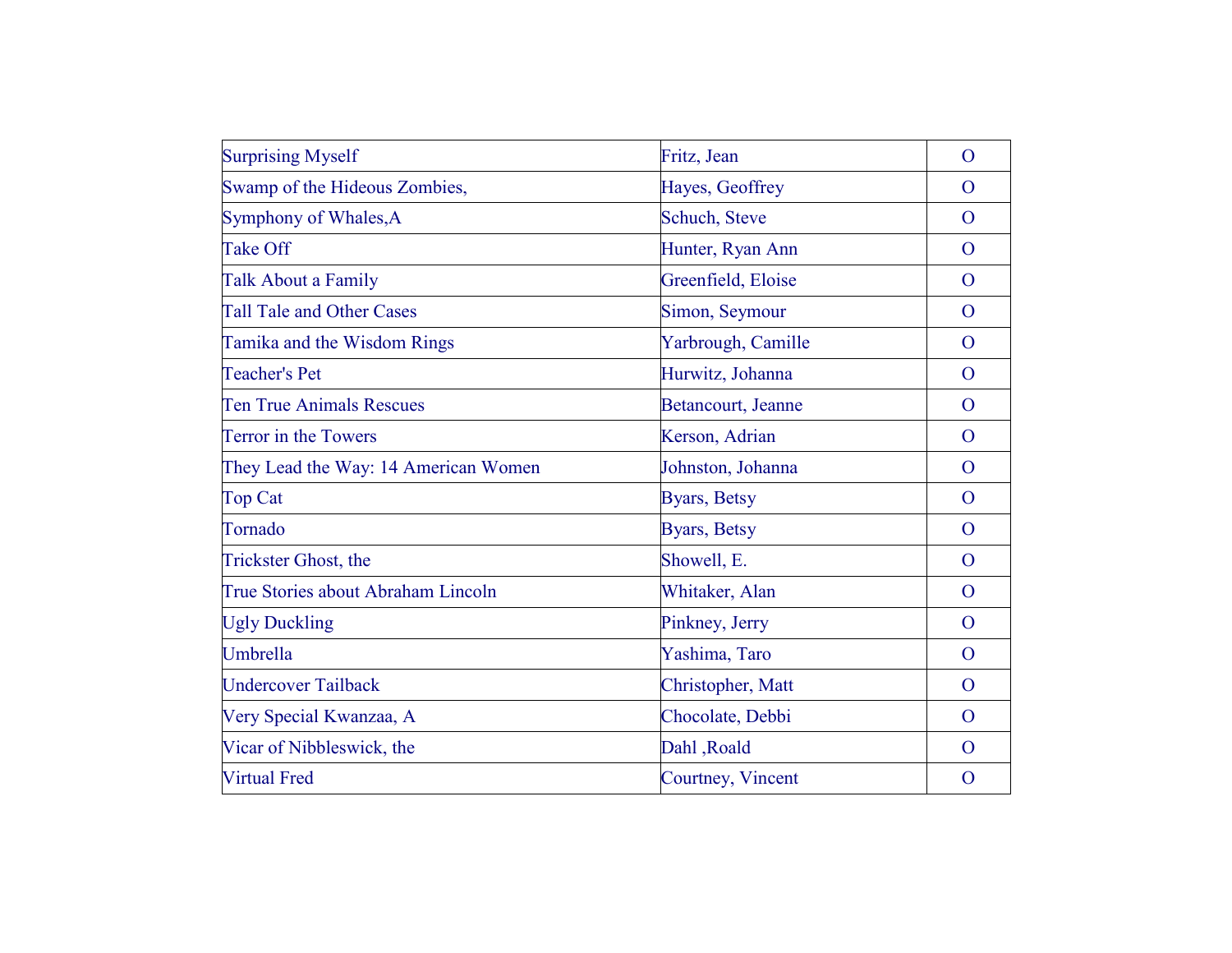| Surprising Myself | Fritz, Jean | O |
|---|---|---|
| Swamp of the Hideous Zombies, | Hayes, Geoffrey | O |
| Symphony of Whales,A | Schuch, Steve | O |
| Take Off | Hunter, Ryan Ann | O |
| Talk About a Family | Greenfield, Eloise | O |
| Tall Tale and Other Cases | Simon, Seymour | O |
| Tamika and the Wisdom Rings | Yarbrough, Camille | O |
| Teacher's Pet | Hurwitz, Johanna | O |
| Ten True Animals Rescues | Betancourt, Jeanne | O |
| Terror in the Towers | Kerson, Adrian | O |
| They Lead the Way: 14 American Women | Johnston, Johanna | O |
| Top Cat | Byars, Betsy | O |
| Tornado | Byars, Betsy | O |
| Trickster Ghost, the | Showell, E. | O |
| True Stories about Abraham Lincoln | Whitaker, Alan | O |
| Ugly Duckling | Pinkney, Jerry | O |
| Umbrella | Yashima, Taro | O |
| Undercover Tailback | Christopher, Matt | O |
| Very Special Kwanzaa, A | Chocolate, Debbi | O |
| Vicar of Nibbleswick, the | Dahl ,Roald | O |
| Virtual Fred | Courtney, Vincent | O |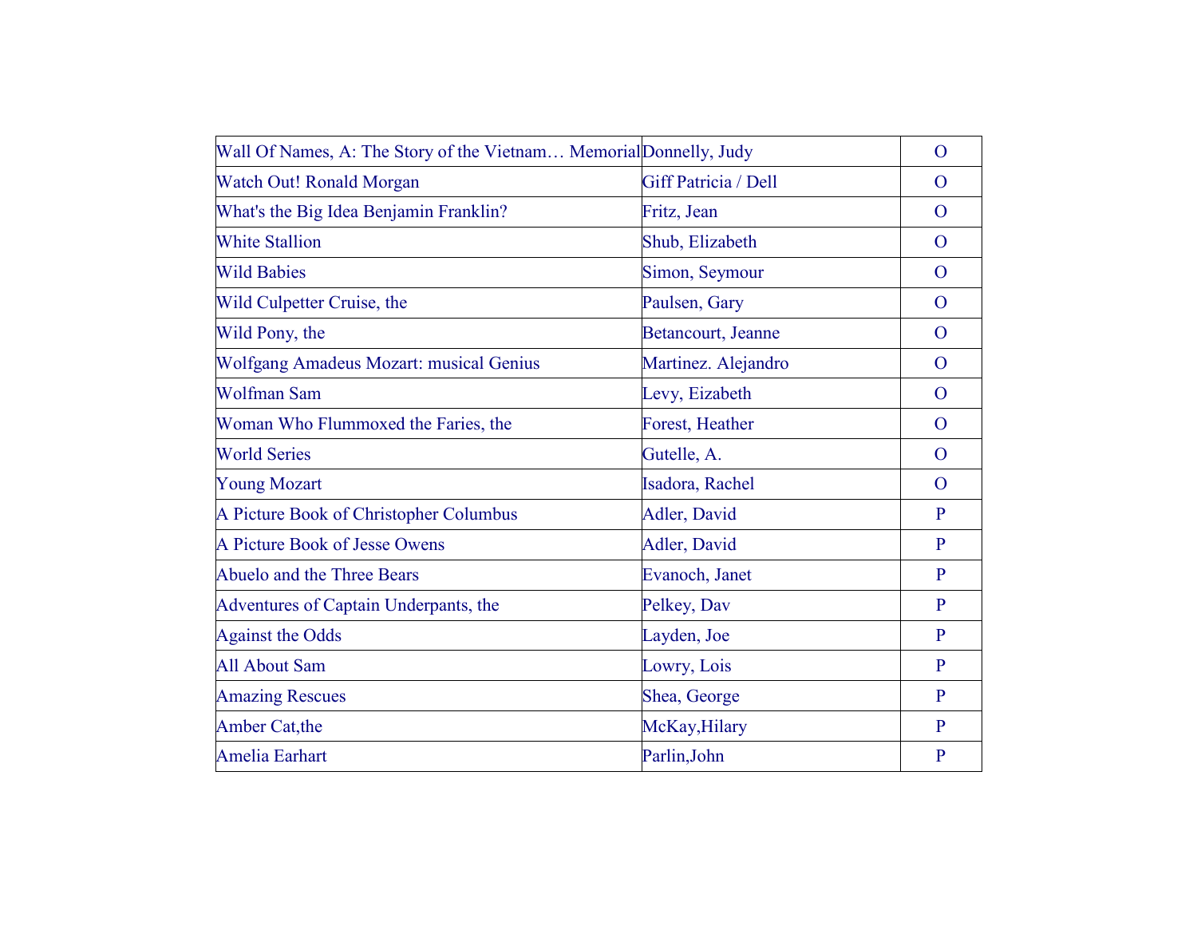| Wall Of Names, A: The Story of the Vietnam… Memorial | Donnelly, Judy | O |
|---|---|---|
| Watch Out! Ronald Morgan | Giff Patricia / Dell | O |
| What's the Big Idea Benjamin Franklin? | Fritz, Jean | O |
| White Stallion | Shub, Elizabeth | O |
| Wild Babies | Simon, Seymour | O |
| Wild Culpetter Cruise, the | Paulsen, Gary | O |
| Wild Pony, the | Betancourt, Jeanne | O |
| Wolfgang Amadeus Mozart: musical Genius | Martinez. Alejandro | O |
| Wolfman Sam | Levy, Eizabeth | O |
| Woman Who Flummoxed the Faries, the | Forest, Heather | O |
| World Series | Gutelle, A. | O |
| Young Mozart | Isadora, Rachel | O |
| A Picture Book of Christopher Columbus | Adler, David | P |
| A Picture Book of Jesse Owens | Adler, David | P |
| Abuelo and the Three Bears | Evanoch, Janet | P |
| Adventures of Captain Underpants, the | Pelkey, Dav | P |
| Against the Odds | Layden, Joe | P |
| All About Sam | Lowry, Lois | P |
| Amazing Rescues | Shea, George | P |
| Amber Cat,the | McKay,Hilary | P |
| Amelia Earhart | Parlin,John | P |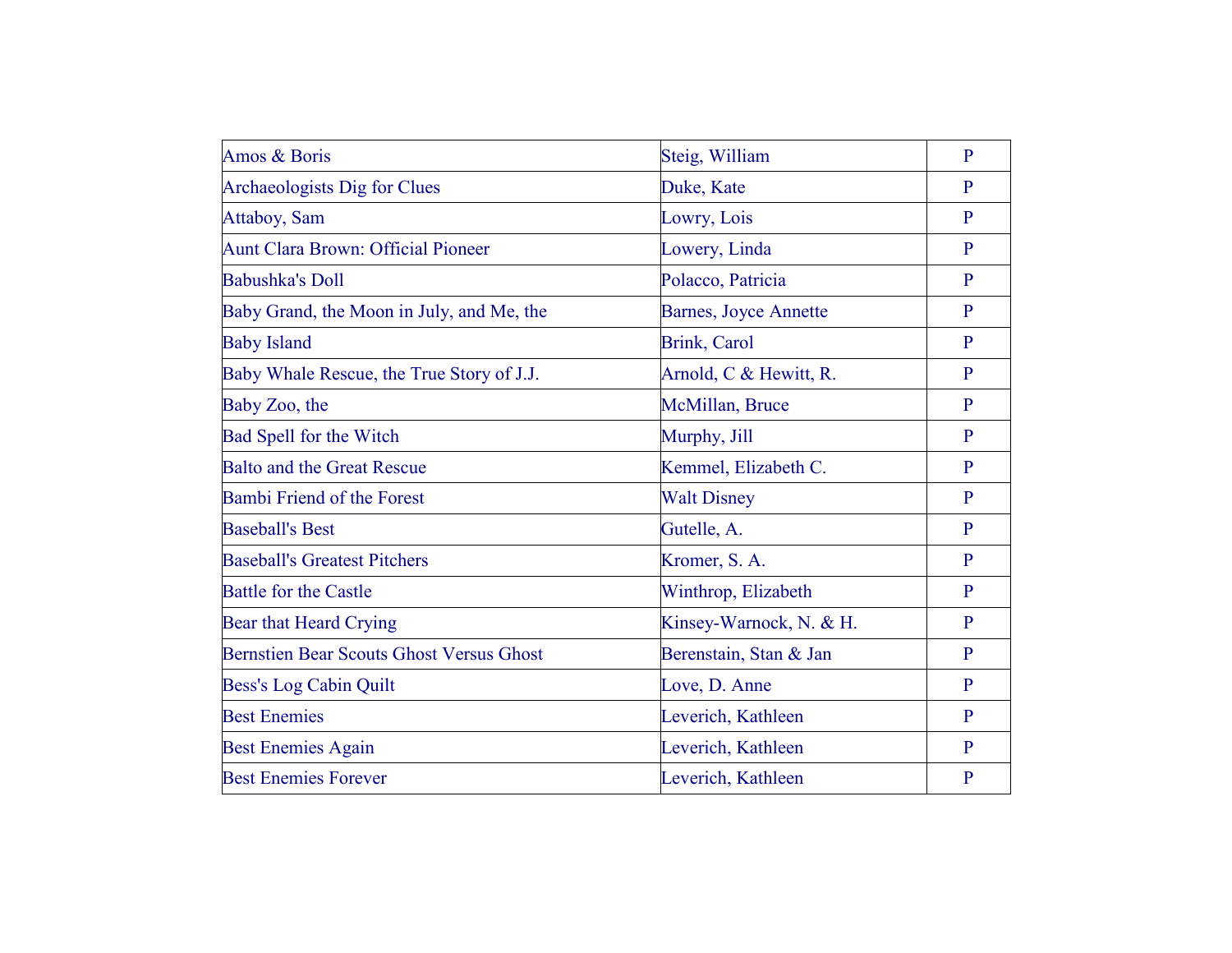| | | |
|---|---|---|
| Amos & Boris | Steig, William | P |
| Archaeologists Dig for Clues | Duke, Kate | P |
| Attaboy, Sam | Lowry, Lois | P |
| Aunt Clara Brown: Official Pioneer | Lowery, Linda | P |
| Babushka's Doll | Polacco, Patricia | P |
| Baby Grand, the Moon in July, and Me, the | Barnes, Joyce Annette | P |
| Baby Island | Brink, Carol | P |
| Baby Whale Rescue, the True Story of J.J. | Arnold, C & Hewitt, R. | P |
| Baby Zoo, the | McMillan, Bruce | P |
| Bad Spell for the Witch | Murphy, Jill | P |
| Balto and the Great Rescue | Kemmel, Elizabeth C. | P |
| Bambi Friend of the Forest | Walt Disney | P |
| Baseball's Best | Gutelle, A. | P |
| Baseball's Greatest Pitchers | Kromer, S. A. | P |
| Battle for the Castle | Winthrop, Elizabeth | P |
| Bear that Heard Crying | Kinsey-Warnock, N. & H. | P |
| Bernstien Bear Scouts Ghost Versus Ghost | Berenstain, Stan & Jan | P |
| Bess's Log Cabin Quilt | Love, D. Anne | P |
| Best Enemies | Leverich, Kathleen | P |
| Best Enemies Again | Leverich, Kathleen | P |
| Best Enemies Forever | Leverich, Kathleen | P |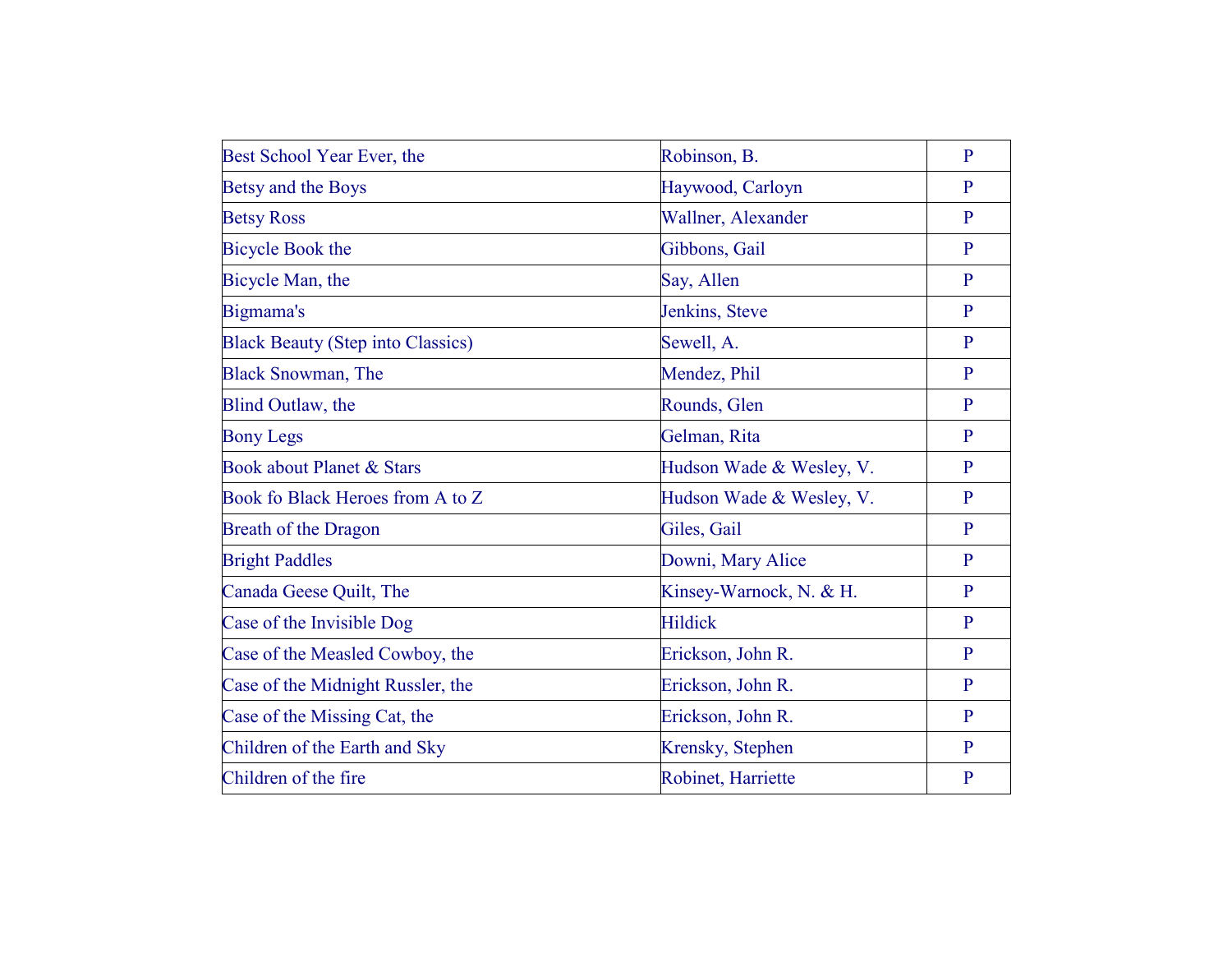| | | |
|---|---|---|
| Best School Year Ever, the | Robinson, B. | P |
| Betsy and the Boys | Haywood, Carloyn | P |
| Betsy Ross | Wallner, Alexander | P |
| Bicycle Book the | Gibbons, Gail | P |
| Bicycle Man, the | Say, Allen | P |
| Bigmama's | Jenkins, Steve | P |
| Black Beauty (Step into Classics) | Sewell, A. | P |
| Black Snowman, The | Mendez, Phil | P |
| Blind Outlaw, the | Rounds, Glen | P |
| Bony Legs | Gelman, Rita | P |
| Book about Planet & Stars | Hudson Wade & Wesley, V. | P |
| Book fo Black Heroes from A to Z | Hudson Wade & Wesley, V. | P |
| Breath of the Dragon | Giles, Gail | P |
| Bright Paddles | Downi, Mary Alice | P |
| Canada Geese Quilt, The | Kinsey-Warnock, N. & H. | P |
| Case of the Invisible Dog | Hildick | P |
| Case of the Measled Cowboy, the | Erickson, John R. | P |
| Case of the Midnight Russler, the | Erickson, John R. | P |
| Case of the Missing Cat, the | Erickson, John R. | P |
| Children of the Earth and Sky | Krensky, Stephen | P |
| Children of the fire | Robinet, Harriette | P |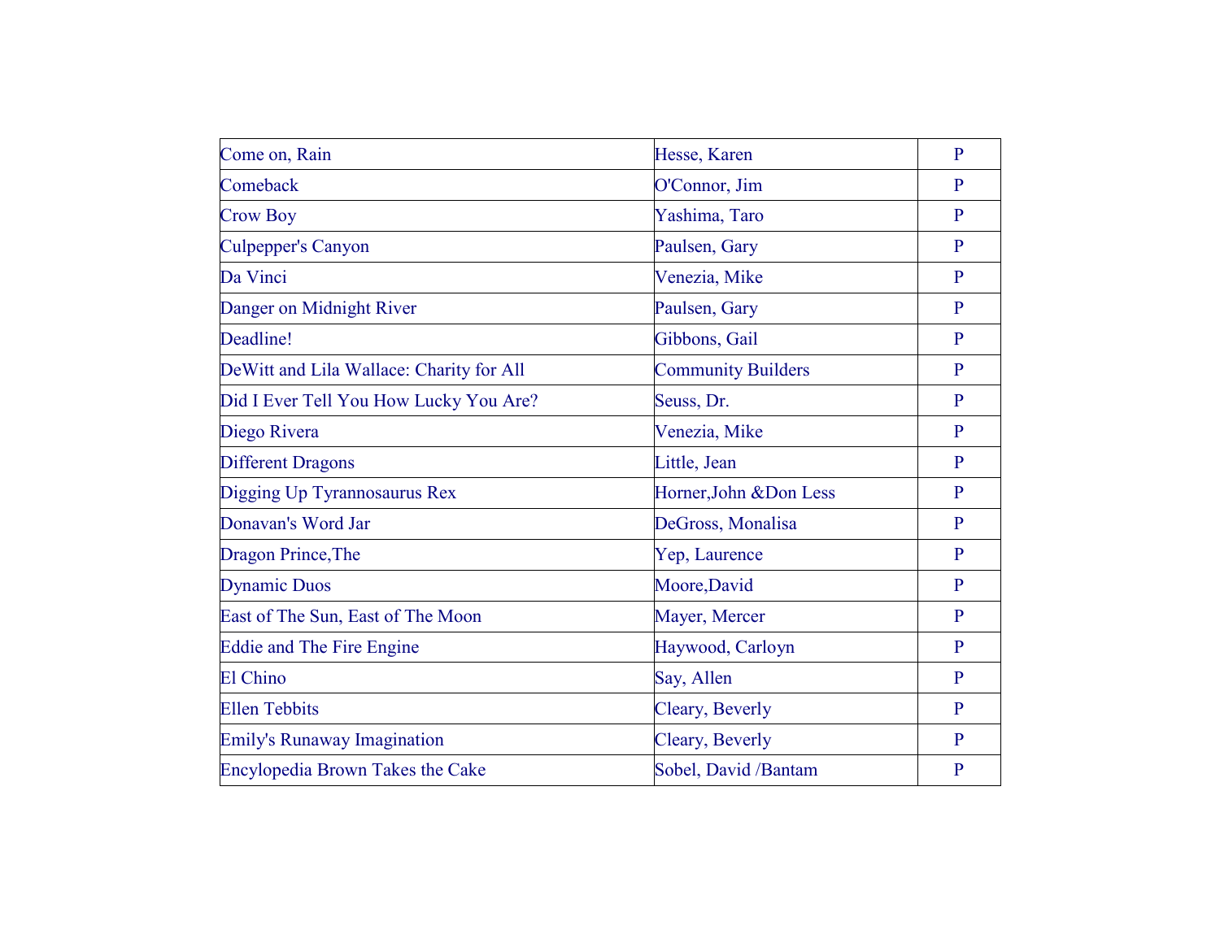| Come on, Rain | Hesse, Karen | P |
|---|---|---|
| Comeback | O'Connor, Jim | P |
| Crow Boy | Yashima, Taro | P |
| Culpepper's Canyon | Paulsen, Gary | P |
| Da Vinci | Venezia, Mike | P |
| Danger on Midnight River | Paulsen, Gary | P |
| Deadline! | Gibbons, Gail | P |
| DeWitt and Lila Wallace: Charity for All | Community Builders | P |
| Did I Ever Tell You How Lucky You Are? | Seuss, Dr. | P |
| Diego Rivera | Venezia, Mike | P |
| Different Dragons | Little, Jean | P |
| Digging Up Tyrannosaurus Rex | Horner,John &Don Less | P |
| Donavan's Word Jar | DeGross, Monalisa | P |
| Dragon Prince,The | Yep, Laurence | P |
| Dynamic Duos | Moore,David | P |
| East of The Sun, East of The Moon | Mayer, Mercer | P |
| Eddie and The Fire Engine | Haywood, Carlyn | P |
| El Chino | Say, Allen | P |
| Ellen Tebbits | Cleary, Beverly | P |
| Emily's Runaway Imagination | Cleary, Beverly | P |
| Encylopedia Brown Takes the Cake | Sobel, David /Bantam | P |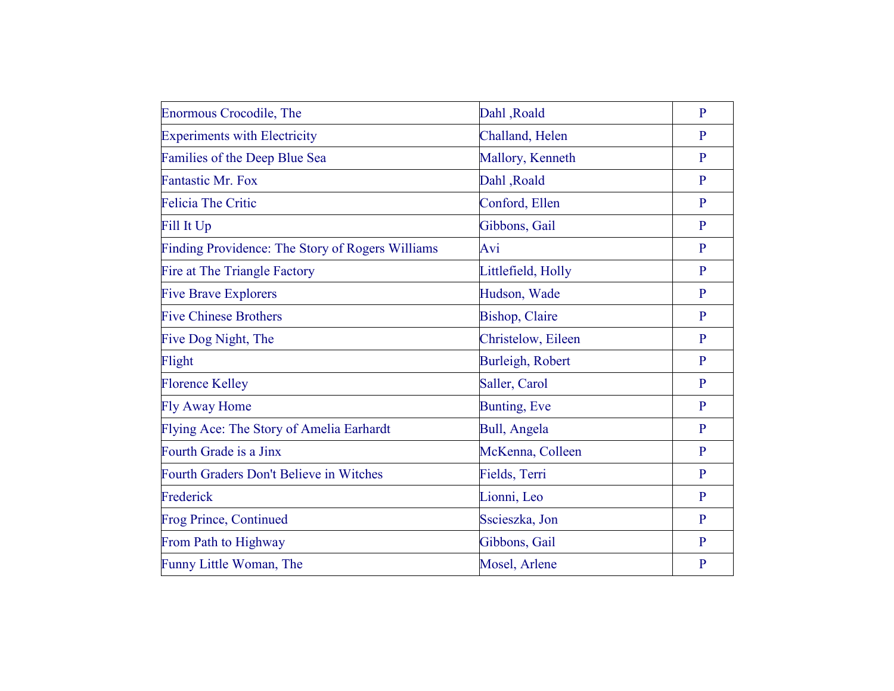| | | |
|---|---|---|
| Enormous Crocodile, The | Dahl ,Roald | P |
| Experiments with Electricity | Challand, Helen | P |
| Families of the Deep Blue Sea | Mallory, Kenneth | P |
| Fantastic Mr. Fox | Dahl ,Roald | P |
| Felicia The Critic | Conford, Ellen | P |
| Fill It Up | Gibbons, Gail | P |
| Finding Providence: The Story of Rogers Williams | Avi | P |
| Fire at The Triangle Factory | Littlefield, Holly | P |
| Five Brave Explorers | Hudson, Wade | P |
| Five Chinese Brothers | Bishop, Claire | P |
| Five Dog Night, The | Christelow, Eileen | P |
| Flight | Burleigh, Robert | P |
| Florence Kelley | Saller, Carol | P |
| Fly Away Home | Bunting, Eve | P |
| Flying Ace: The Story of Amelia Earhardt | Bull, Angela | P |
| Fourth Grade is a Jinx | McKenna, Colleen | P |
| Fourth Graders Don't Believe in Witches | Fields, Terri | P |
| Frederick | Lionni, Leo | P |
| Frog Prince, Continued | Sscieszka, Jon | P |
| From Path to Highway | Gibbons, Gail | P |
| Funny Little Woman, The | Mosel, Arlene | P |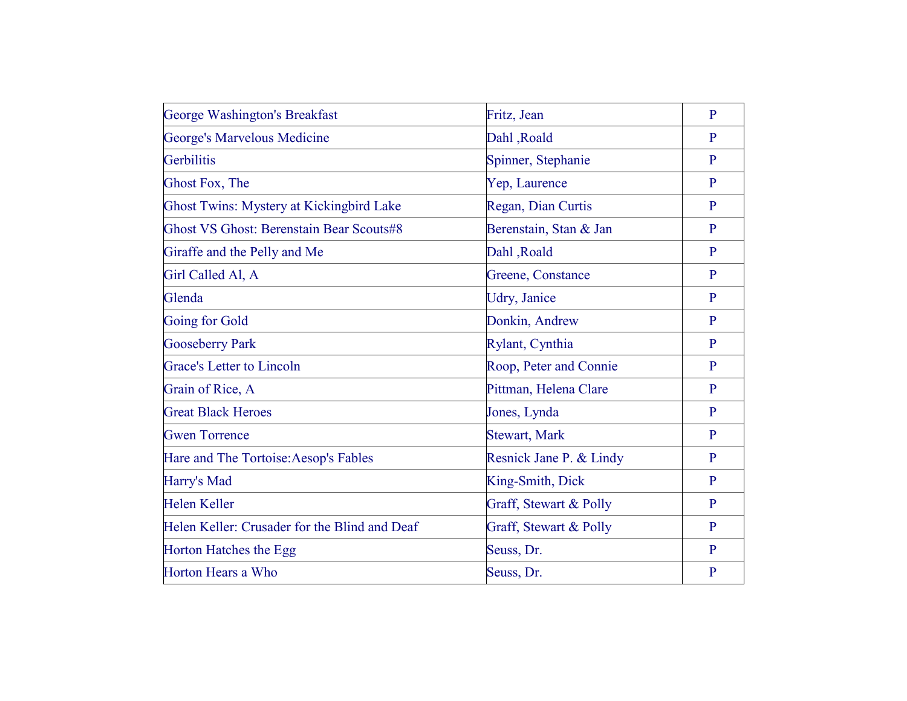| George Washington's Breakfast | Fritz, Jean | P |
|---|---|---|
| George's Marvelous Medicine | Dahl ,Roald | P |
| Gerbilitis | Spinner, Stephanie | P |
| Ghost Fox, The | Yep, Laurence | P |
| Ghost Twins: Mystery at Kickingbird Lake | Regan, Dian Curtis | P |
| Ghost VS Ghost: Berenstain Bear Scouts#8 | Berenstain, Stan & Jan | P |
| Giraffe and the Pelly and Me | Dahl ,Roald | P |
| Girl Called Al, A | Greene, Constance | P |
| Glenda | Udry, Janice | P |
| Going for Gold | Donkin, Andrew | P |
| Gooseberry Park | Rylant, Cynthia | P |
| Grace's Letter to Lincoln | Roop, Peter and Connie | P |
| Grain of Rice, A | Pittman, Helena Clare | P |
| Great Black Heroes | Jones, Lynda | P |
| Gwen Torrence | Stewart, Mark | P |
| Hare and The Tortoise:Aesop's Fables | Resnick Jane P. & Lindy | P |
| Harry's Mad | King-Smith, Dick | P |
| Helen Keller | Graff, Stewart & Polly | P |
| Helen Keller: Crusader for the Blind and Deaf | Graff, Stewart & Polly | P |
| Horton Hatches the Egg | Seuss, Dr. | P |
| Horton Hears a Who | Seuss, Dr. | P |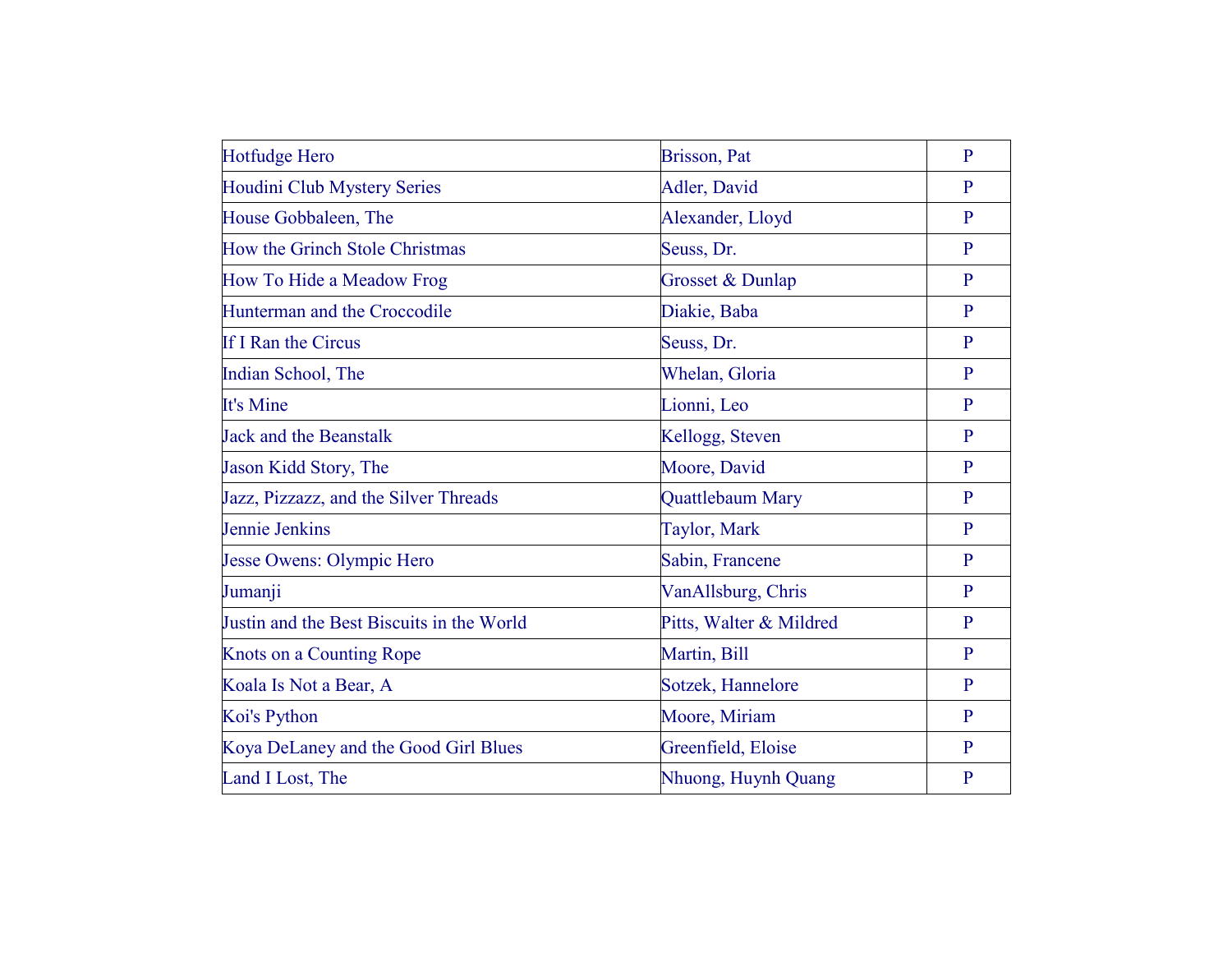| | | |
|---|---|---|
| Hotfudge Hero | Brisson, Pat | P |
| Houdini Club Mystery Series | Adler, David | P |
| House Gobbaleen, The | Alexander, Lloyd | P |
| How the Grinch Stole Christmas | Seuss, Dr. | P |
| How To Hide a Meadow Frog | Grosset & Dunlap | P |
| Hunterman and the Croccodile | Diakie, Baba | P |
| If I Ran the Circus | Seuss, Dr. | P |
| Indian School, The | Whelan, Gloria | P |
| It's Mine | Lionni, Leo | P |
| Jack and the Beanstalk | Kellogg, Steven | P |
| Jason Kidd Story, The | Moore, David | P |
| Jazz, Pizzazz, and the Silver Threads | Quattlebaum Mary | P |
| Jennie Jenkins | Taylor, Mark | P |
| Jesse Owens: Olympic Hero | Sabin, Francene | P |
| Jumanji | VanAllsburg, Chris | P |
| Justin and the Best Biscuits in the World | Pitts, Walter & Mildred | P |
| Knots on a Counting Rope | Martin, Bill | P |
| Koala Is Not a Bear, A | Sotzek, Hannelore | P |
| Koi's Python | Moore, Miriam | P |
| Koya DeLaney and the Good Girl Blues | Greenfield, Eloise | P |
| Land I Lost, The | Nhuong, Huynh Quang | P |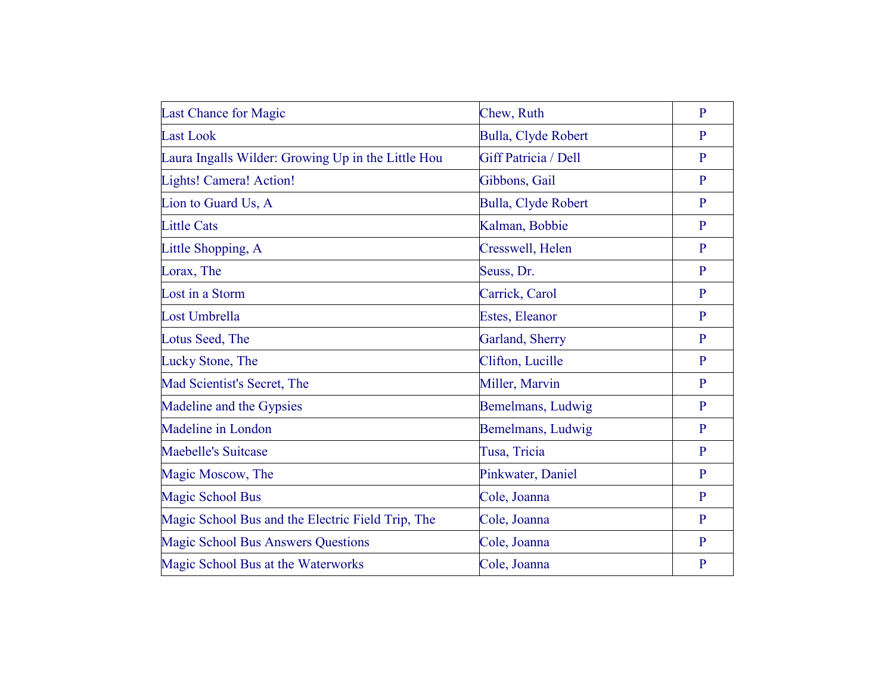| Last Chance for Magic | Chew, Ruth | P |
|---|---|---|
| Last Look | Bulla, Clyde Robert | P |
| Laura Ingalls Wilder: Growing Up in the Little Hou | Giff Patricia / Dell | P |
| Lights! Camera! Action! | Gibbons, Gail | P |
| Lion to Guard Us, A | Bulla, Clyde Robert | P |
| Little Cats | Kalman, Bobbie | P |
| Little Shopping, A | Cresswell, Helen | P |
| Lorax, The | Seuss, Dr. | P |
| Lost in a Storm | Carrick, Carol | P |
| Lost Umbrella | Estes, Eleanor | P |
| Lotus Seed, The | Garland, Sherry | P |
| Lucky Stone, The | Clifton, Lucille | P |
| Mad Scientist's Secret, The | Miller, Marvin | P |
| Madeline and the Gypsies | Bemelmans, Ludwig | P |
| Madeline in London | Bemelmans, Ludwig | P |
| Maebelle's Suitcase | Tusa, Tricia | P |
| Magic Moscow, The | Pinkwater, Daniel | P |
| Magic School Bus | Cole, Joanna | P |
| Magic School Bus and the Electric Field Trip, The | Cole, Joanna | P |
| Magic School Bus Answers Questions | Cole, Joanna | P |
| Magic School Bus at the Waterworks | Cole, Joanna | P |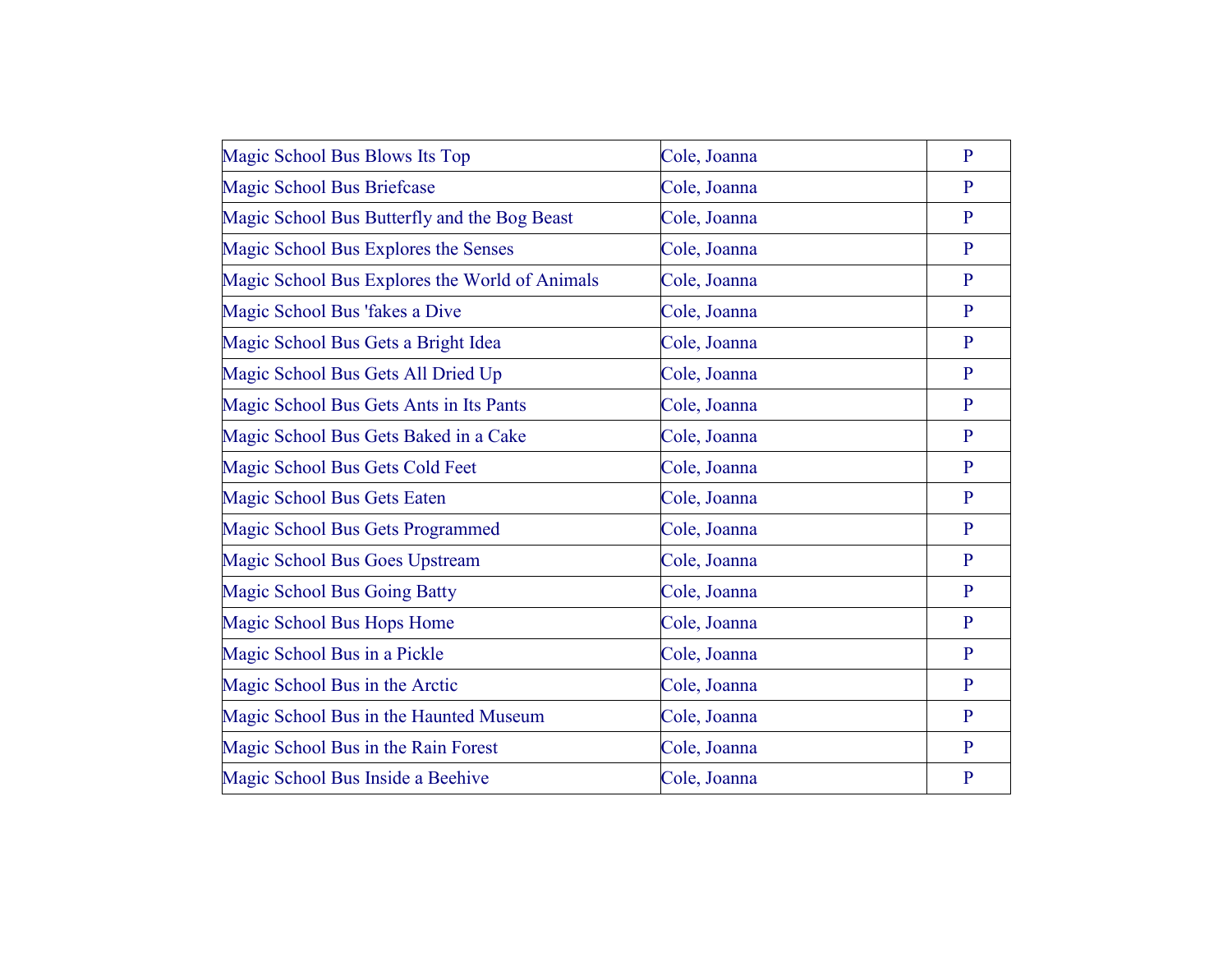| Magic School Bus Blows Its Top | Cole, Joanna | P |
|---|---|---|
| Magic School Bus Briefcase | Cole, Joanna | P |
| Magic School Bus Butterfly and the Bog Beast | Cole, Joanna | P |
| Magic School Bus Explores the Senses | Cole, Joanna | P |
| Magic School Bus Explores the World of Animals | Cole, Joanna | P |
| Magic School Bus 'fakes a Dive | Cole, Joanna | P |
| Magic School Bus Gets a Bright Idea | Cole, Joanna | P |
| Magic School Bus Gets All Dried Up | Cole, Joanna | P |
| Magic School Bus Gets Ants in Its Pants | Cole, Joanna | P |
| Magic School Bus Gets Baked in a Cake | Cole, Joanna | P |
| Magic School Bus Gets Cold Feet | Cole, Joanna | P |
| Magic School Bus Gets Eaten | Cole, Joanna | P |
| Magic School Bus Gets Programmed | Cole, Joanna | P |
| Magic School Bus Goes Upstream | Cole, Joanna | P |
| Magic School Bus Going Batty | Cole, Joanna | P |
| Magic School Bus Hops Home | Cole, Joanna | P |
| Magic School Bus in a Pickle | Cole, Joanna | P |
| Magic School Bus in the Arctic | Cole, Joanna | P |
| Magic School Bus in the Haunted Museum | Cole, Joanna | P |
| Magic School Bus in the Rain Forest | Cole, Joanna | P |
| Magic School Bus Inside a Beehive | Cole, Joanna | P |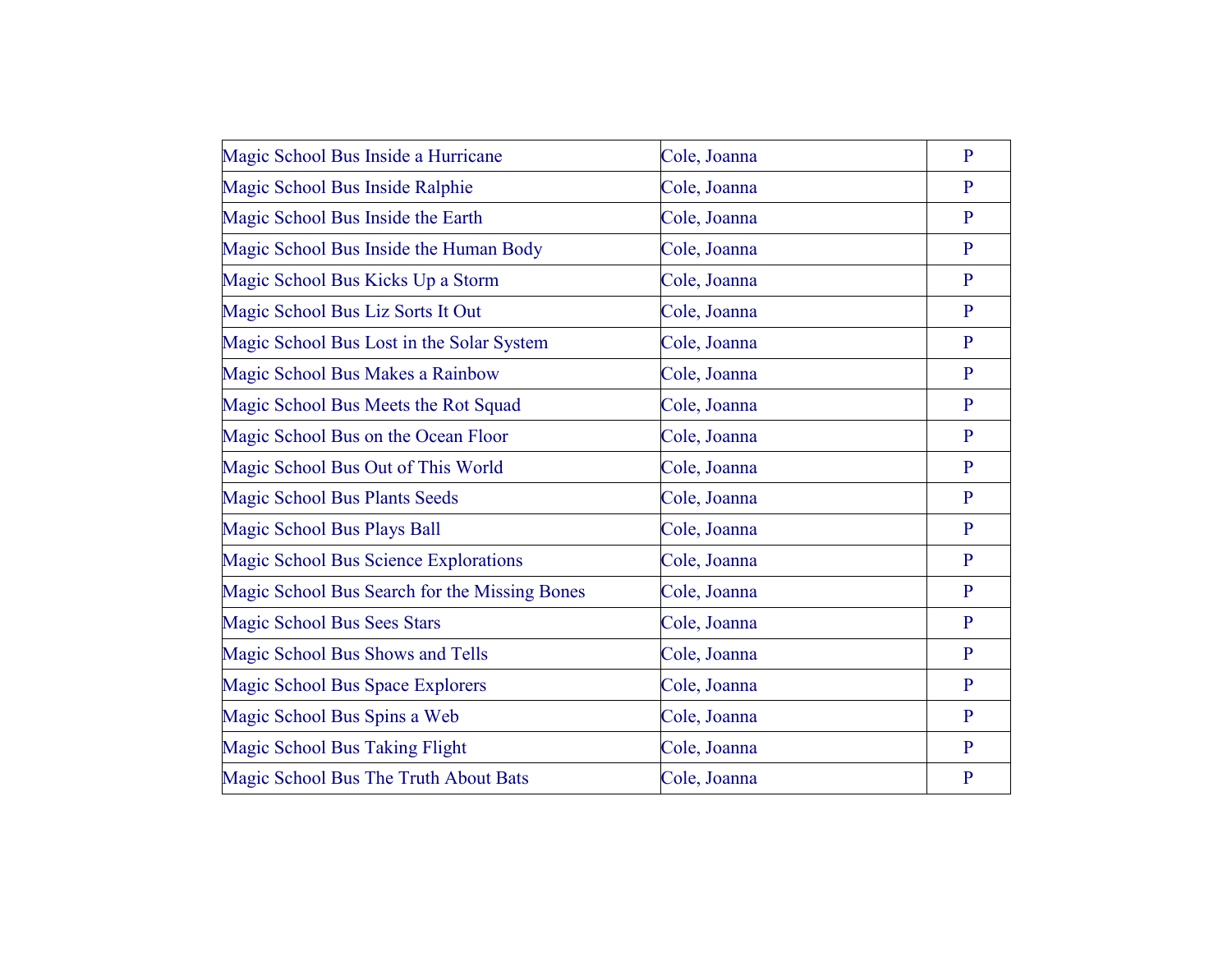| Magic School Bus Inside a Hurricane | Cole, Joanna | P |
|---|---|---|
| Magic School Bus Inside Ralphie | Cole, Joanna | P |
| Magic School Bus Inside the Earth | Cole, Joanna | P |
| Magic School Bus Inside the Human Body | Cole, Joanna | P |
| Magic School Bus Kicks Up a Storm | Cole, Joanna | P |
| Magic School Bus Liz Sorts It Out | Cole, Joanna | P |
| Magic School Bus Lost in the Solar System | Cole, Joanna | P |
| Magic School Bus Makes a Rainbow | Cole, Joanna | P |
| Magic School Bus Meets the Rot Squad | Cole, Joanna | P |
| Magic School Bus on the Ocean Floor | Cole, Joanna | P |
| Magic School Bus Out of This World | Cole, Joanna | P |
| Magic School Bus Plants Seeds | Cole, Joanna | P |
| Magic School Bus Plays Ball | Cole, Joanna | P |
| Magic School Bus Science Explorations | Cole, Joanna | P |
| Magic School Bus Search for the Missing Bones | Cole, Joanna | P |
| Magic School Bus Sees Stars | Cole, Joanna | P |
| Magic School Bus Shows and Tells | Cole, Joanna | P |
| Magic School Bus Space Explorers | Cole, Joanna | P |
| Magic School Bus Spins a Web | Cole, Joanna | P |
| Magic School Bus Taking Flight | Cole, Joanna | P |
| Magic School Bus The Truth About Bats | Cole, Joanna | P |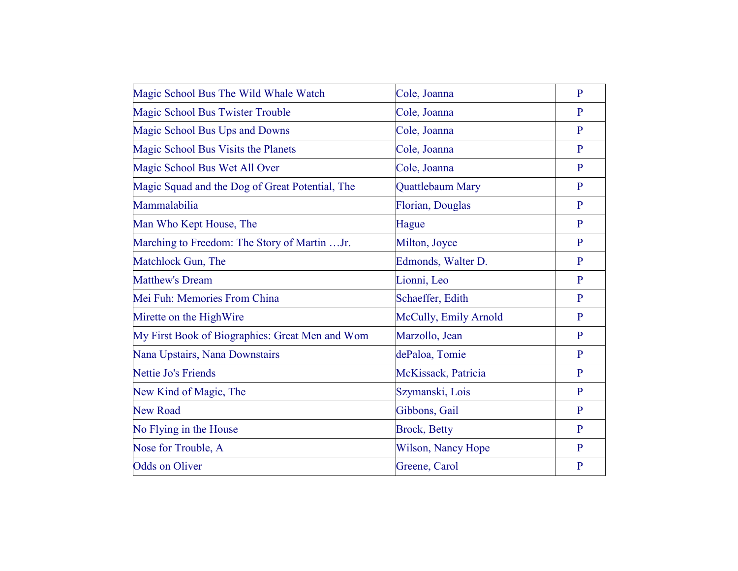| | | |
|---|---|---|
| Magic School Bus The Wild Whale Watch | Cole, Joanna | P |
| Magic School Bus Twister Trouble | Cole, Joanna | P |
| Magic School Bus Ups and Downs | Cole, Joanna | P |
| Magic School Bus Visits the Planets | Cole, Joanna | P |
| Magic School Bus Wet All Over | Cole, Joanna | P |
| Magic Squad and the Dog of Great Potential, The | Quattlebaum Mary | P |
| Mammalabilia | Florian, Douglas | P |
| Man Who Kept House, The | Hague | P |
| Marching to Freedom: The Story of Martin …Jr. | Milton, Joyce | P |
| Matchlock Gun, The | Edmonds, Walter D. | P |
| Matthew's Dream | Lionni, Leo | P |
| Mei Fuh: Memories From China | Schaeffer, Edith | P |
| Mirette on the HighWire | McCully, Emily Arnold | P |
| My First Book of Biographies: Great Men and Wom | Marzollo, Jean | P |
| Nana Upstairs, Nana Downstairs | dePaloa, Tomie | P |
| Nettie Jo's Friends | McKissack, Patricia | P |
| New Kind of Magic, The | Szymanski, Lois | P |
| New Road | Gibbons, Gail | P |
| No Flying in the House | Brock, Betty | P |
| Nose for Trouble, A | Wilson, Nancy Hope | P |
| Odds on Oliver | Greene, Carol | P |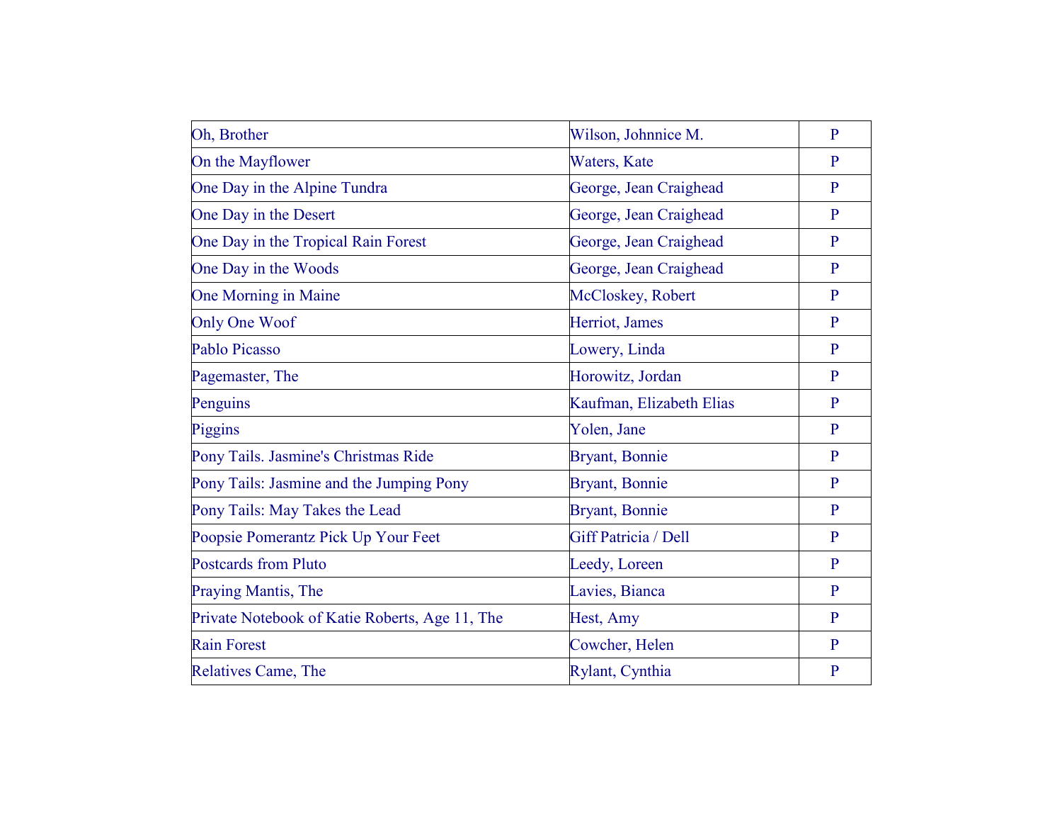| Title | Author | Level |
| --- | --- | --- |
| Oh, Brother | Wilson, Johnnice M. | P |
| On the Mayflower | Waters, Kate | P |
| One Day in the Alpine Tundra | George, Jean Craighead | P |
| One Day in the Desert | George, Jean Craighead | P |
| One Day in the Tropical Rain Forest | George, Jean Craighead | P |
| One Day in the Woods | George, Jean Craighead | P |
| One Morning in Maine | McCloskey, Robert | P |
| Only One Woof | Herriot, James | P |
| Pablo Picasso | Lowery, Linda | P |
| Pagemaster, The | Horowitz, Jordan | P |
| Penguins | Kaufman, Elizabeth Elias | P |
| Piggins | Yolen, Jane | P |
| Pony Tails. Jasmine's Christmas Ride | Bryant, Bonnie | P |
| Pony Tails: Jasmine and the Jumping Pony | Bryant, Bonnie | P |
| Pony Tails: May Takes the Lead | Bryant, Bonnie | P |
| Poopsie Pomerantz Pick Up Your Feet | Giff Patricia / Dell | P |
| Postcards from Pluto | Leedy, Loreen | P |
| Praying Mantis, The | Lavies, Bianca | P |
| Private Notebook of Katie Roberts, Age 11, The | Hest, Amy | P |
| Rain Forest | Cowcher, Helen | P |
| Relatives Came, The | Rylant, Cynthia | P |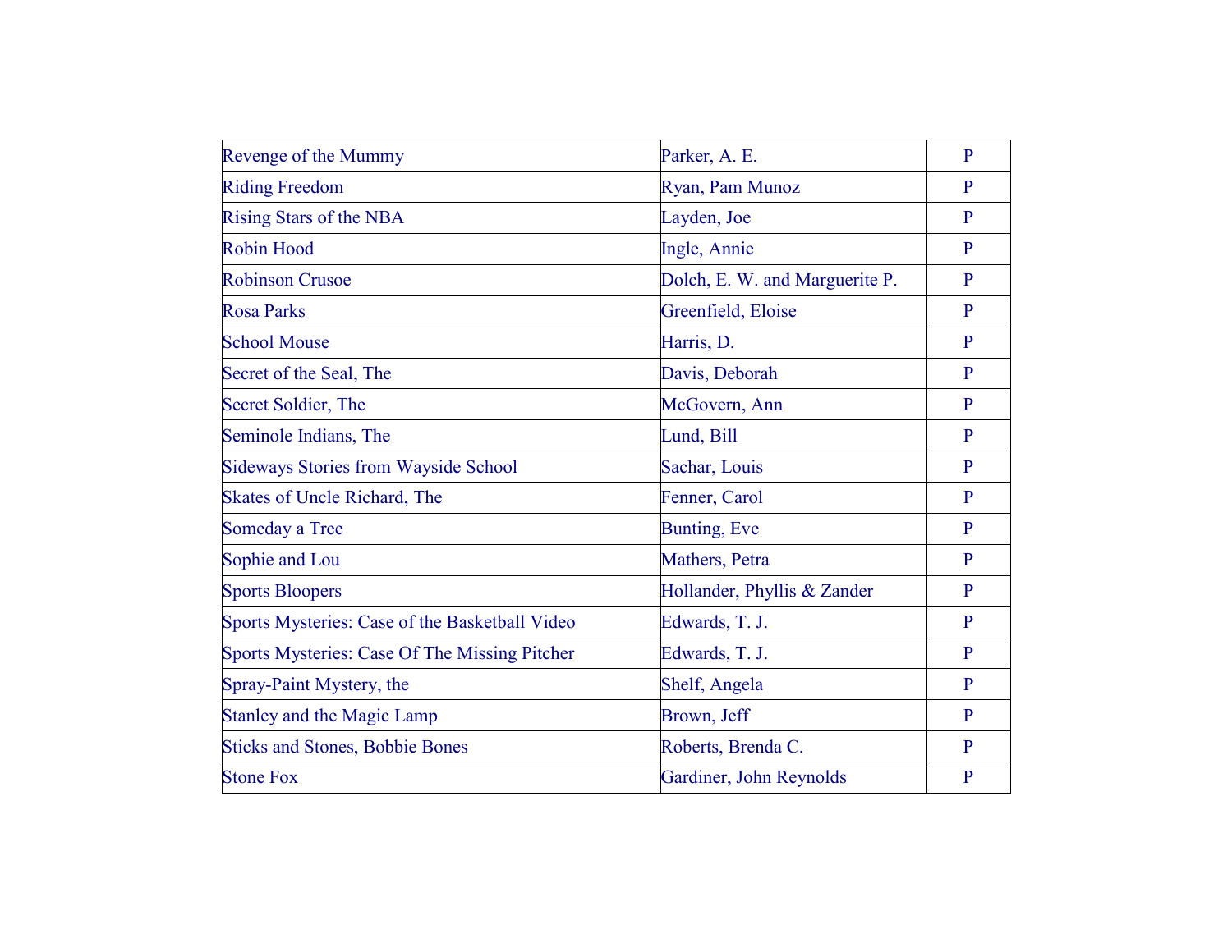| | | |
|---|---|---|
| Revenge of the Mummy | Parker, A. E. | P |
| Riding Freedom | Ryan, Pam Munoz | P |
| Rising Stars of the NBA | Layden, Joe | P |
| Robin Hood | Ingle, Annie | P |
| Robinson Crusoe | Dolch, E. W. and Marguerite P. | P |
| Rosa Parks | Greenfield, Eloise | P |
| School Mouse | Harris, D. | P |
| Secret of the Seal, The | Davis, Deborah | P |
| Secret Soldier, The | McGovern, Ann | P |
| Seminole Indians, The | Lund, Bill | P |
| Sideways Stories from Wayside School | Sachar, Louis | P |
| Skates of Uncle Richard, The | Fenner, Carol | P |
| Someday a Tree | Bunting, Eve | P |
| Sophie and Lou | Mathers, Petra | P |
| Sports Bloopers | Hollander, Phyllis & Zander | P |
| Sports Mysteries: Case of the Basketball Video | Edwards, T. J. | P |
| Sports Mysteries: Case Of The Missing Pitcher | Edwards, T. J. | P |
| Spray-Paint Mystery, the | Shelf, Angela | P |
| Stanley and the Magic Lamp | Brown, Jeff | P |
| Sticks and Stones, Bobbie Bones | Roberts, Brenda C. | P |
| Stone Fox | Gardiner, John Reynolds | P |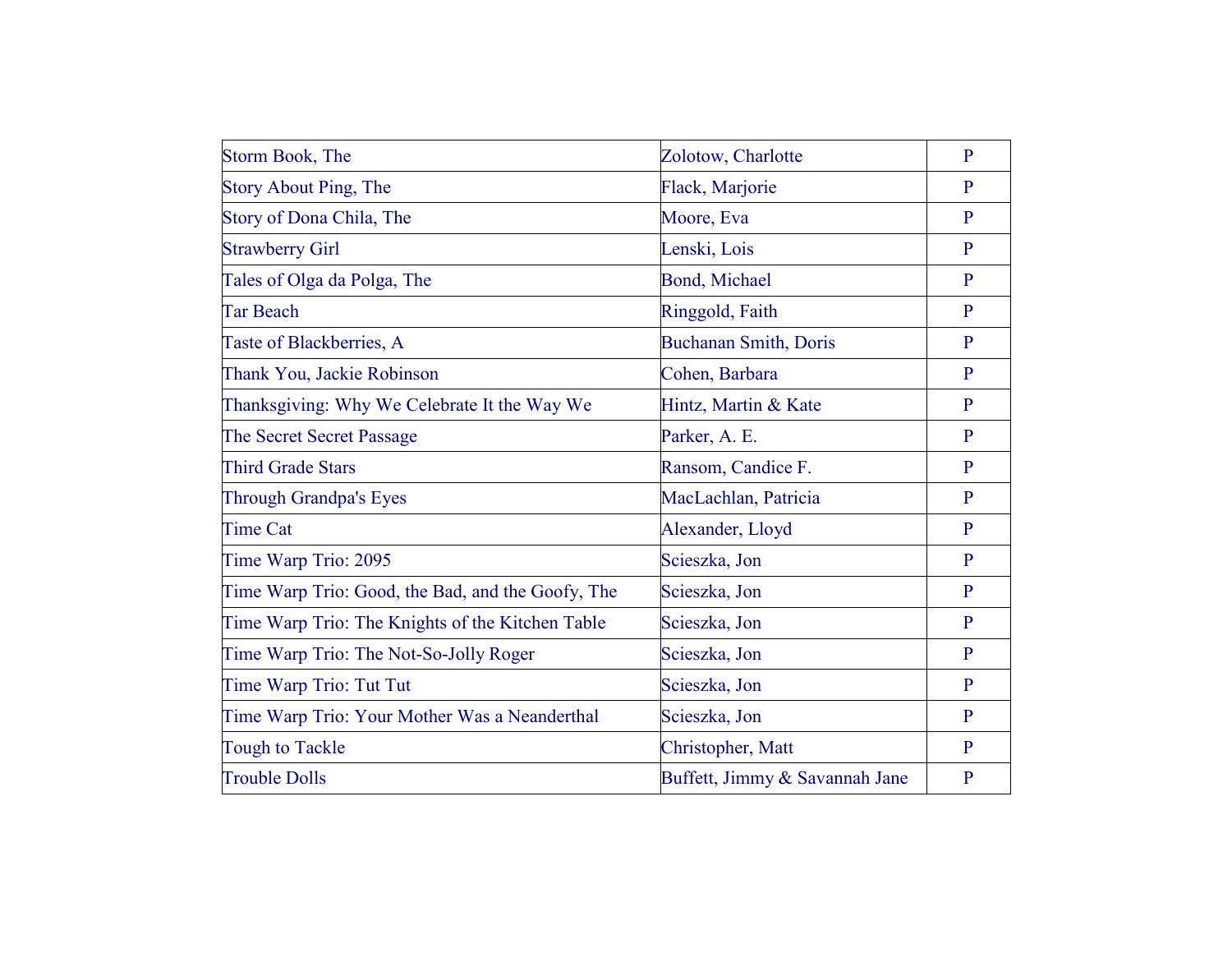| | | |
|---|---|---|
| Storm Book, The | Zolotow, Charlotte | P |
| Story About Ping, The | Flack, Marjorie | P |
| Story of Dona Chila, The | Moore, Eva | P |
| Strawberry Girl | Lenski, Lois | P |
| Tales of Olga da Polga, The | Bond, Michael | P |
| Tar Beach | Ringgold, Faith | P |
| Taste of Blackberries, A | Buchanan Smith, Doris | P |
| Thank You, Jackie Robinson | Cohen, Barbara | P |
| Thanksgiving: Why We Celebrate It the Way We | Hintz, Martin & Kate | P |
| The Secret Secret Passage | Parker, A. E. | P |
| Third Grade Stars | Ransom, Candice F. | P |
| Through Grandpa's Eyes | MacLachlan, Patricia | P |
| Time Cat | Alexander, Lloyd | P |
| Time Warp Trio: 2095 | Scieszka, Jon | P |
| Time Warp Trio: Good, the Bad, and the Goofy, The | Scieszka, Jon | P |
| Time Warp Trio: The Knights of the Kitchen Table | Scieszka, Jon | P |
| Time Warp Trio: The Not-So-Jolly Roger | Scieszka, Jon | P |
| Time Warp Trio: Tut Tut | Scieszka, Jon | P |
| Time Warp Trio: Your Mother Was a Neanderthal | Scieszka, Jon | P |
| Tough to Tackle | Christopher, Matt | P |
| Trouble Dolls | Buffett, Jimmy & Savannah Jane | P |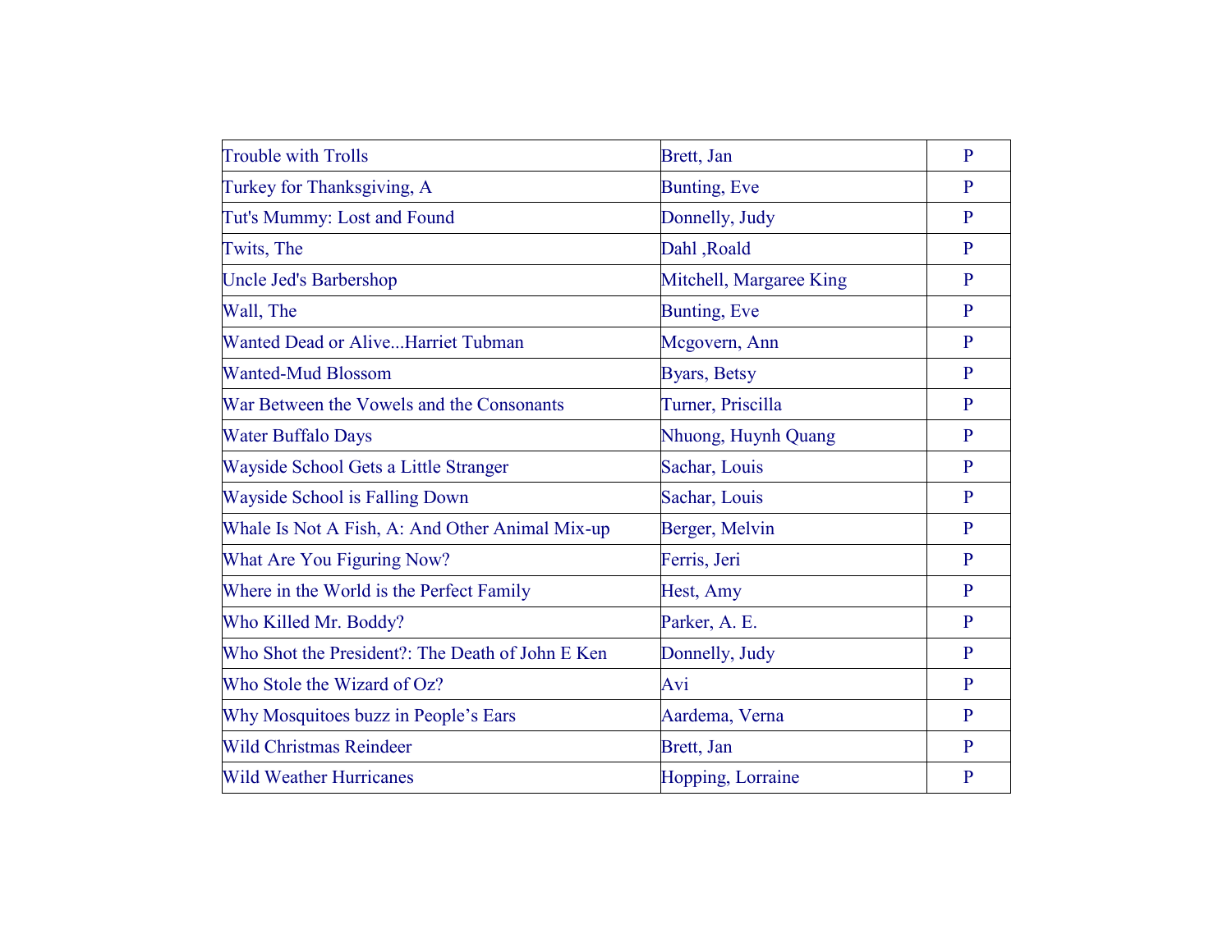| | | |
|---|---|---|
| Trouble with Trolls | Brett, Jan | P |
| Turkey for Thanksgiving, A | Bunting, Eve | P |
| Tut's Mummy: Lost and Found | Donnelly, Judy | P |
| Twits, The | Dahl ,Roald | P |
| Uncle Jed's Barbershop | Mitchell, Margaree King | P |
| Wall, The | Bunting, Eve | P |
| Wanted Dead or Alive...Harriet Tubman | Mcgovern, Ann | P |
| Wanted-Mud Blossom | Byars, Betsy | P |
| War Between the Vowels and the Consonants | Turner, Priscilla | P |
| Water Buffalo Days | Nhuong, Huynh Quang | P |
| Wayside School Gets a Little Stranger | Sachar, Louis | P |
| Wayside School is Falling Down | Sachar, Louis | P |
| Whale Is Not A Fish, A: And Other Animal Mix-up | Berger, Melvin | P |
| What Are You Figuring Now? | Ferris, Jeri | P |
| Where in the World is the Perfect Family | Hest, Amy | P |
| Who Killed Mr. Boddy? | Parker, A. E. | P |
| Who Shot the President?: The Death of John E Ken | Donnelly, Judy | P |
| Who Stole the Wizard of Oz? | Avi | P |
| Why Mosquitoes buzz in People's Ears | Aardema, Verna | P |
| Wild Christmas Reindeer | Brett, Jan | P |
| Wild Weather Hurricanes | Hopping, Lorraine | P |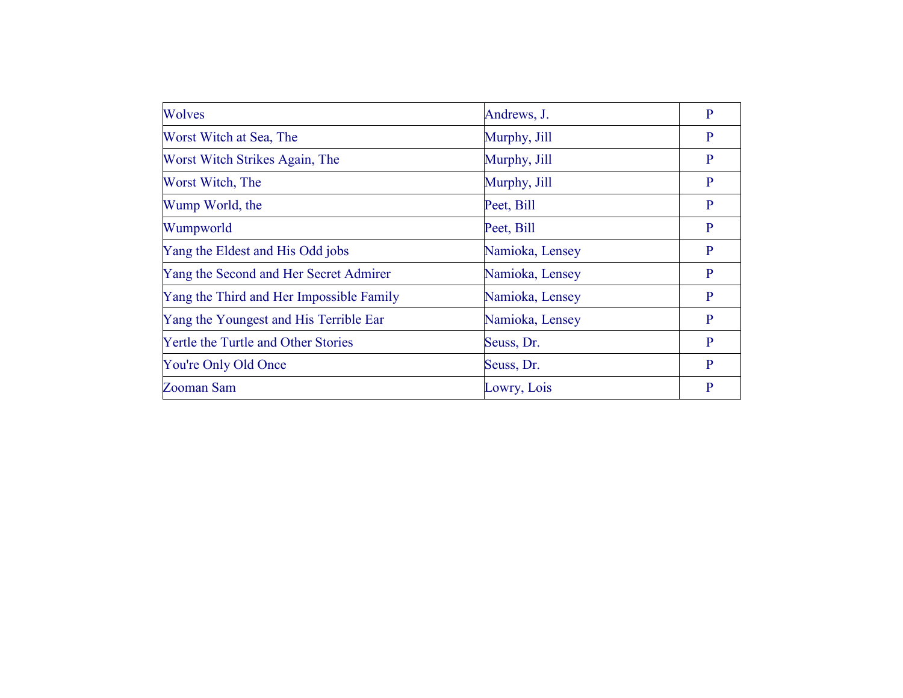| | | |
|---|---|---|
| Wolves | Andrews, J. | P |
| Worst Witch at Sea, The | Murphy, Jill | P |
| Worst Witch Strikes Again, The | Murphy, Jill | P |
| Worst Witch, The | Murphy, Jill | P |
| Wump World, the | Peet, Bill | P |
| Wumpworld | Peet, Bill | P |
| Yang the Eldest and His Odd jobs | Namioka, Lensey | P |
| Yang the Second and Her Secret Admirer | Namioka, Lensey | P |
| Yang the Third and Her Impossible Family | Namioka, Lensey | P |
| Yang the Youngest and His Terrible Ear | Namioka, Lensey | P |
| Yertle the Turtle and Other Stories | Seuss, Dr. | P |
| You're Only Old Once | Seuss, Dr. | P |
| Zooman Sam | Lowry, Lois | P |